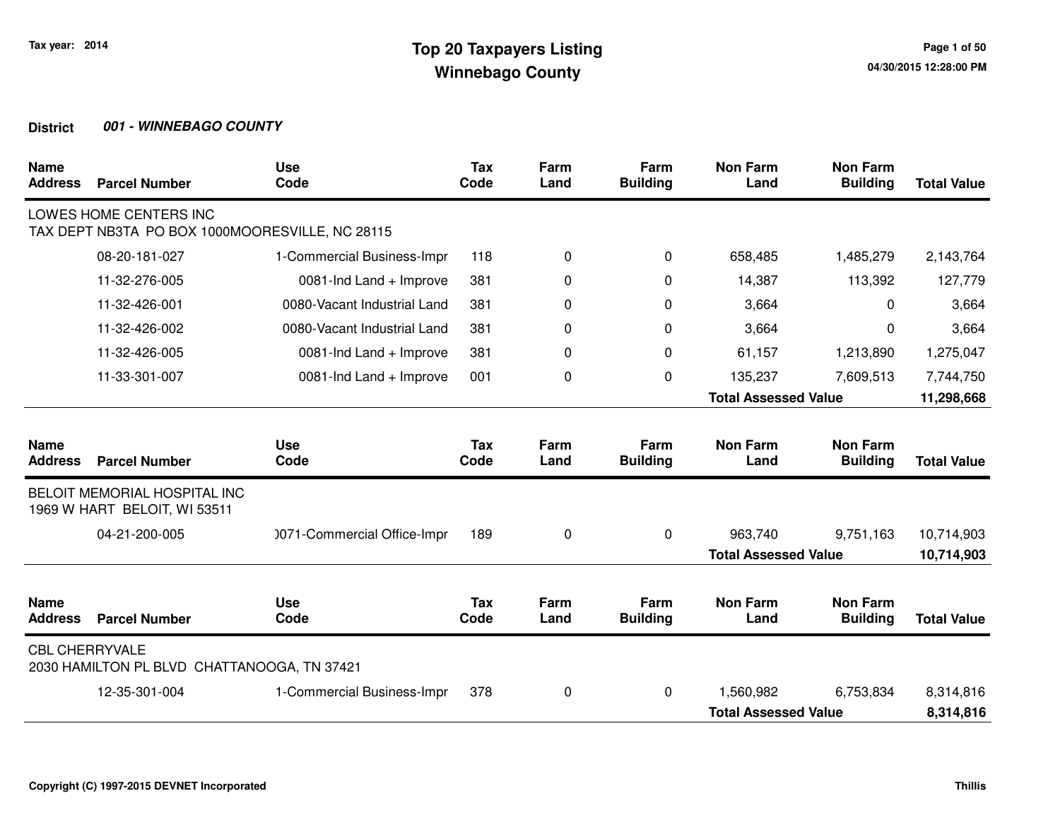Tax year: 2014

# Top 20 Taxpayers Listing
## Winnebago County

04/30/2015 12:28:00 PM

**District** ***001 - WINNEBAGO COUNTY***

| Name / Address | Parcel Number | Use Code | Tax Code | Farm Land | Farm Building | Non Farm Land | Non Farm Building | Total Value |
|---|---|---|---|---|---|---|---|---|
| LOWES HOME CENTERS INC<br>TAX DEPT NB3TA PO BOX 1000MOORESVILLE, NC 28115 | | | | | | | | |
| | 08-20-181-027 | 1-Commercial Business-Impr | 118 | 0 | 0 | 658,485 | 1,485,279 | 2,143,764 |
| | 11-32-276-005 | 0081-Ind Land + Improve | 381 | 0 | 0 | 14,387 | 113,392 | 127,779 |
| | 11-32-426-001 | 0080-Vacant Industrial Land | 381 | 0 | 0 | 3,664 | 0 | 3,664 |
| | 11-32-426-002 | 0080-Vacant Industrial Land | 381 | 0 | 0 | 3,664 | 0 | 3,664 |
| | 11-32-426-005 | 0081-Ind Land + Improve | 381 | 0 | 0 | 61,157 | 1,213,890 | 1,275,047 |
| | 11-33-301-007 | 0081-Ind Land + Improve | 001 | 0 | 0 | 135,237 | 7,609,513 | 7,744,750 |
| | | | | | | **Total Assessed Value** | | **11,298,668** |

| Name / Address | Parcel Number | Use Code | Tax Code | Farm Land | Farm Building | Non Farm Land | Non Farm Building | Total Value |
|---|---|---|---|---|---|---|---|---|
| BELOIT MEMORIAL HOSPITAL INC<br>1969 W HART BELOIT, WI 53511 | | | | | | | | |
| | 04-21-200-005 | )071-Commercial Office-Impr | 189 | 0 | 0 | 963,740 | 9,751,163 | 10,714,903 |
| | | | | | | **Total Assessed Value** | | **10,714,903** |

| Name / Address | Parcel Number | Use Code | Tax Code | Farm Land | Farm Building | Non Farm Land | Non Farm Building | Total Value |
|---|---|---|---|---|---|---|---|---|
| CBL CHERRYVALE<br>2030 HAMILTON PL BLVD CHATTANOOGA, TN 37421 | | | | | | | | |
| | 12-35-301-004 | 1-Commercial Business-Impr | 378 | 0 | 0 | 1,560,982 | 6,753,834 | 8,314,816 |
| | | | | | | **Total Assessed Value** | | **8,314,816** |

Copyright (C) 1997-2015 DEVNET Incorporated

Thillis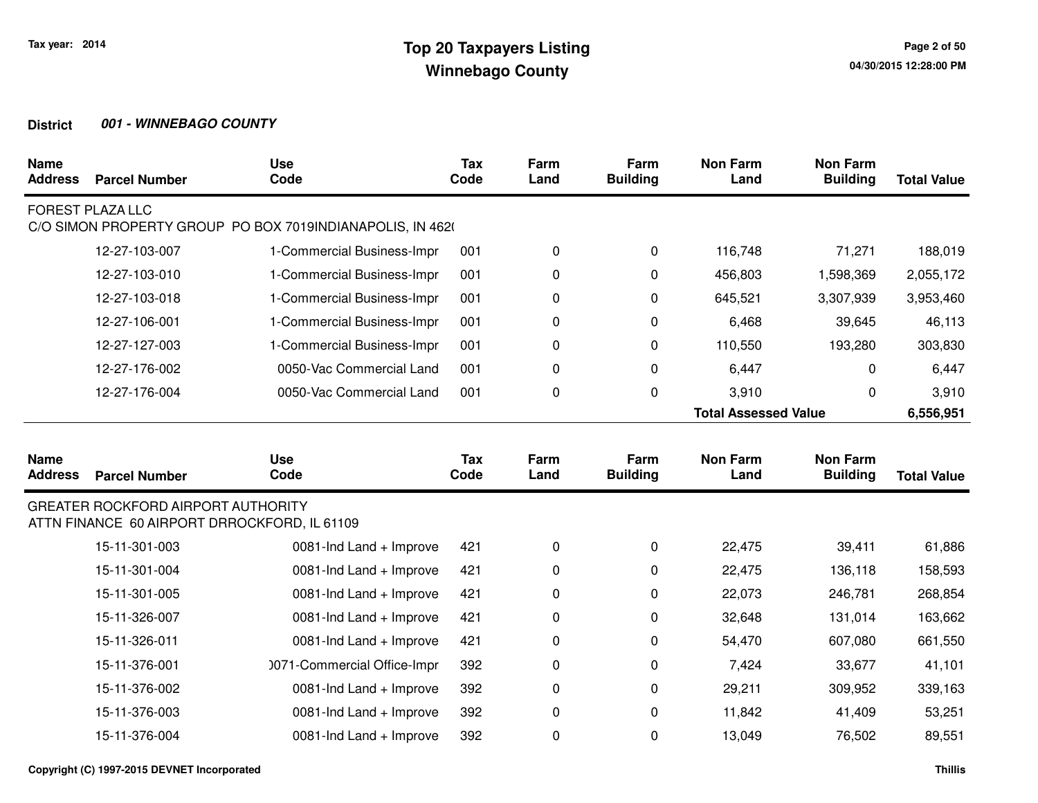**Tax year: 2014**

# Top 20 Taxpayers Listing
## Winnebago County

**District** ***001 - WINNEBAGO COUNTY***

| Name Address | Parcel Number | Use Code | Tax Code | Farm Land | Farm Building | Non Farm Land | Non Farm Building | Total Value |
|---|---|---|---|---|---|---|---|---|
| FOREST PLAZA LLC<br>C/O SIMON PROPERTY GROUP PO BOX 7019INDIANAPOLIS, IN 462( | | | | | | | | |
| | 12-27-103-007 | 1-Commercial Business-Impr | 001 | 0 | 0 | 116,748 | 71,271 | 188,019 |
| | 12-27-103-010 | 1-Commercial Business-Impr | 001 | 0 | 0 | 456,803 | 1,598,369 | 2,055,172 |
| | 12-27-103-018 | 1-Commercial Business-Impr | 001 | 0 | 0 | 645,521 | 3,307,939 | 3,953,460 |
| | 12-27-106-001 | 1-Commercial Business-Impr | 001 | 0 | 0 | 6,468 | 39,645 | 46,113 |
| | 12-27-127-003 | 1-Commercial Business-Impr | 001 | 0 | 0 | 110,550 | 193,280 | 303,830 |
| | 12-27-176-002 | 0050-Vac Commercial Land | 001 | 0 | 0 | 6,447 | 0 | 6,447 |
| | 12-27-176-004 | 0050-Vac Commercial Land | 001 | 0 | 0 | 3,910 | 0 | 3,910 |
| | | | | | | **Total Assessed Value** | | **6,556,951** |

| Name Address | Parcel Number | Use Code | Tax Code | Farm Land | Farm Building | Non Farm Land | Non Farm Building | Total Value |
|---|---|---|---|---|---|---|---|---|
| GREATER ROCKFORD AIRPORT AUTHORITY<br>ATTN FINANCE 60 AIRPORT DRROCKFORD, IL 61109 | | | | | | | | |
| | 15-11-301-003 | 0081-Ind Land + Improve | 421 | 0 | 0 | 22,475 | 39,411 | 61,886 |
| | 15-11-301-004 | 0081-Ind Land + Improve | 421 | 0 | 0 | 22,475 | 136,118 | 158,593 |
| | 15-11-301-005 | 0081-Ind Land + Improve | 421 | 0 | 0 | 22,073 | 246,781 | 268,854 |
| | 15-11-326-007 | 0081-Ind Land + Improve | 421 | 0 | 0 | 32,648 | 131,014 | 163,662 |
| | 15-11-326-011 | 0081-Ind Land + Improve | 421 | 0 | 0 | 54,470 | 607,080 | 661,550 |
| | 15-11-376-001 | )071-Commercial Office-Impr | 392 | 0 | 0 | 7,424 | 33,677 | 41,101 |
| | 15-11-376-002 | 0081-Ind Land + Improve | 392 | 0 | 0 | 29,211 | 309,952 | 339,163 |
| | 15-11-376-003 | 0081-Ind Land + Improve | 392 | 0 | 0 | 11,842 | 41,409 | 53,251 |
| | 15-11-376-004 | 0081-Ind Land + Improve | 392 | 0 | 0 | 13,049 | 76,502 | 89,551 |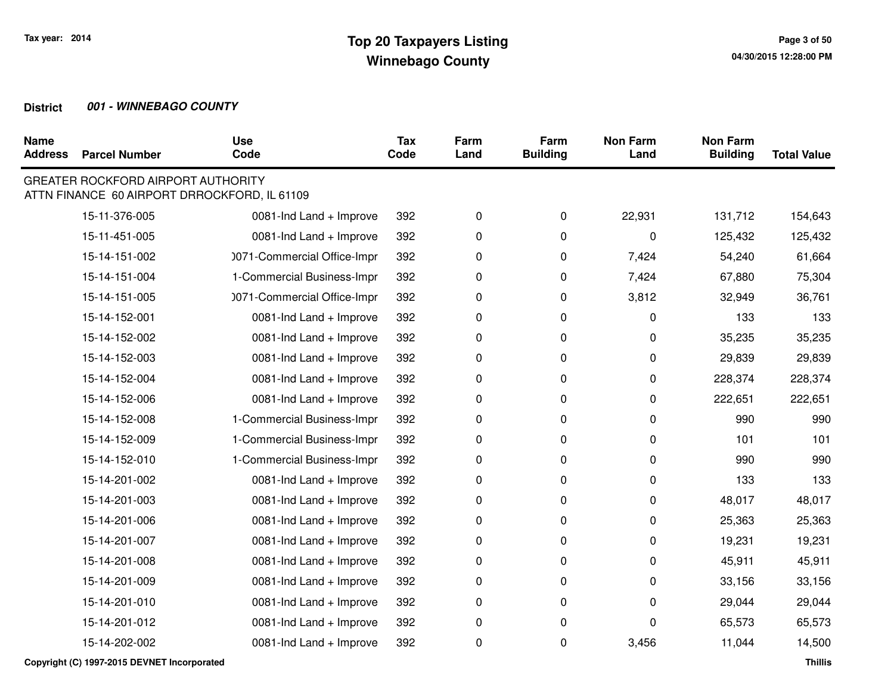Tax year: 2014

# Top 20 Taxpayers Listing
## Winnebago County

04/30/2015 12:28:00 PM

**District** ***001 - WINNEBAGO COUNTY***

| Name Address | Parcel Number | Use Code | Tax Code | Farm Land | Farm Building | Non Farm Land | Non Farm Building | Total Value |
|---|---|---|---|---|---|---|---|---|
| GREATER ROCKFORD AIRPORT AUTHORITY ATTN FINANCE 60 AIRPORT DRROCKFORD, IL 61109 | | | | | | | | |
| | 15-11-376-005 | 0081-Ind Land + Improve | 392 | 0 | 0 | 22,931 | 131,712 | 154,643 |
| | 15-11-451-005 | 0081-Ind Land + Improve | 392 | 0 | 0 | 0 | 125,432 | 125,432 |
| | 15-14-151-002 | )071-Commercial Office-Impr | 392 | 0 | 0 | 7,424 | 54,240 | 61,664 |
| | 15-14-151-004 | 1-Commercial Business-Impr | 392 | 0 | 0 | 7,424 | 67,880 | 75,304 |
| | 15-14-151-005 | )071-Commercial Office-Impr | 392 | 0 | 0 | 3,812 | 32,949 | 36,761 |
| | 15-14-152-001 | 0081-Ind Land + Improve | 392 | 0 | 0 | 0 | 133 | 133 |
| | 15-14-152-002 | 0081-Ind Land + Improve | 392 | 0 | 0 | 0 | 35,235 | 35,235 |
| | 15-14-152-003 | 0081-Ind Land + Improve | 392 | 0 | 0 | 0 | 29,839 | 29,839 |
| | 15-14-152-004 | 0081-Ind Land + Improve | 392 | 0 | 0 | 0 | 228,374 | 228,374 |
| | 15-14-152-006 | 0081-Ind Land + Improve | 392 | 0 | 0 | 0 | 222,651 | 222,651 |
| | 15-14-152-008 | 1-Commercial Business-Impr | 392 | 0 | 0 | 0 | 990 | 990 |
| | 15-14-152-009 | 1-Commercial Business-Impr | 392 | 0 | 0 | 0 | 101 | 101 |
| | 15-14-152-010 | 1-Commercial Business-Impr | 392 | 0 | 0 | 0 | 990 | 990 |
| | 15-14-201-002 | 0081-Ind Land + Improve | 392 | 0 | 0 | 0 | 133 | 133 |
| | 15-14-201-003 | 0081-Ind Land + Improve | 392 | 0 | 0 | 0 | 48,017 | 48,017 |
| | 15-14-201-006 | 0081-Ind Land + Improve | 392 | 0 | 0 | 0 | 25,363 | 25,363 |
| | 15-14-201-007 | 0081-Ind Land + Improve | 392 | 0 | 0 | 0 | 19,231 | 19,231 |
| | 15-14-201-008 | 0081-Ind Land + Improve | 392 | 0 | 0 | 0 | 45,911 | 45,911 |
| | 15-14-201-009 | 0081-Ind Land + Improve | 392 | 0 | 0 | 0 | 33,156 | 33,156 |
| | 15-14-201-010 | 0081-Ind Land + Improve | 392 | 0 | 0 | 0 | 29,044 | 29,044 |
| | 15-14-201-012 | 0081-Ind Land + Improve | 392 | 0 | 0 | 0 | 65,573 | 65,573 |
| | 15-14-202-002 | 0081-Ind Land + Improve | 392 | 0 | 0 | 3,456 | 11,044 | 14,500 |

Copyright (C) 1997-2015 DEVNET Incorporated

Thillis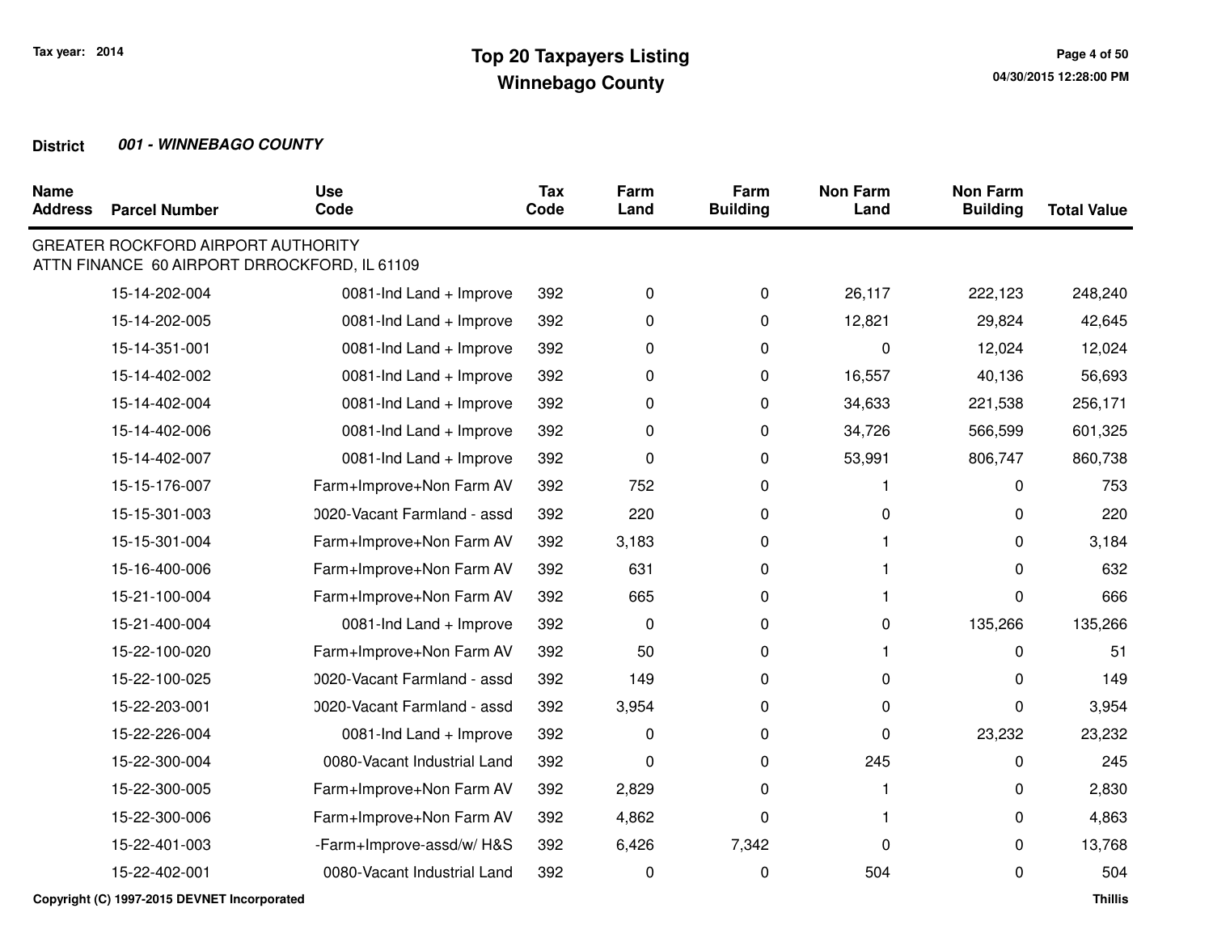Tax year: 2014

# Top 20 Taxpayers Listing
## Winnebago County

**District** ***001 - WINNEBAGO COUNTY***

| Name Address / Parcel Number | Use Code | Tax Code | Farm Land | Farm Building | Non Farm Land | Non Farm Building | Total Value |
|---|---|---|---|---|---|---|---|
| GREATER ROCKFORD AIRPORT AUTHORITY<br>ATTN FINANCE 60 AIRPORT DRROCKFORD, IL 61109 | | | | | | | |
| 15-14-202-004 | 0081-Ind Land + Improve | 392 | 0 | 0 | 26,117 | 222,123 | 248,240 |
| 15-14-202-005 | 0081-Ind Land + Improve | 392 | 0 | 0 | 12,821 | 29,824 | 42,645 |
| 15-14-351-001 | 0081-Ind Land + Improve | 392 | 0 | 0 | 0 | 12,024 | 12,024 |
| 15-14-402-002 | 0081-Ind Land + Improve | 392 | 0 | 0 | 16,557 | 40,136 | 56,693 |
| 15-14-402-004 | 0081-Ind Land + Improve | 392 | 0 | 0 | 34,633 | 221,538 | 256,171 |
| 15-14-402-006 | 0081-Ind Land + Improve | 392 | 0 | 0 | 34,726 | 566,599 | 601,325 |
| 15-14-402-007 | 0081-Ind Land + Improve | 392 | 0 | 0 | 53,991 | 806,747 | 860,738 |
| 15-15-176-007 | Farm+Improve+Non Farm AV | 392 | 752 | 0 | 1 | 0 | 753 |
| 15-15-301-003 | 0020-Vacant Farmland - assd | 392 | 220 | 0 | 0 | 0 | 220 |
| 15-15-301-004 | Farm+Improve+Non Farm AV | 392 | 3,183 | 0 | 1 | 0 | 3,184 |
| 15-16-400-006 | Farm+Improve+Non Farm AV | 392 | 631 | 0 | 1 | 0 | 632 |
| 15-21-100-004 | Farm+Improve+Non Farm AV | 392 | 665 | 0 | 1 | 0 | 666 |
| 15-21-400-004 | 0081-Ind Land + Improve | 392 | 0 | 0 | 0 | 135,266 | 135,266 |
| 15-22-100-020 | Farm+Improve+Non Farm AV | 392 | 50 | 0 | 1 | 0 | 51 |
| 15-22-100-025 | 0020-Vacant Farmland - assd | 392 | 149 | 0 | 0 | 0 | 149 |
| 15-22-203-001 | 0020-Vacant Farmland - assd | 392 | 3,954 | 0 | 0 | 0 | 3,954 |
| 15-22-226-004 | 0081-Ind Land + Improve | 392 | 0 | 0 | 0 | 23,232 | 23,232 |
| 15-22-300-004 | 0080-Vacant Industrial Land | 392 | 0 | 0 | 245 | 0 | 245 |
| 15-22-300-005 | Farm+Improve+Non Farm AV | 392 | 2,829 | 0 | 1 | 0 | 2,830 |
| 15-22-300-006 | Farm+Improve+Non Farm AV | 392 | 4,862 | 0 | 1 | 0 | 4,863 |
| 15-22-401-003 | -Farm+Improve-assd/w/ H&S | 392 | 6,426 | 7,342 | 0 | 0 | 13,768 |
| 15-22-402-001 | 0080-Vacant Industrial Land | 392 | 0 | 0 | 504 | 0 | 504 |

Copyright (C) 1997-2015 DEVNET Incorporated

Thillis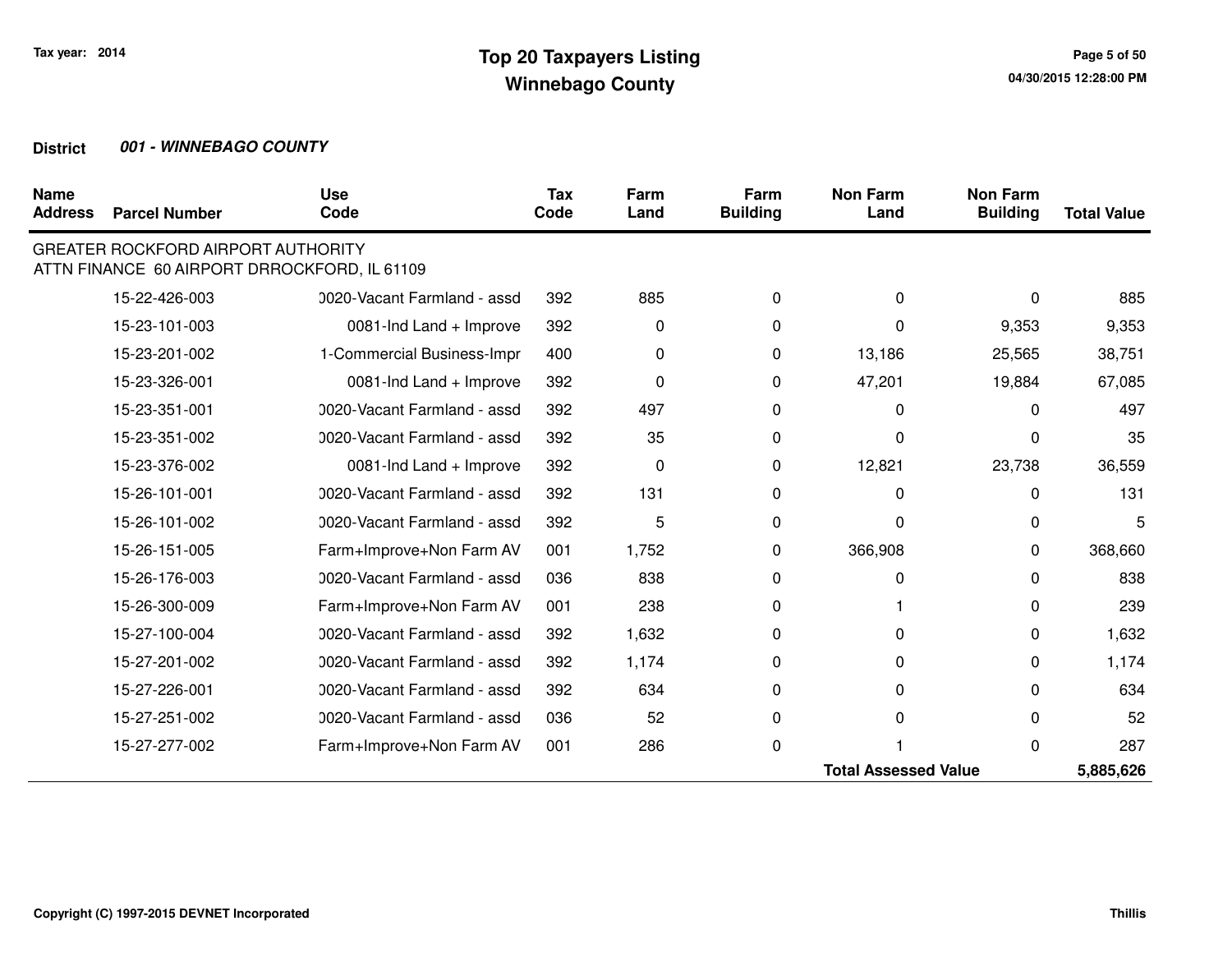# Top 20 Taxpayers Listing
## Winnebago County

Tax year: 2014

**District** ***001 - WINNEBAGO COUNTY***

| Name Address | Parcel Number | Use Code | Tax Code | Farm Land | Farm Building | Non Farm Land | Non Farm Building | Total Value |
|---|---|---|---|---|---|---|---|---|
| GREATER ROCKFORD AIRPORT AUTHORITY<br>ATTN FINANCE 60 AIRPORT DRROCKFORD, IL 61109 | | | | | | | | |
| | 15-22-426-003 | 0020-Vacant Farmland - assd | 392 | 885 | 0 | 0 | 0 | 885 |
| | 15-23-101-003 | 0081-Ind Land + Improve | 392 | 0 | 0 | 0 | 9,353 | 9,353 |
| | 15-23-201-002 | 1-Commercial Business-Impr | 400 | 0 | 0 | 13,186 | 25,565 | 38,751 |
| | 15-23-326-001 | 0081-Ind Land + Improve | 392 | 0 | 0 | 47,201 | 19,884 | 67,085 |
| | 15-23-351-001 | 0020-Vacant Farmland - assd | 392 | 497 | 0 | 0 | 0 | 497 |
| | 15-23-351-002 | 0020-Vacant Farmland - assd | 392 | 35 | 0 | 0 | 0 | 35 |
| | 15-23-376-002 | 0081-Ind Land + Improve | 392 | 0 | 0 | 12,821 | 23,738 | 36,559 |
| | 15-26-101-001 | 0020-Vacant Farmland - assd | 392 | 131 | 0 | 0 | 0 | 131 |
| | 15-26-101-002 | 0020-Vacant Farmland - assd | 392 | 5 | 0 | 0 | 0 | 5 |
| | 15-26-151-005 | Farm+Improve+Non Farm AV | 001 | 1,752 | 0 | 366,908 | 0 | 368,660 |
| | 15-26-176-003 | 0020-Vacant Farmland - assd | 036 | 838 | 0 | 0 | 0 | 838 |
| | 15-26-300-009 | Farm+Improve+Non Farm AV | 001 | 238 | 0 | 1 | 0 | 239 |
| | 15-27-100-004 | 0020-Vacant Farmland - assd | 392 | 1,632 | 0 | 0 | 0 | 1,632 |
| | 15-27-201-002 | 0020-Vacant Farmland - assd | 392 | 1,174 | 0 | 0 | 0 | 1,174 |
| | 15-27-226-001 | 0020-Vacant Farmland - assd | 392 | 634 | 0 | 0 | 0 | 634 |
| | 15-27-251-002 | 0020-Vacant Farmland - assd | 036 | 52 | 0 | 0 | 0 | 52 |
| | 15-27-277-002 | Farm+Improve+Non Farm AV | 001 | 286 | 0 | 1 | 0 | 287 |
| | | | | | | **Total Assessed Value** | | **5,885,626** |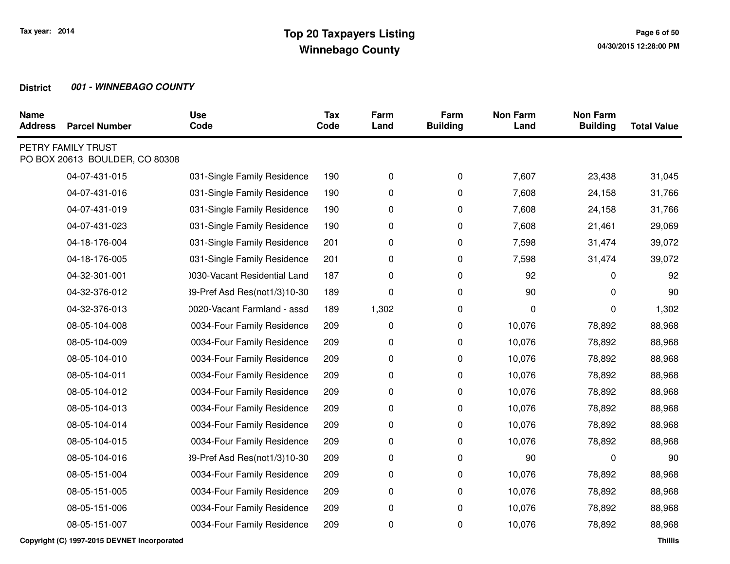# Top 20 Taxpayers Listing
## Winnebago County

Tax year: 2014

**District** ***001 - WINNEBAGO COUNTY***

| Name Address | Parcel Number | Use Code | Tax Code | Farm Land | Farm Building | Non Farm Land | Non Farm Building | Total Value |
|---|---|---|---|---|---|---|---|---|
| PETRY FAMILY TRUST<br>PO BOX 20613 BOULDER, CO 80308 | | | | | | | | |
| | 04-07-431-015 | 031-Single Family Residence | 190 | 0 | 0 | 7,607 | 23,438 | 31,045 |
| | 04-07-431-016 | 031-Single Family Residence | 190 | 0 | 0 | 7,608 | 24,158 | 31,766 |
| | 04-07-431-019 | 031-Single Family Residence | 190 | 0 | 0 | 7,608 | 24,158 | 31,766 |
| | 04-07-431-023 | 031-Single Family Residence | 190 | 0 | 0 | 7,608 | 21,461 | 29,069 |
| | 04-18-176-004 | 031-Single Family Residence | 201 | 0 | 0 | 7,598 | 31,474 | 39,072 |
| | 04-18-176-005 | 031-Single Family Residence | 201 | 0 | 0 | 7,598 | 31,474 | 39,072 |
| | 04-32-301-001 | )030-Vacant Residential Land | 187 | 0 | 0 | 92 | 0 | 92 |
| | 04-32-376-012 | 39-Pref Asd Res(not1/3)10-30 | 189 | 0 | 0 | 90 | 0 | 90 |
| | 04-32-376-013 | )020-Vacant Farmland - assd | 189 | 1,302 | 0 | 0 | 0 | 1,302 |
| | 08-05-104-008 | 0034-Four Family Residence | 209 | 0 | 0 | 10,076 | 78,892 | 88,968 |
| | 08-05-104-009 | 0034-Four Family Residence | 209 | 0 | 0 | 10,076 | 78,892 | 88,968 |
| | 08-05-104-010 | 0034-Four Family Residence | 209 | 0 | 0 | 10,076 | 78,892 | 88,968 |
| | 08-05-104-011 | 0034-Four Family Residence | 209 | 0 | 0 | 10,076 | 78,892 | 88,968 |
| | 08-05-104-012 | 0034-Four Family Residence | 209 | 0 | 0 | 10,076 | 78,892 | 88,968 |
| | 08-05-104-013 | 0034-Four Family Residence | 209 | 0 | 0 | 10,076 | 78,892 | 88,968 |
| | 08-05-104-014 | 0034-Four Family Residence | 209 | 0 | 0 | 10,076 | 78,892 | 88,968 |
| | 08-05-104-015 | 0034-Four Family Residence | 209 | 0 | 0 | 10,076 | 78,892 | 88,968 |
| | 08-05-104-016 | 39-Pref Asd Res(not1/3)10-30 | 209 | 0 | 0 | 90 | 0 | 90 |
| | 08-05-151-004 | 0034-Four Family Residence | 209 | 0 | 0 | 10,076 | 78,892 | 88,968 |
| | 08-05-151-005 | 0034-Four Family Residence | 209 | 0 | 0 | 10,076 | 78,892 | 88,968 |
| | 08-05-151-006 | 0034-Four Family Residence | 209 | 0 | 0 | 10,076 | 78,892 | 88,968 |
| | 08-05-151-007 | 0034-Four Family Residence | 209 | 0 | 0 | 10,076 | 78,892 | 88,968 |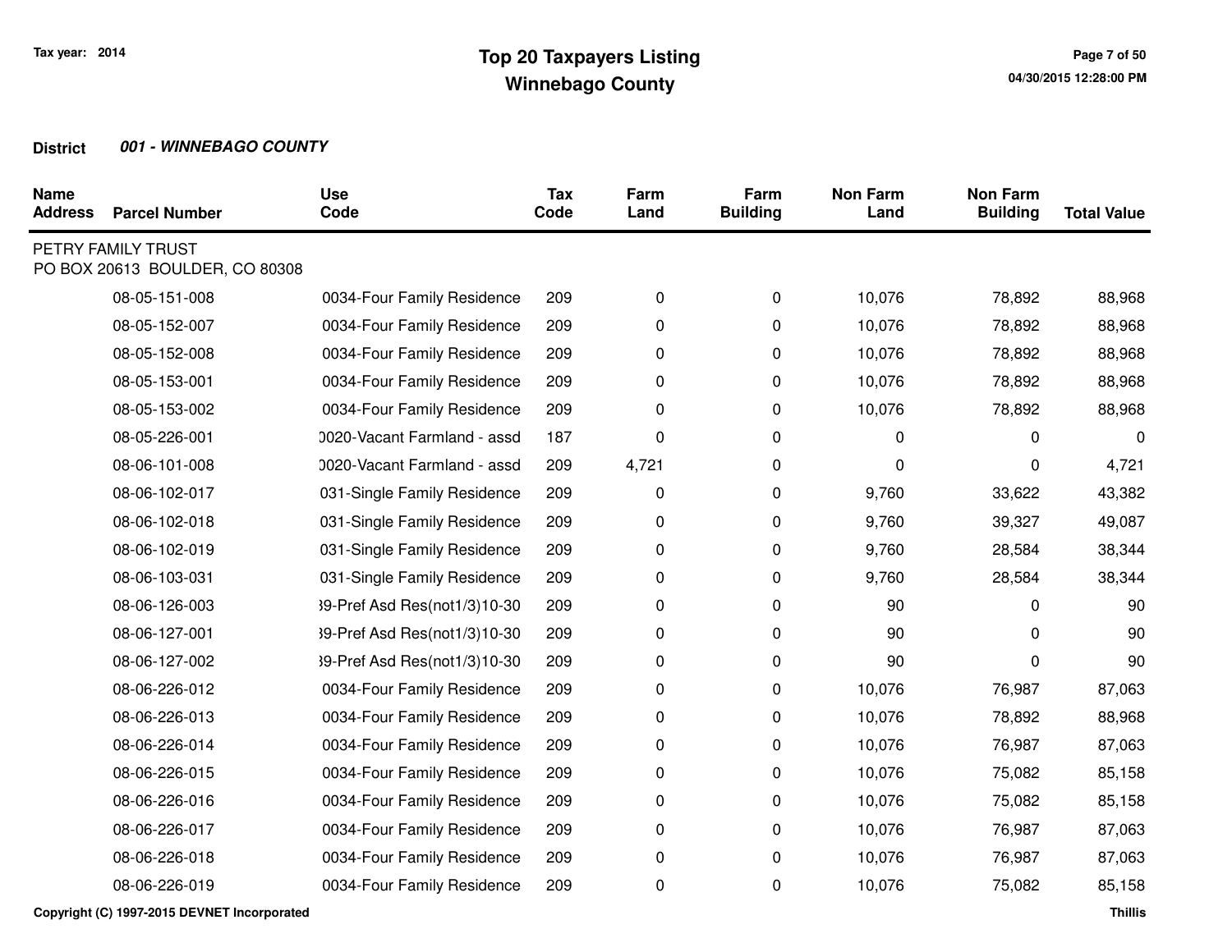**District 001 - WINNEBAGO COUNTY**

| Name Address | Parcel Number | Use Code | Tax Code | Farm Land | Farm Building | Non Farm Land | Non Farm Building | Total Value |
|---|---|---|---|---|---|---|---|---|
| PETRY FAMILY TRUST<br>PO BOX 20613 BOULDER, CO 80308 | | | | | | | | |
| | 08-05-151-008 | 0034-Four Family Residence | 209 | 0 | 0 | 10,076 | 78,892 | 88,968 |
| | 08-05-152-007 | 0034-Four Family Residence | 209 | 0 | 0 | 10,076 | 78,892 | 88,968 |
| | 08-05-152-008 | 0034-Four Family Residence | 209 | 0 | 0 | 10,076 | 78,892 | 88,968 |
| | 08-05-153-001 | 0034-Four Family Residence | 209 | 0 | 0 | 10,076 | 78,892 | 88,968 |
| | 08-05-153-002 | 0034-Four Family Residence | 209 | 0 | 0 | 10,076 | 78,892 | 88,968 |
| | 08-05-226-001 | 0020-Vacant Farmland - assd | 187 | 0 | 0 | 0 | 0 | 0 |
| | 08-06-101-008 | 0020-Vacant Farmland - assd | 209 | 4,721 | 0 | 0 | 0 | 4,721 |
| | 08-06-102-017 | 031-Single Family Residence | 209 | 0 | 0 | 9,760 | 33,622 | 43,382 |
| | 08-06-102-018 | 031-Single Family Residence | 209 | 0 | 0 | 9,760 | 39,327 | 49,087 |
| | 08-06-102-019 | 031-Single Family Residence | 209 | 0 | 0 | 9,760 | 28,584 | 38,344 |
| | 08-06-103-031 | 031-Single Family Residence | 209 | 0 | 0 | 9,760 | 28,584 | 38,344 |
| | 08-06-126-003 | 39-Pref Asd Res(not1/3)10-30 | 209 | 0 | 0 | 90 | 0 | 90 |
| | 08-06-127-001 | 39-Pref Asd Res(not1/3)10-30 | 209 | 0 | 0 | 90 | 0 | 90 |
| | 08-06-127-002 | 39-Pref Asd Res(not1/3)10-30 | 209 | 0 | 0 | 90 | 0 | 90 |
| | 08-06-226-012 | 0034-Four Family Residence | 209 | 0 | 0 | 10,076 | 76,987 | 87,063 |
| | 08-06-226-013 | 0034-Four Family Residence | 209 | 0 | 0 | 10,076 | 78,892 | 88,968 |
| | 08-06-226-014 | 0034-Four Family Residence | 209 | 0 | 0 | 10,076 | 76,987 | 87,063 |
| | 08-06-226-015 | 0034-Four Family Residence | 209 | 0 | 0 | 10,076 | 75,082 | 85,158 |
| | 08-06-226-016 | 0034-Four Family Residence | 209 | 0 | 0 | 10,076 | 75,082 | 85,158 |
| | 08-06-226-017 | 0034-Four Family Residence | 209 | 0 | 0 | 10,076 | 76,987 | 87,063 |
| | 08-06-226-018 | 0034-Four Family Residence | 209 | 0 | 0 | 10,076 | 76,987 | 87,063 |
| | 08-06-226-019 | 0034-Four Family Residence | 209 | 0 | 0 | 10,076 | 75,082 | 85,158 |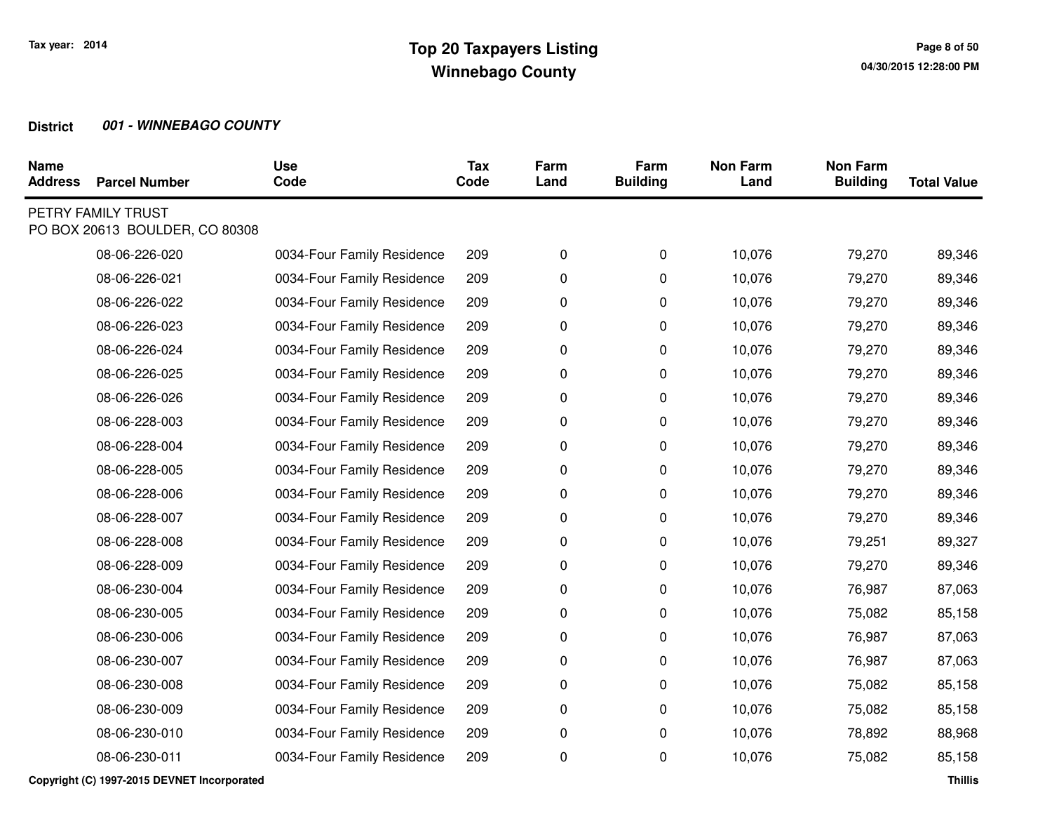# Top 20 Taxpayers Listing

## Winnebago County

Tax year: 2014

**District** ***001 - WINNEBAGO COUNTY***

| Name Address | Parcel Number | Use Code | Tax Code | Farm Land | Farm Building | Non Farm Land | Non Farm Building | Total Value |
|---|---|---|---|---|---|---|---|---|
| PETRY FAMILY TRUST<br>PO BOX 20613 BOULDER, CO 80308 | | | | | | | | |
| | 08-06-226-020 | 0034-Four Family Residence | 209 | 0 | 0 | 10,076 | 79,270 | 89,346 |
| | 08-06-226-021 | 0034-Four Family Residence | 209 | 0 | 0 | 10,076 | 79,270 | 89,346 |
| | 08-06-226-022 | 0034-Four Family Residence | 209 | 0 | 0 | 10,076 | 79,270 | 89,346 |
| | 08-06-226-023 | 0034-Four Family Residence | 209 | 0 | 0 | 10,076 | 79,270 | 89,346 |
| | 08-06-226-024 | 0034-Four Family Residence | 209 | 0 | 0 | 10,076 | 79,270 | 89,346 |
| | 08-06-226-025 | 0034-Four Family Residence | 209 | 0 | 0 | 10,076 | 79,270 | 89,346 |
| | 08-06-226-026 | 0034-Four Family Residence | 209 | 0 | 0 | 10,076 | 79,270 | 89,346 |
| | 08-06-228-003 | 0034-Four Family Residence | 209 | 0 | 0 | 10,076 | 79,270 | 89,346 |
| | 08-06-228-004 | 0034-Four Family Residence | 209 | 0 | 0 | 10,076 | 79,270 | 89,346 |
| | 08-06-228-005 | 0034-Four Family Residence | 209 | 0 | 0 | 10,076 | 79,270 | 89,346 |
| | 08-06-228-006 | 0034-Four Family Residence | 209 | 0 | 0 | 10,076 | 79,270 | 89,346 |
| | 08-06-228-007 | 0034-Four Family Residence | 209 | 0 | 0 | 10,076 | 79,270 | 89,346 |
| | 08-06-228-008 | 0034-Four Family Residence | 209 | 0 | 0 | 10,076 | 79,251 | 89,327 |
| | 08-06-228-009 | 0034-Four Family Residence | 209 | 0 | 0 | 10,076 | 79,270 | 89,346 |
| | 08-06-230-004 | 0034-Four Family Residence | 209 | 0 | 0 | 10,076 | 76,987 | 87,063 |
| | 08-06-230-005 | 0034-Four Family Residence | 209 | 0 | 0 | 10,076 | 75,082 | 85,158 |
| | 08-06-230-006 | 0034-Four Family Residence | 209 | 0 | 0 | 10,076 | 76,987 | 87,063 |
| | 08-06-230-007 | 0034-Four Family Residence | 209 | 0 | 0 | 10,076 | 76,987 | 87,063 |
| | 08-06-230-008 | 0034-Four Family Residence | 209 | 0 | 0 | 10,076 | 75,082 | 85,158 |
| | 08-06-230-009 | 0034-Four Family Residence | 209 | 0 | 0 | 10,076 | 75,082 | 85,158 |
| | 08-06-230-010 | 0034-Four Family Residence | 209 | 0 | 0 | 10,076 | 78,892 | 88,968 |
| | 08-06-230-011 | 0034-Four Family Residence | 209 | 0 | 0 | 10,076 | 75,082 | 85,158 |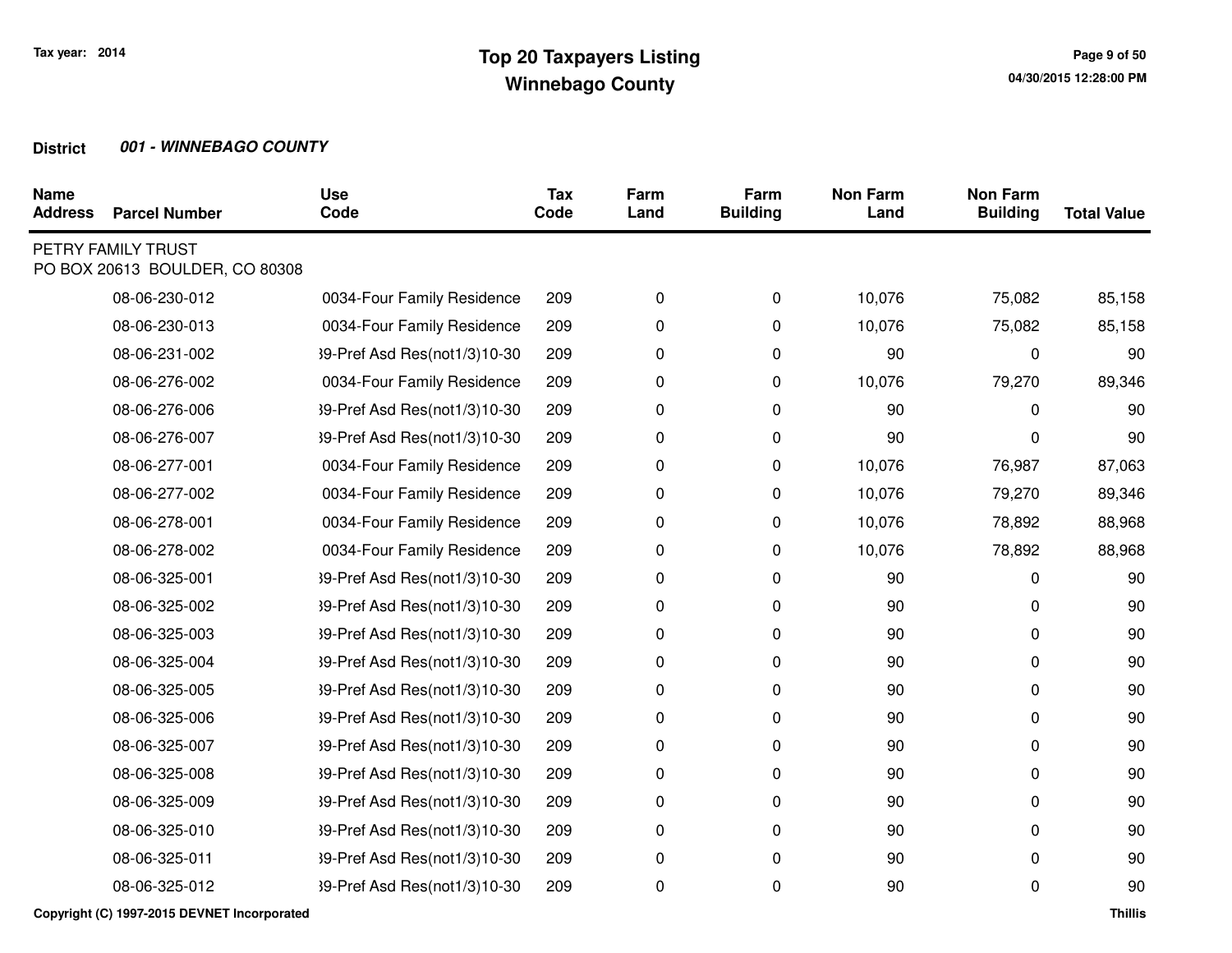# Top 20 Taxpayers Listing
## Winnebago County

Tax year: 2014

**District** ***001 - WINNEBAGO COUNTY***

| Name Address | Parcel Number | Use Code | Tax Code | Farm Land | Farm Building | Non Farm Land | Non Farm Building | Total Value |
|---|---|---|---|---|---|---|---|---|
| PETRY FAMILY TRUST<br>PO BOX 20613 BOULDER, CO 80308 | | | | | | | | |
| | 08-06-230-012 | 0034-Four Family Residence | 209 | 0 | 0 | 10,076 | 75,082 | 85,158 |
| | 08-06-230-013 | 0034-Four Family Residence | 209 | 0 | 0 | 10,076 | 75,082 | 85,158 |
| | 08-06-231-002 | 39-Pref Asd Res(not1/3)10-30 | 209 | 0 | 0 | 90 | 0 | 90 |
| | 08-06-276-002 | 0034-Four Family Residence | 209 | 0 | 0 | 10,076 | 79,270 | 89,346 |
| | 08-06-276-006 | 39-Pref Asd Res(not1/3)10-30 | 209 | 0 | 0 | 90 | 0 | 90 |
| | 08-06-276-007 | 39-Pref Asd Res(not1/3)10-30 | 209 | 0 | 0 | 90 | 0 | 90 |
| | 08-06-277-001 | 0034-Four Family Residence | 209 | 0 | 0 | 10,076 | 76,987 | 87,063 |
| | 08-06-277-002 | 0034-Four Family Residence | 209 | 0 | 0 | 10,076 | 79,270 | 89,346 |
| | 08-06-278-001 | 0034-Four Family Residence | 209 | 0 | 0 | 10,076 | 78,892 | 88,968 |
| | 08-06-278-002 | 0034-Four Family Residence | 209 | 0 | 0 | 10,076 | 78,892 | 88,968 |
| | 08-06-325-001 | 39-Pref Asd Res(not1/3)10-30 | 209 | 0 | 0 | 90 | 0 | 90 |
| | 08-06-325-002 | 39-Pref Asd Res(not1/3)10-30 | 209 | 0 | 0 | 90 | 0 | 90 |
| | 08-06-325-003 | 39-Pref Asd Res(not1/3)10-30 | 209 | 0 | 0 | 90 | 0 | 90 |
| | 08-06-325-004 | 39-Pref Asd Res(not1/3)10-30 | 209 | 0 | 0 | 90 | 0 | 90 |
| | 08-06-325-005 | 39-Pref Asd Res(not1/3)10-30 | 209 | 0 | 0 | 90 | 0 | 90 |
| | 08-06-325-006 | 39-Pref Asd Res(not1/3)10-30 | 209 | 0 | 0 | 90 | 0 | 90 |
| | 08-06-325-007 | 39-Pref Asd Res(not1/3)10-30 | 209 | 0 | 0 | 90 | 0 | 90 |
| | 08-06-325-008 | 39-Pref Asd Res(not1/3)10-30 | 209 | 0 | 0 | 90 | 0 | 90 |
| | 08-06-325-009 | 39-Pref Asd Res(not1/3)10-30 | 209 | 0 | 0 | 90 | 0 | 90 |
| | 08-06-325-010 | 39-Pref Asd Res(not1/3)10-30 | 209 | 0 | 0 | 90 | 0 | 90 |
| | 08-06-325-011 | 39-Pref Asd Res(not1/3)10-30 | 209 | 0 | 0 | 90 | 0 | 90 |
| | 08-06-325-012 | 39-Pref Asd Res(not1/3)10-30 | 209 | 0 | 0 | 90 | 0 | 90 |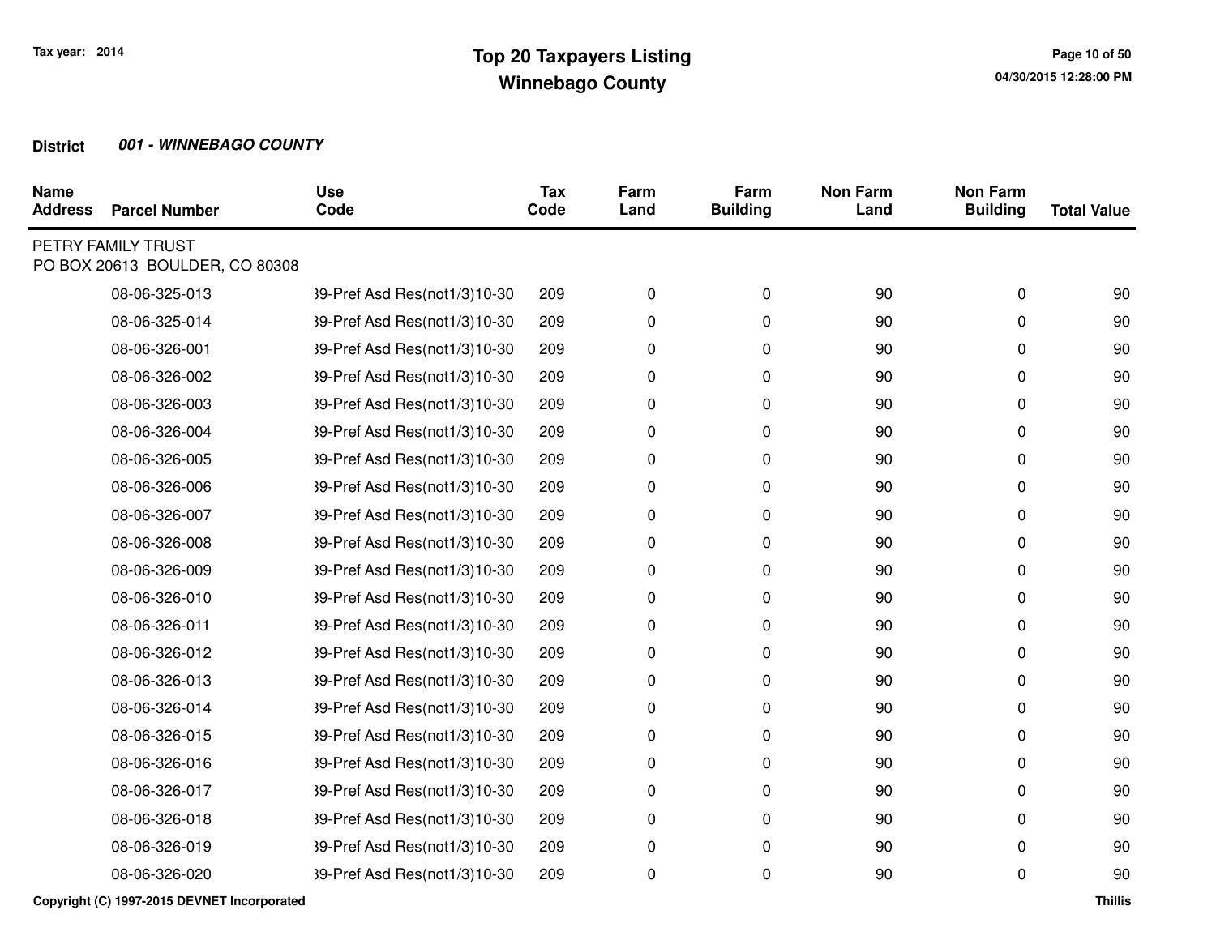**Tax year: 2014**

# Top 20 Taxpayers Listing
## Winnebago County

**District** ***001 - WINNEBAGO COUNTY***

| Name Address | Parcel Number | Use Code | Tax Code | Farm Land | Farm Building | Non Farm Land | Non Farm Building | Total Value |
|---|---|---|---|---|---|---|---|---|
| PETRY FAMILY TRUST<br>PO BOX 20613 BOULDER, CO 80308 | | | | | | | | |
| | 08-06-325-013 | 39-Pref Asd Res(not1/3)10-30 | 209 | 0 | 0 | 90 | 0 | 90 |
| | 08-06-325-014 | 39-Pref Asd Res(not1/3)10-30 | 209 | 0 | 0 | 90 | 0 | 90 |
| | 08-06-326-001 | 39-Pref Asd Res(not1/3)10-30 | 209 | 0 | 0 | 90 | 0 | 90 |
| | 08-06-326-002 | 39-Pref Asd Res(not1/3)10-30 | 209 | 0 | 0 | 90 | 0 | 90 |
| | 08-06-326-003 | 39-Pref Asd Res(not1/3)10-30 | 209 | 0 | 0 | 90 | 0 | 90 |
| | 08-06-326-004 | 39-Pref Asd Res(not1/3)10-30 | 209 | 0 | 0 | 90 | 0 | 90 |
| | 08-06-326-005 | 39-Pref Asd Res(not1/3)10-30 | 209 | 0 | 0 | 90 | 0 | 90 |
| | 08-06-326-006 | 39-Pref Asd Res(not1/3)10-30 | 209 | 0 | 0 | 90 | 0 | 90 |
| | 08-06-326-007 | 39-Pref Asd Res(not1/3)10-30 | 209 | 0 | 0 | 90 | 0 | 90 |
| | 08-06-326-008 | 39-Pref Asd Res(not1/3)10-30 | 209 | 0 | 0 | 90 | 0 | 90 |
| | 08-06-326-009 | 39-Pref Asd Res(not1/3)10-30 | 209 | 0 | 0 | 90 | 0 | 90 |
| | 08-06-326-010 | 39-Pref Asd Res(not1/3)10-30 | 209 | 0 | 0 | 90 | 0 | 90 |
| | 08-06-326-011 | 39-Pref Asd Res(not1/3)10-30 | 209 | 0 | 0 | 90 | 0 | 90 |
| | 08-06-326-012 | 39-Pref Asd Res(not1/3)10-30 | 209 | 0 | 0 | 90 | 0 | 90 |
| | 08-06-326-013 | 39-Pref Asd Res(not1/3)10-30 | 209 | 0 | 0 | 90 | 0 | 90 |
| | 08-06-326-014 | 39-Pref Asd Res(not1/3)10-30 | 209 | 0 | 0 | 90 | 0 | 90 |
| | 08-06-326-015 | 39-Pref Asd Res(not1/3)10-30 | 209 | 0 | 0 | 90 | 0 | 90 |
| | 08-06-326-016 | 39-Pref Asd Res(not1/3)10-30 | 209 | 0 | 0 | 90 | 0 | 90 |
| | 08-06-326-017 | 39-Pref Asd Res(not1/3)10-30 | 209 | 0 | 0 | 90 | 0 | 90 |
| | 08-06-326-018 | 39-Pref Asd Res(not1/3)10-30 | 209 | 0 | 0 | 90 | 0 | 90 |
| | 08-06-326-019 | 39-Pref Asd Res(not1/3)10-30 | 209 | 0 | 0 | 90 | 0 | 90 |
| | 08-06-326-020 | 39-Pref Asd Res(not1/3)10-30 | 209 | 0 | 0 | 90 | 0 | 90 |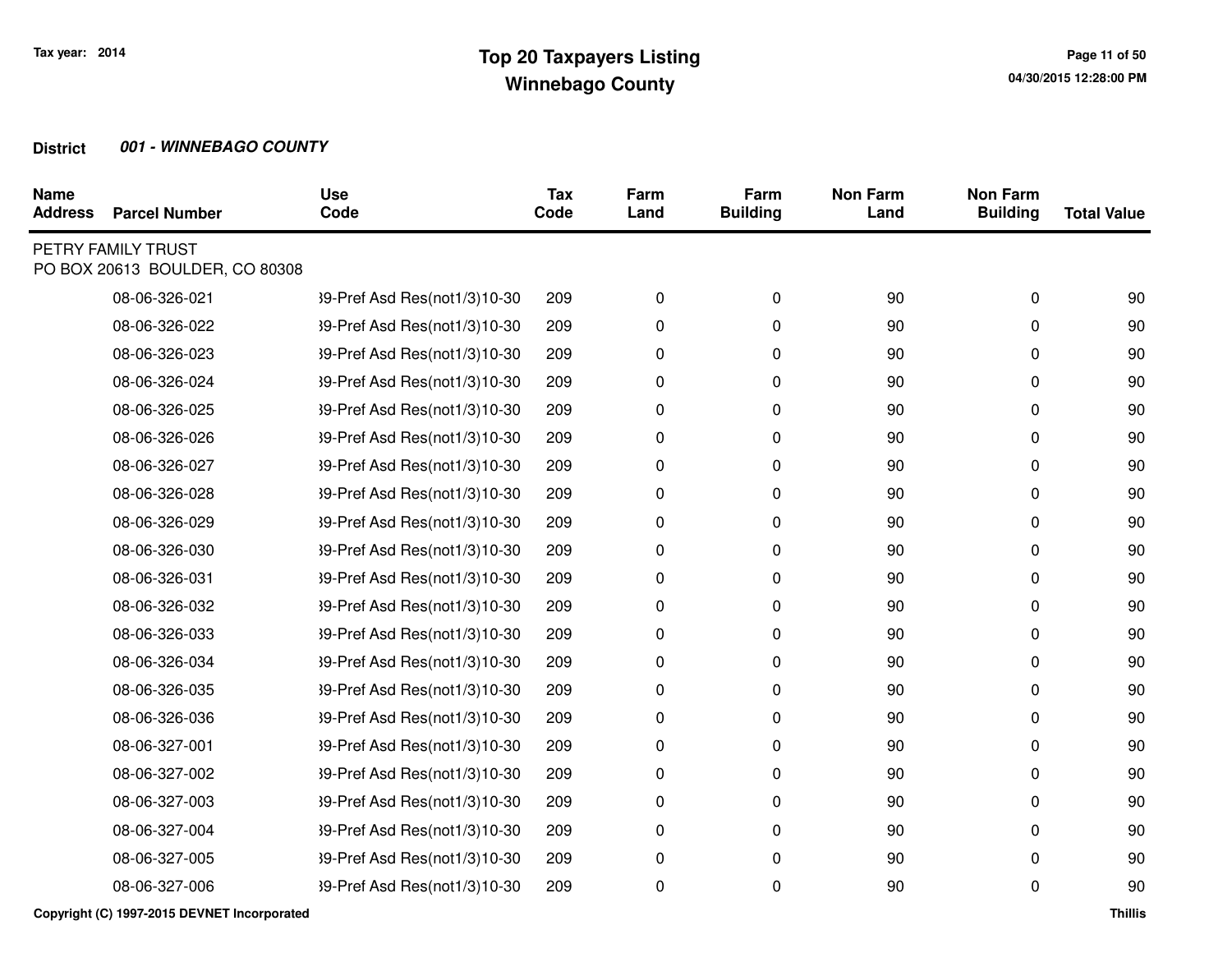# Top 20 Taxpayers Listing
## Winnebago County

Tax year: 2014

**District** ***001 - WINNEBAGO COUNTY***

| Name Address | Parcel Number | Use Code | Tax Code | Farm Land | Farm Building | Non Farm Land | Non Farm Building | Total Value |
|---|---|---|---|---|---|---|---|---|
| PETRY FAMILY TRUST<br>PO BOX 20613 BOULDER, CO 80308 | | | | | | | | |
| | 08-06-326-021 | 39-Pref Asd Res(not1/3)10-30 | 209 | 0 | 0 | 90 | 0 | 90 |
| | 08-06-326-022 | 39-Pref Asd Res(not1/3)10-30 | 209 | 0 | 0 | 90 | 0 | 90 |
| | 08-06-326-023 | 39-Pref Asd Res(not1/3)10-30 | 209 | 0 | 0 | 90 | 0 | 90 |
| | 08-06-326-024 | 39-Pref Asd Res(not1/3)10-30 | 209 | 0 | 0 | 90 | 0 | 90 |
| | 08-06-326-025 | 39-Pref Asd Res(not1/3)10-30 | 209 | 0 | 0 | 90 | 0 | 90 |
| | 08-06-326-026 | 39-Pref Asd Res(not1/3)10-30 | 209 | 0 | 0 | 90 | 0 | 90 |
| | 08-06-326-027 | 39-Pref Asd Res(not1/3)10-30 | 209 | 0 | 0 | 90 | 0 | 90 |
| | 08-06-326-028 | 39-Pref Asd Res(not1/3)10-30 | 209 | 0 | 0 | 90 | 0 | 90 |
| | 08-06-326-029 | 39-Pref Asd Res(not1/3)10-30 | 209 | 0 | 0 | 90 | 0 | 90 |
| | 08-06-326-030 | 39-Pref Asd Res(not1/3)10-30 | 209 | 0 | 0 | 90 | 0 | 90 |
| | 08-06-326-031 | 39-Pref Asd Res(not1/3)10-30 | 209 | 0 | 0 | 90 | 0 | 90 |
| | 08-06-326-032 | 39-Pref Asd Res(not1/3)10-30 | 209 | 0 | 0 | 90 | 0 | 90 |
| | 08-06-326-033 | 39-Pref Asd Res(not1/3)10-30 | 209 | 0 | 0 | 90 | 0 | 90 |
| | 08-06-326-034 | 39-Pref Asd Res(not1/3)10-30 | 209 | 0 | 0 | 90 | 0 | 90 |
| | 08-06-326-035 | 39-Pref Asd Res(not1/3)10-30 | 209 | 0 | 0 | 90 | 0 | 90 |
| | 08-06-326-036 | 39-Pref Asd Res(not1/3)10-30 | 209 | 0 | 0 | 90 | 0 | 90 |
| | 08-06-327-001 | 39-Pref Asd Res(not1/3)10-30 | 209 | 0 | 0 | 90 | 0 | 90 |
| | 08-06-327-002 | 39-Pref Asd Res(not1/3)10-30 | 209 | 0 | 0 | 90 | 0 | 90 |
| | 08-06-327-003 | 39-Pref Asd Res(not1/3)10-30 | 209 | 0 | 0 | 90 | 0 | 90 |
| | 08-06-327-004 | 39-Pref Asd Res(not1/3)10-30 | 209 | 0 | 0 | 90 | 0 | 90 |
| | 08-06-327-005 | 39-Pref Asd Res(not1/3)10-30 | 209 | 0 | 0 | 90 | 0 | 90 |
| | 08-06-327-006 | 39-Pref Asd Res(not1/3)10-30 | 209 | 0 | 0 | 90 | 0 | 90 |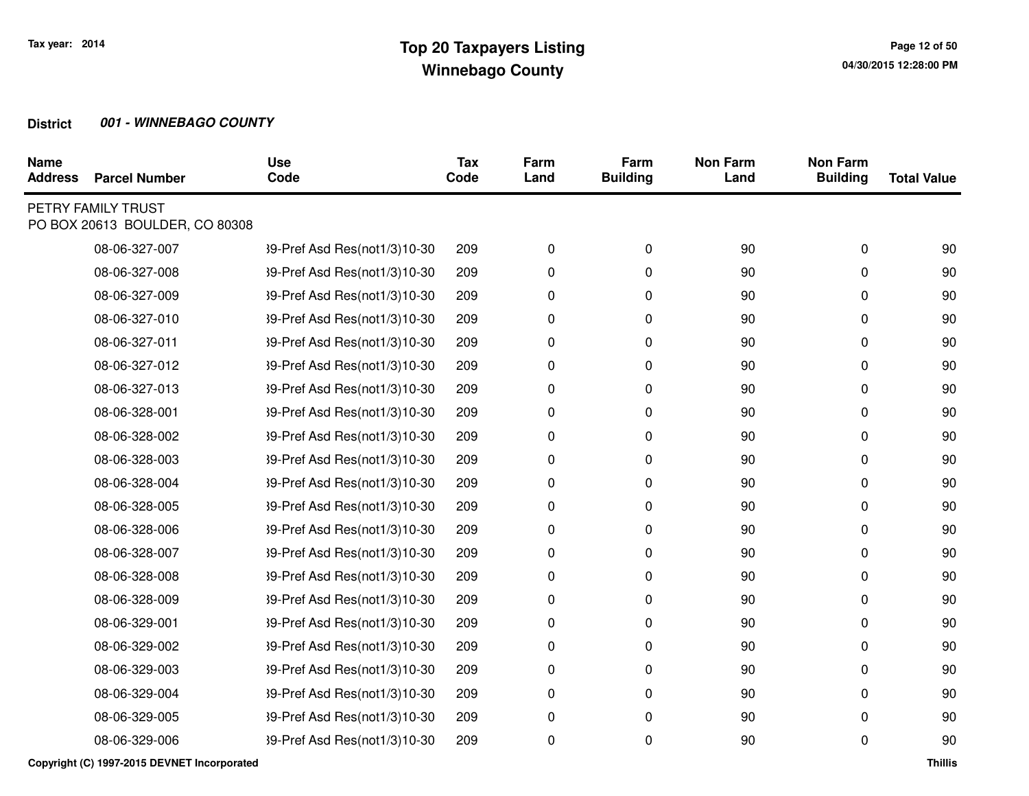# Top 20 Taxpayers Listing
## Winnebago County

Tax year: 2014

**District** ***001 - WINNEBAGO COUNTY***

| Name Address | Parcel Number | Use Code | Tax Code | Farm Land | Farm Building | Non Farm Land | Non Farm Building | Total Value |
|---|---|---|---|---|---|---|---|---|
| PETRY FAMILY TRUST<br>PO BOX 20613 BOULDER, CO 80308 | | | | | | | | |
| | 08-06-327-007 | 39-Pref Asd Res(not1/3)10-30 | 209 | 0 | 0 | 90 | 0 | 90 |
| | 08-06-327-008 | 39-Pref Asd Res(not1/3)10-30 | 209 | 0 | 0 | 90 | 0 | 90 |
| | 08-06-327-009 | 39-Pref Asd Res(not1/3)10-30 | 209 | 0 | 0 | 90 | 0 | 90 |
| | 08-06-327-010 | 39-Pref Asd Res(not1/3)10-30 | 209 | 0 | 0 | 90 | 0 | 90 |
| | 08-06-327-011 | 39-Pref Asd Res(not1/3)10-30 | 209 | 0 | 0 | 90 | 0 | 90 |
| | 08-06-327-012 | 39-Pref Asd Res(not1/3)10-30 | 209 | 0 | 0 | 90 | 0 | 90 |
| | 08-06-327-013 | 39-Pref Asd Res(not1/3)10-30 | 209 | 0 | 0 | 90 | 0 | 90 |
| | 08-06-328-001 | 39-Pref Asd Res(not1/3)10-30 | 209 | 0 | 0 | 90 | 0 | 90 |
| | 08-06-328-002 | 39-Pref Asd Res(not1/3)10-30 | 209 | 0 | 0 | 90 | 0 | 90 |
| | 08-06-328-003 | 39-Pref Asd Res(not1/3)10-30 | 209 | 0 | 0 | 90 | 0 | 90 |
| | 08-06-328-004 | 39-Pref Asd Res(not1/3)10-30 | 209 | 0 | 0 | 90 | 0 | 90 |
| | 08-06-328-005 | 39-Pref Asd Res(not1/3)10-30 | 209 | 0 | 0 | 90 | 0 | 90 |
| | 08-06-328-006 | 39-Pref Asd Res(not1/3)10-30 | 209 | 0 | 0 | 90 | 0 | 90 |
| | 08-06-328-007 | 39-Pref Asd Res(not1/3)10-30 | 209 | 0 | 0 | 90 | 0 | 90 |
| | 08-06-328-008 | 39-Pref Asd Res(not1/3)10-30 | 209 | 0 | 0 | 90 | 0 | 90 |
| | 08-06-328-009 | 39-Pref Asd Res(not1/3)10-30 | 209 | 0 | 0 | 90 | 0 | 90 |
| | 08-06-329-001 | 39-Pref Asd Res(not1/3)10-30 | 209 | 0 | 0 | 90 | 0 | 90 |
| | 08-06-329-002 | 39-Pref Asd Res(not1/3)10-30 | 209 | 0 | 0 | 90 | 0 | 90 |
| | 08-06-329-003 | 39-Pref Asd Res(not1/3)10-30 | 209 | 0 | 0 | 90 | 0 | 90 |
| | 08-06-329-004 | 39-Pref Asd Res(not1/3)10-30 | 209 | 0 | 0 | 90 | 0 | 90 |
| | 08-06-329-005 | 39-Pref Asd Res(not1/3)10-30 | 209 | 0 | 0 | 90 | 0 | 90 |
| | 08-06-329-006 | 39-Pref Asd Res(not1/3)10-30 | 209 | 0 | 0 | 90 | 0 | 90 |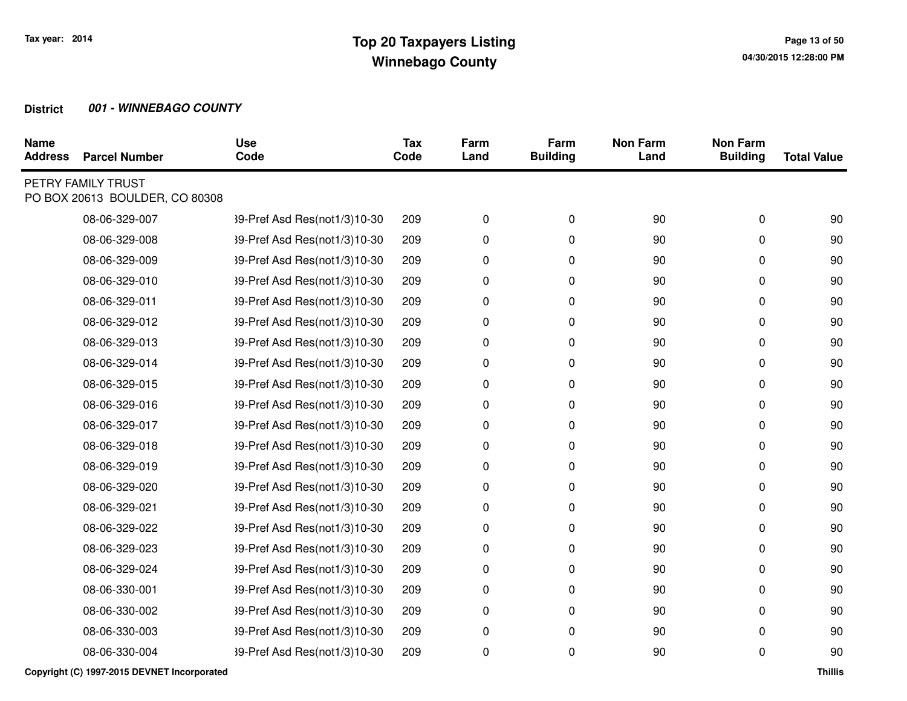# Top 20 Taxpayers Listing
## Winnebago County

Tax year: 2014

**District** ***001 - WINNEBAGO COUNTY***

| Name Address | Parcel Number | Use Code | Tax Code | Farm Land | Farm Building | Non Farm Land | Non Farm Building | Total Value |
|---|---|---|---|---|---|---|---|---|
| PETRY FAMILY TRUST<br>PO BOX 20613 BOULDER, CO 80308 | | | | | | | | |
| | 08-06-329-007 | 39-Pref Asd Res(not1/3)10-30 | 209 | 0 | 0 | 90 | 0 | 90 |
| | 08-06-329-008 | 39-Pref Asd Res(not1/3)10-30 | 209 | 0 | 0 | 90 | 0 | 90 |
| | 08-06-329-009 | 39-Pref Asd Res(not1/3)10-30 | 209 | 0 | 0 | 90 | 0 | 90 |
| | 08-06-329-010 | 39-Pref Asd Res(not1/3)10-30 | 209 | 0 | 0 | 90 | 0 | 90 |
| | 08-06-329-011 | 39-Pref Asd Res(not1/3)10-30 | 209 | 0 | 0 | 90 | 0 | 90 |
| | 08-06-329-012 | 39-Pref Asd Res(not1/3)10-30 | 209 | 0 | 0 | 90 | 0 | 90 |
| | 08-06-329-013 | 39-Pref Asd Res(not1/3)10-30 | 209 | 0 | 0 | 90 | 0 | 90 |
| | 08-06-329-014 | 39-Pref Asd Res(not1/3)10-30 | 209 | 0 | 0 | 90 | 0 | 90 |
| | 08-06-329-015 | 39-Pref Asd Res(not1/3)10-30 | 209 | 0 | 0 | 90 | 0 | 90 |
| | 08-06-329-016 | 39-Pref Asd Res(not1/3)10-30 | 209 | 0 | 0 | 90 | 0 | 90 |
| | 08-06-329-017 | 39-Pref Asd Res(not1/3)10-30 | 209 | 0 | 0 | 90 | 0 | 90 |
| | 08-06-329-018 | 39-Pref Asd Res(not1/3)10-30 | 209 | 0 | 0 | 90 | 0 | 90 |
| | 08-06-329-019 | 39-Pref Asd Res(not1/3)10-30 | 209 | 0 | 0 | 90 | 0 | 90 |
| | 08-06-329-020 | 39-Pref Asd Res(not1/3)10-30 | 209 | 0 | 0 | 90 | 0 | 90 |
| | 08-06-329-021 | 39-Pref Asd Res(not1/3)10-30 | 209 | 0 | 0 | 90 | 0 | 90 |
| | 08-06-329-022 | 39-Pref Asd Res(not1/3)10-30 | 209 | 0 | 0 | 90 | 0 | 90 |
| | 08-06-329-023 | 39-Pref Asd Res(not1/3)10-30 | 209 | 0 | 0 | 90 | 0 | 90 |
| | 08-06-329-024 | 39-Pref Asd Res(not1/3)10-30 | 209 | 0 | 0 | 90 | 0 | 90 |
| | 08-06-330-001 | 39-Pref Asd Res(not1/3)10-30 | 209 | 0 | 0 | 90 | 0 | 90 |
| | 08-06-330-002 | 39-Pref Asd Res(not1/3)10-30 | 209 | 0 | 0 | 90 | 0 | 90 |
| | 08-06-330-003 | 39-Pref Asd Res(not1/3)10-30 | 209 | 0 | 0 | 90 | 0 | 90 |
| | 08-06-330-004 | 39-Pref Asd Res(not1/3)10-30 | 209 | 0 | 0 | 90 | 0 | 90 |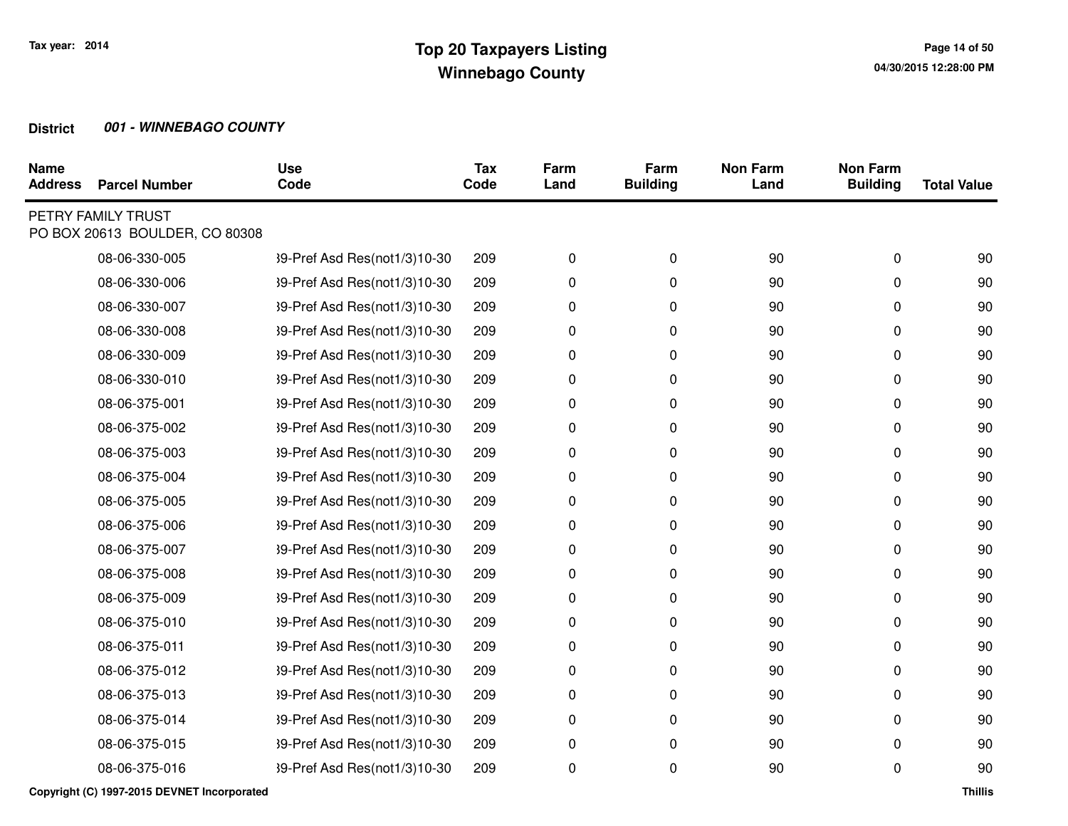**Tax year: 2014**

# Top 20 Taxpayers Listing
## Winnebago County

**District** ***001 - WINNEBAGO COUNTY***

| Name Address | Parcel Number | Use Code | Tax Code | Farm Land | Farm Building | Non Farm Land | Non Farm Building | Total Value |
|---|---|---|---|---|---|---|---|---|
| PETRY FAMILY TRUST<br>PO BOX 20613 BOULDER, CO 80308 | | | | | | | | |
| | 08-06-330-005 | 39-Pref Asd Res(not1/3)10-30 | 209 | 0 | 0 | 90 | 0 | 90 |
| | 08-06-330-006 | 39-Pref Asd Res(not1/3)10-30 | 209 | 0 | 0 | 90 | 0 | 90 |
| | 08-06-330-007 | 39-Pref Asd Res(not1/3)10-30 | 209 | 0 | 0 | 90 | 0 | 90 |
| | 08-06-330-008 | 39-Pref Asd Res(not1/3)10-30 | 209 | 0 | 0 | 90 | 0 | 90 |
| | 08-06-330-009 | 39-Pref Asd Res(not1/3)10-30 | 209 | 0 | 0 | 90 | 0 | 90 |
| | 08-06-330-010 | 39-Pref Asd Res(not1/3)10-30 | 209 | 0 | 0 | 90 | 0 | 90 |
| | 08-06-375-001 | 39-Pref Asd Res(not1/3)10-30 | 209 | 0 | 0 | 90 | 0 | 90 |
| | 08-06-375-002 | 39-Pref Asd Res(not1/3)10-30 | 209 | 0 | 0 | 90 | 0 | 90 |
| | 08-06-375-003 | 39-Pref Asd Res(not1/3)10-30 | 209 | 0 | 0 | 90 | 0 | 90 |
| | 08-06-375-004 | 39-Pref Asd Res(not1/3)10-30 | 209 | 0 | 0 | 90 | 0 | 90 |
| | 08-06-375-005 | 39-Pref Asd Res(not1/3)10-30 | 209 | 0 | 0 | 90 | 0 | 90 |
| | 08-06-375-006 | 39-Pref Asd Res(not1/3)10-30 | 209 | 0 | 0 | 90 | 0 | 90 |
| | 08-06-375-007 | 39-Pref Asd Res(not1/3)10-30 | 209 | 0 | 0 | 90 | 0 | 90 |
| | 08-06-375-008 | 39-Pref Asd Res(not1/3)10-30 | 209 | 0 | 0 | 90 | 0 | 90 |
| | 08-06-375-009 | 39-Pref Asd Res(not1/3)10-30 | 209 | 0 | 0 | 90 | 0 | 90 |
| | 08-06-375-010 | 39-Pref Asd Res(not1/3)10-30 | 209 | 0 | 0 | 90 | 0 | 90 |
| | 08-06-375-011 | 39-Pref Asd Res(not1/3)10-30 | 209 | 0 | 0 | 90 | 0 | 90 |
| | 08-06-375-012 | 39-Pref Asd Res(not1/3)10-30 | 209 | 0 | 0 | 90 | 0 | 90 |
| | 08-06-375-013 | 39-Pref Asd Res(not1/3)10-30 | 209 | 0 | 0 | 90 | 0 | 90 |
| | 08-06-375-014 | 39-Pref Asd Res(not1/3)10-30 | 209 | 0 | 0 | 90 | 0 | 90 |
| | 08-06-375-015 | 39-Pref Asd Res(not1/3)10-30 | 209 | 0 | 0 | 90 | 0 | 90 |
| | 08-06-375-016 | 39-Pref Asd Res(not1/3)10-30 | 209 | 0 | 0 | 90 | 0 | 90 |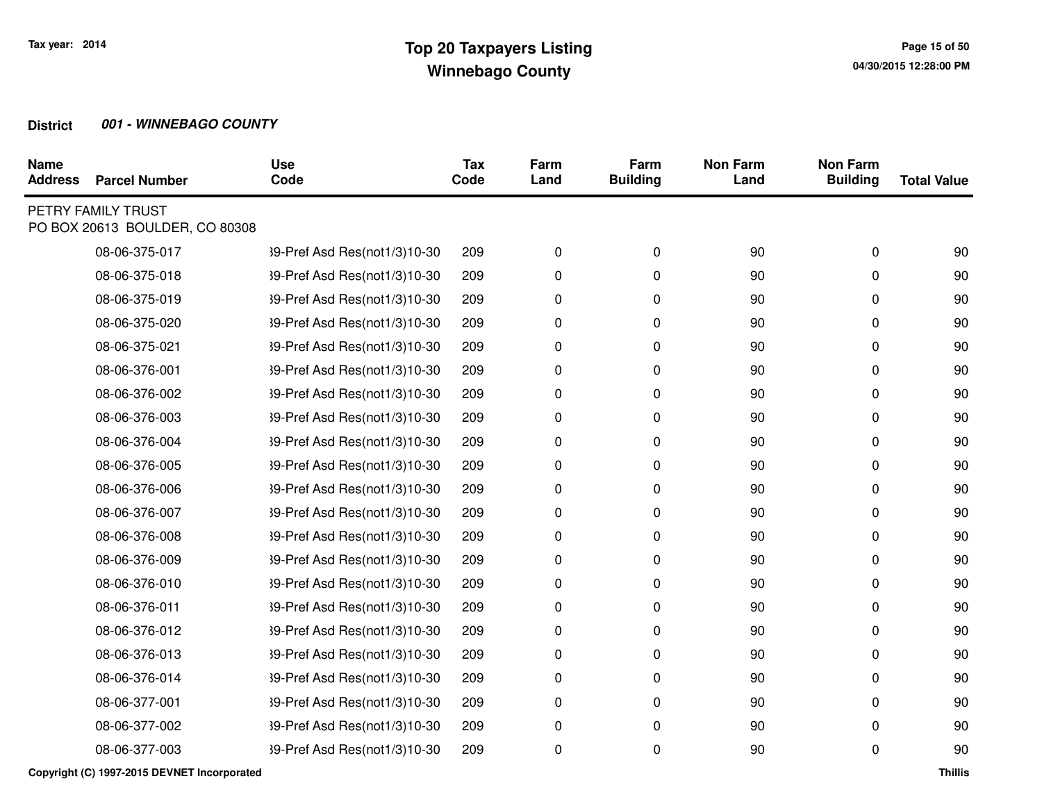**Tax year: 2014**

# Top 20 Taxpayers Listing
## Winnebago County

**District** ***001 - WINNEBAGO COUNTY***

| Name Address | Parcel Number | Use Code | Tax Code | Farm Land | Farm Building | Non Farm Land | Non Farm Building | Total Value |
|---|---|---|---|---|---|---|---|---|
| PETRY FAMILY TRUST<br>PO BOX 20613 BOULDER, CO 80308 | | | | | | | | |
| | 08-06-375-017 | 39-Pref Asd Res(not1/3)10-30 | 209 | 0 | 0 | 90 | 0 | 90 |
| | 08-06-375-018 | 39-Pref Asd Res(not1/3)10-30 | 209 | 0 | 0 | 90 | 0 | 90 |
| | 08-06-375-019 | 39-Pref Asd Res(not1/3)10-30 | 209 | 0 | 0 | 90 | 0 | 90 |
| | 08-06-375-020 | 39-Pref Asd Res(not1/3)10-30 | 209 | 0 | 0 | 90 | 0 | 90 |
| | 08-06-375-021 | 39-Pref Asd Res(not1/3)10-30 | 209 | 0 | 0 | 90 | 0 | 90 |
| | 08-06-376-001 | 39-Pref Asd Res(not1/3)10-30 | 209 | 0 | 0 | 90 | 0 | 90 |
| | 08-06-376-002 | 39-Pref Asd Res(not1/3)10-30 | 209 | 0 | 0 | 90 | 0 | 90 |
| | 08-06-376-003 | 39-Pref Asd Res(not1/3)10-30 | 209 | 0 | 0 | 90 | 0 | 90 |
| | 08-06-376-004 | 39-Pref Asd Res(not1/3)10-30 | 209 | 0 | 0 | 90 | 0 | 90 |
| | 08-06-376-005 | 39-Pref Asd Res(not1/3)10-30 | 209 | 0 | 0 | 90 | 0 | 90 |
| | 08-06-376-006 | 39-Pref Asd Res(not1/3)10-30 | 209 | 0 | 0 | 90 | 0 | 90 |
| | 08-06-376-007 | 39-Pref Asd Res(not1/3)10-30 | 209 | 0 | 0 | 90 | 0 | 90 |
| | 08-06-376-008 | 39-Pref Asd Res(not1/3)10-30 | 209 | 0 | 0 | 90 | 0 | 90 |
| | 08-06-376-009 | 39-Pref Asd Res(not1/3)10-30 | 209 | 0 | 0 | 90 | 0 | 90 |
| | 08-06-376-010 | 39-Pref Asd Res(not1/3)10-30 | 209 | 0 | 0 | 90 | 0 | 90 |
| | 08-06-376-011 | 39-Pref Asd Res(not1/3)10-30 | 209 | 0 | 0 | 90 | 0 | 90 |
| | 08-06-376-012 | 39-Pref Asd Res(not1/3)10-30 | 209 | 0 | 0 | 90 | 0 | 90 |
| | 08-06-376-013 | 39-Pref Asd Res(not1/3)10-30 | 209 | 0 | 0 | 90 | 0 | 90 |
| | 08-06-376-014 | 39-Pref Asd Res(not1/3)10-30 | 209 | 0 | 0 | 90 | 0 | 90 |
| | 08-06-377-001 | 39-Pref Asd Res(not1/3)10-30 | 209 | 0 | 0 | 90 | 0 | 90 |
| | 08-06-377-002 | 39-Pref Asd Res(not1/3)10-30 | 209 | 0 | 0 | 90 | 0 | 90 |
| | 08-06-377-003 | 39-Pref Asd Res(not1/3)10-30 | 209 | 0 | 0 | 90 | 0 | 90 |

Copyright (C) 1997-2015 DEVNET Incorporated — Thillis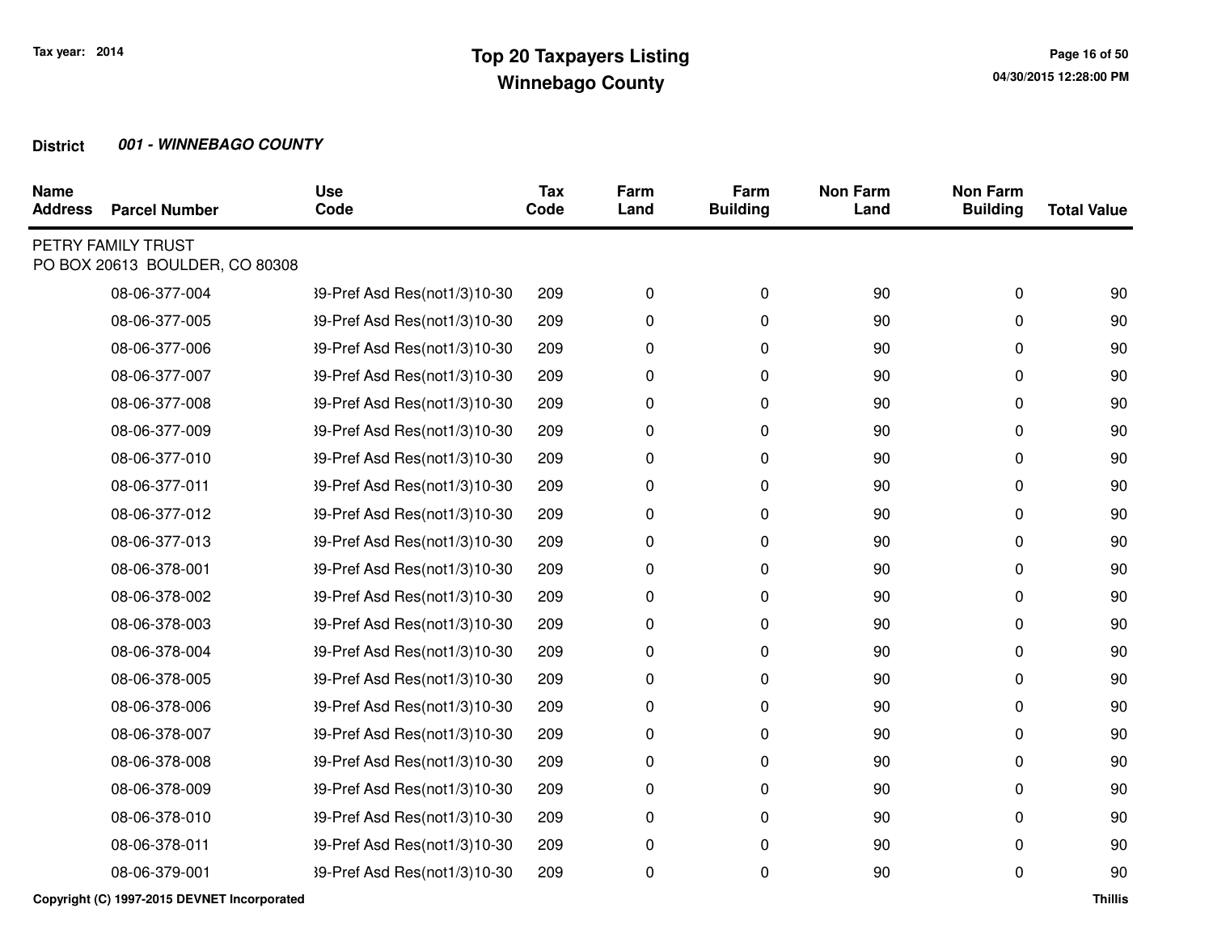**District** ***001 - WINNEBAGO COUNTY***

| Name Address | Parcel Number | Use Code | Tax Code | Farm Land | Farm Building | Non Farm Land | Non Farm Building | Total Value |
|---|---|---|---|---|---|---|---|---|
| PETRY FAMILY TRUST PO BOX 20613 BOULDER, CO 80308 | | | | | | | | |
| | 08-06-377-004 | 39-Pref Asd Res(not1/3)10-30 | 209 | 0 | 0 | 90 | 0 | 90 |
| | 08-06-377-005 | 39-Pref Asd Res(not1/3)10-30 | 209 | 0 | 0 | 90 | 0 | 90 |
| | 08-06-377-006 | 39-Pref Asd Res(not1/3)10-30 | 209 | 0 | 0 | 90 | 0 | 90 |
| | 08-06-377-007 | 39-Pref Asd Res(not1/3)10-30 | 209 | 0 | 0 | 90 | 0 | 90 |
| | 08-06-377-008 | 39-Pref Asd Res(not1/3)10-30 | 209 | 0 | 0 | 90 | 0 | 90 |
| | 08-06-377-009 | 39-Pref Asd Res(not1/3)10-30 | 209 | 0 | 0 | 90 | 0 | 90 |
| | 08-06-377-010 | 39-Pref Asd Res(not1/3)10-30 | 209 | 0 | 0 | 90 | 0 | 90 |
| | 08-06-377-011 | 39-Pref Asd Res(not1/3)10-30 | 209 | 0 | 0 | 90 | 0 | 90 |
| | 08-06-377-012 | 39-Pref Asd Res(not1/3)10-30 | 209 | 0 | 0 | 90 | 0 | 90 |
| | 08-06-377-013 | 39-Pref Asd Res(not1/3)10-30 | 209 | 0 | 0 | 90 | 0 | 90 |
| | 08-06-378-001 | 39-Pref Asd Res(not1/3)10-30 | 209 | 0 | 0 | 90 | 0 | 90 |
| | 08-06-378-002 | 39-Pref Asd Res(not1/3)10-30 | 209 | 0 | 0 | 90 | 0 | 90 |
| | 08-06-378-003 | 39-Pref Asd Res(not1/3)10-30 | 209 | 0 | 0 | 90 | 0 | 90 |
| | 08-06-378-004 | 39-Pref Asd Res(not1/3)10-30 | 209 | 0 | 0 | 90 | 0 | 90 |
| | 08-06-378-005 | 39-Pref Asd Res(not1/3)10-30 | 209 | 0 | 0 | 90 | 0 | 90 |
| | 08-06-378-006 | 39-Pref Asd Res(not1/3)10-30 | 209 | 0 | 0 | 90 | 0 | 90 |
| | 08-06-378-007 | 39-Pref Asd Res(not1/3)10-30 | 209 | 0 | 0 | 90 | 0 | 90 |
| | 08-06-378-008 | 39-Pref Asd Res(not1/3)10-30 | 209 | 0 | 0 | 90 | 0 | 90 |
| | 08-06-378-009 | 39-Pref Asd Res(not1/3)10-30 | 209 | 0 | 0 | 90 | 0 | 90 |
| | 08-06-378-010 | 39-Pref Asd Res(not1/3)10-30 | 209 | 0 | 0 | 90 | 0 | 90 |
| | 08-06-378-011 | 39-Pref Asd Res(not1/3)10-30 | 209 | 0 | 0 | 90 | 0 | 90 |
| | 08-06-379-001 | 39-Pref Asd Res(not1/3)10-30 | 209 | 0 | 0 | 90 | 0 | 90 |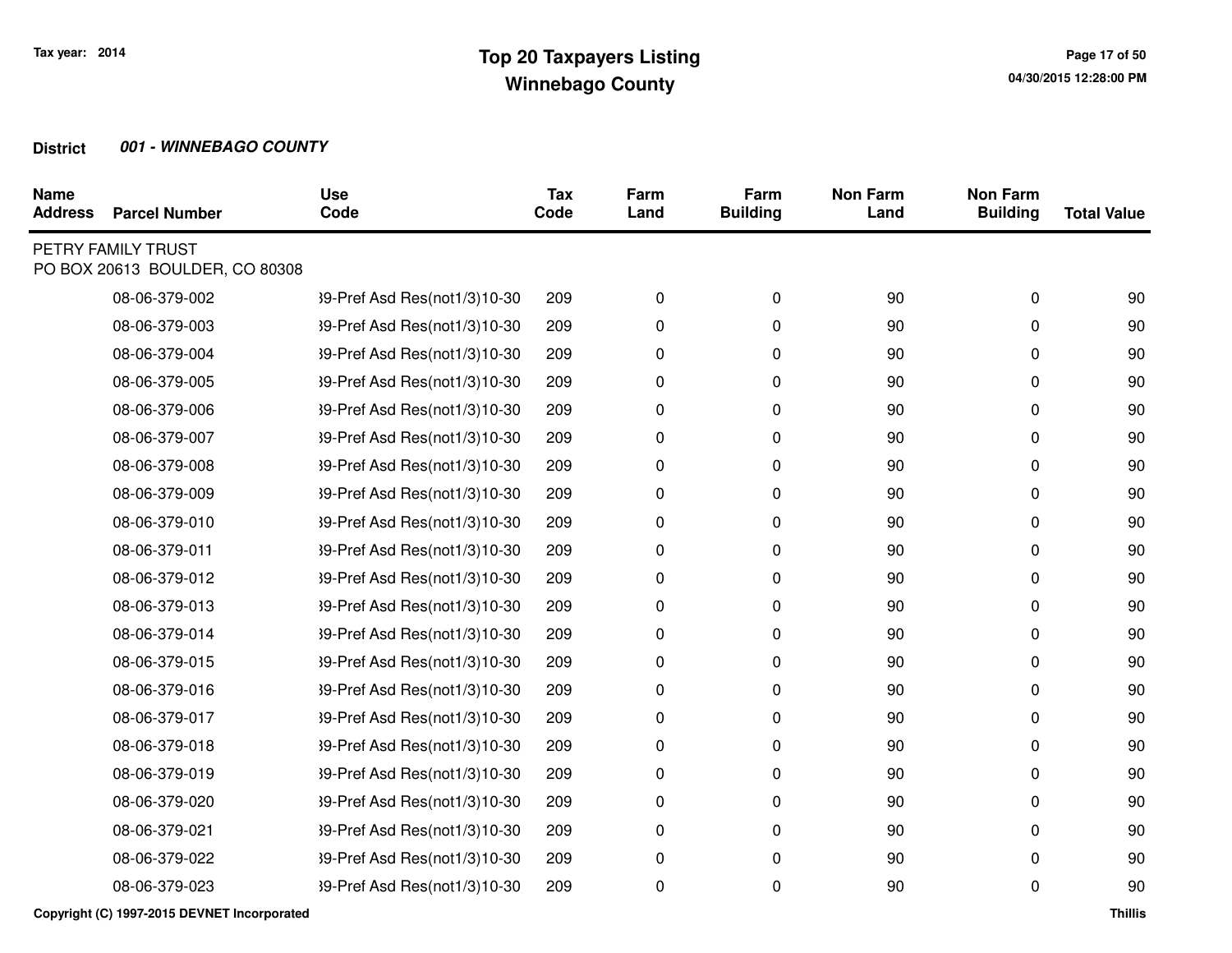Tax year: 2014

# Top 20 Taxpayers Listing
## Winnebago County

**District** ***001 - WINNEBAGO COUNTY***

| Name Address | Parcel Number | Use Code | Tax Code | Farm Land | Farm Building | Non Farm Land | Non Farm Building | Total Value |
|---|---|---|---|---|---|---|---|---|
| PETRY FAMILY TRUST<br>PO BOX 20613 BOULDER, CO 80308 | | | | | | | | |
| | 08-06-379-002 | 39-Pref Asd Res(not1/3)10-30 | 209 | 0 | 0 | 90 | 0 | 90 |
| | 08-06-379-003 | 39-Pref Asd Res(not1/3)10-30 | 209 | 0 | 0 | 90 | 0 | 90 |
| | 08-06-379-004 | 39-Pref Asd Res(not1/3)10-30 | 209 | 0 | 0 | 90 | 0 | 90 |
| | 08-06-379-005 | 39-Pref Asd Res(not1/3)10-30 | 209 | 0 | 0 | 90 | 0 | 90 |
| | 08-06-379-006 | 39-Pref Asd Res(not1/3)10-30 | 209 | 0 | 0 | 90 | 0 | 90 |
| | 08-06-379-007 | 39-Pref Asd Res(not1/3)10-30 | 209 | 0 | 0 | 90 | 0 | 90 |
| | 08-06-379-008 | 39-Pref Asd Res(not1/3)10-30 | 209 | 0 | 0 | 90 | 0 | 90 |
| | 08-06-379-009 | 39-Pref Asd Res(not1/3)10-30 | 209 | 0 | 0 | 90 | 0 | 90 |
| | 08-06-379-010 | 39-Pref Asd Res(not1/3)10-30 | 209 | 0 | 0 | 90 | 0 | 90 |
| | 08-06-379-011 | 39-Pref Asd Res(not1/3)10-30 | 209 | 0 | 0 | 90 | 0 | 90 |
| | 08-06-379-012 | 39-Pref Asd Res(not1/3)10-30 | 209 | 0 | 0 | 90 | 0 | 90 |
| | 08-06-379-013 | 39-Pref Asd Res(not1/3)10-30 | 209 | 0 | 0 | 90 | 0 | 90 |
| | 08-06-379-014 | 39-Pref Asd Res(not1/3)10-30 | 209 | 0 | 0 | 90 | 0 | 90 |
| | 08-06-379-015 | 39-Pref Asd Res(not1/3)10-30 | 209 | 0 | 0 | 90 | 0 | 90 |
| | 08-06-379-016 | 39-Pref Asd Res(not1/3)10-30 | 209 | 0 | 0 | 90 | 0 | 90 |
| | 08-06-379-017 | 39-Pref Asd Res(not1/3)10-30 | 209 | 0 | 0 | 90 | 0 | 90 |
| | 08-06-379-018 | 39-Pref Asd Res(not1/3)10-30 | 209 | 0 | 0 | 90 | 0 | 90 |
| | 08-06-379-019 | 39-Pref Asd Res(not1/3)10-30 | 209 | 0 | 0 | 90 | 0 | 90 |
| | 08-06-379-020 | 39-Pref Asd Res(not1/3)10-30 | 209 | 0 | 0 | 90 | 0 | 90 |
| | 08-06-379-021 | 39-Pref Asd Res(not1/3)10-30 | 209 | 0 | 0 | 90 | 0 | 90 |
| | 08-06-379-022 | 39-Pref Asd Res(not1/3)10-30 | 209 | 0 | 0 | 90 | 0 | 90 |
| | 08-06-379-023 | 39-Pref Asd Res(not1/3)10-30 | 209 | 0 | 0 | 90 | 0 | 90 |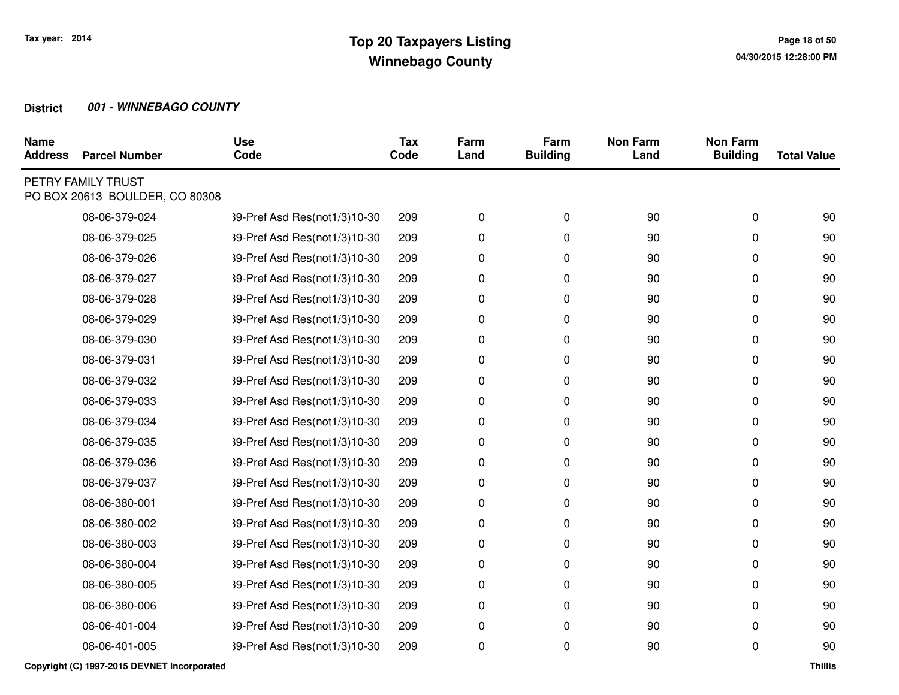# Top 20 Taxpayers Listing
## Winnebago County

Tax year: 2014

**District** ***001 - WINNEBAGO COUNTY***

| Name Address | Parcel Number | Use Code | Tax Code | Farm Land | Farm Building | Non Farm Land | Non Farm Building | Total Value |
|---|---|---|---|---|---|---|---|---|
| PETRY FAMILY TRUST<br>PO BOX 20613 BOULDER, CO 80308 | | | | | | | | |
| | 08-06-379-024 | 39-Pref Asd Res(not1/3)10-30 | 209 | 0 | 0 | 90 | 0 | 90 |
| | 08-06-379-025 | 39-Pref Asd Res(not1/3)10-30 | 209 | 0 | 0 | 90 | 0 | 90 |
| | 08-06-379-026 | 39-Pref Asd Res(not1/3)10-30 | 209 | 0 | 0 | 90 | 0 | 90 |
| | 08-06-379-027 | 39-Pref Asd Res(not1/3)10-30 | 209 | 0 | 0 | 90 | 0 | 90 |
| | 08-06-379-028 | 39-Pref Asd Res(not1/3)10-30 | 209 | 0 | 0 | 90 | 0 | 90 |
| | 08-06-379-029 | 39-Pref Asd Res(not1/3)10-30 | 209 | 0 | 0 | 90 | 0 | 90 |
| | 08-06-379-030 | 39-Pref Asd Res(not1/3)10-30 | 209 | 0 | 0 | 90 | 0 | 90 |
| | 08-06-379-031 | 39-Pref Asd Res(not1/3)10-30 | 209 | 0 | 0 | 90 | 0 | 90 |
| | 08-06-379-032 | 39-Pref Asd Res(not1/3)10-30 | 209 | 0 | 0 | 90 | 0 | 90 |
| | 08-06-379-033 | 39-Pref Asd Res(not1/3)10-30 | 209 | 0 | 0 | 90 | 0 | 90 |
| | 08-06-379-034 | 39-Pref Asd Res(not1/3)10-30 | 209 | 0 | 0 | 90 | 0 | 90 |
| | 08-06-379-035 | 39-Pref Asd Res(not1/3)10-30 | 209 | 0 | 0 | 90 | 0 | 90 |
| | 08-06-379-036 | 39-Pref Asd Res(not1/3)10-30 | 209 | 0 | 0 | 90 | 0 | 90 |
| | 08-06-379-037 | 39-Pref Asd Res(not1/3)10-30 | 209 | 0 | 0 | 90 | 0 | 90 |
| | 08-06-380-001 | 39-Pref Asd Res(not1/3)10-30 | 209 | 0 | 0 | 90 | 0 | 90 |
| | 08-06-380-002 | 39-Pref Asd Res(not1/3)10-30 | 209 | 0 | 0 | 90 | 0 | 90 |
| | 08-06-380-003 | 39-Pref Asd Res(not1/3)10-30 | 209 | 0 | 0 | 90 | 0 | 90 |
| | 08-06-380-004 | 39-Pref Asd Res(not1/3)10-30 | 209 | 0 | 0 | 90 | 0 | 90 |
| | 08-06-380-005 | 39-Pref Asd Res(not1/3)10-30 | 209 | 0 | 0 | 90 | 0 | 90 |
| | 08-06-380-006 | 39-Pref Asd Res(not1/3)10-30 | 209 | 0 | 0 | 90 | 0 | 90 |
| | 08-06-401-004 | 39-Pref Asd Res(not1/3)10-30 | 209 | 0 | 0 | 90 | 0 | 90 |
| | 08-06-401-005 | 39-Pref Asd Res(not1/3)10-30 | 209 | 0 | 0 | 90 | 0 | 90 |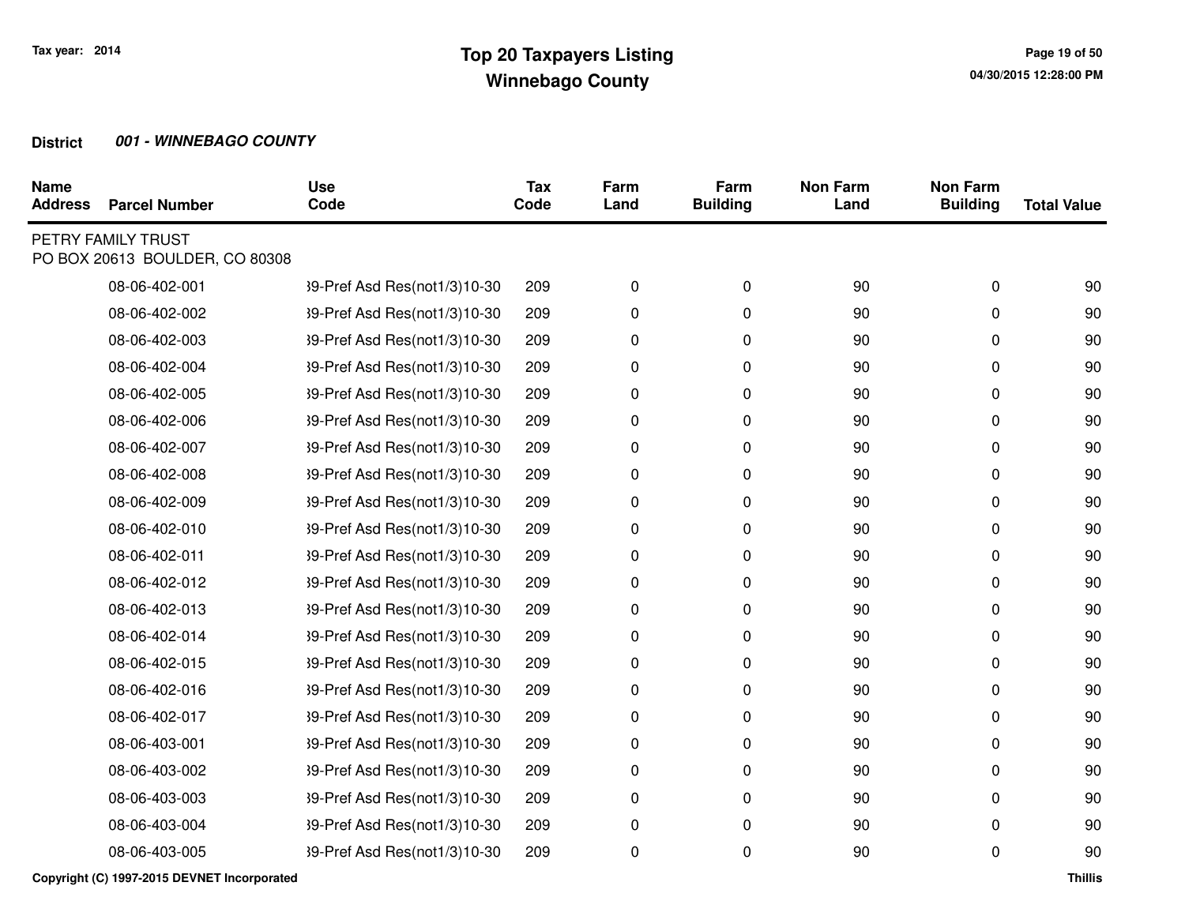Tax year: 2014

# Top 20 Taxpayers Listing
## Winnebago County

**District** ***001 - WINNEBAGO COUNTY***

| Name Address | Parcel Number | Use Code | Tax Code | Farm Land | Farm Building | Non Farm Land | Non Farm Building | Total Value |
|---|---|---|---|---|---|---|---|---|
| PETRY FAMILY TRUST<br>PO BOX 20613 BOULDER, CO 80308 | | | | | | | | |
| | 08-06-402-001 | 39-Pref Asd Res(not1/3)10-30 | 209 | 0 | 0 | 90 | 0 | 90 |
| | 08-06-402-002 | 39-Pref Asd Res(not1/3)10-30 | 209 | 0 | 0 | 90 | 0 | 90 |
| | 08-06-402-003 | 39-Pref Asd Res(not1/3)10-30 | 209 | 0 | 0 | 90 | 0 | 90 |
| | 08-06-402-004 | 39-Pref Asd Res(not1/3)10-30 | 209 | 0 | 0 | 90 | 0 | 90 |
| | 08-06-402-005 | 39-Pref Asd Res(not1/3)10-30 | 209 | 0 | 0 | 90 | 0 | 90 |
| | 08-06-402-006 | 39-Pref Asd Res(not1/3)10-30 | 209 | 0 | 0 | 90 | 0 | 90 |
| | 08-06-402-007 | 39-Pref Asd Res(not1/3)10-30 | 209 | 0 | 0 | 90 | 0 | 90 |
| | 08-06-402-008 | 39-Pref Asd Res(not1/3)10-30 | 209 | 0 | 0 | 90 | 0 | 90 |
| | 08-06-402-009 | 39-Pref Asd Res(not1/3)10-30 | 209 | 0 | 0 | 90 | 0 | 90 |
| | 08-06-402-010 | 39-Pref Asd Res(not1/3)10-30 | 209 | 0 | 0 | 90 | 0 | 90 |
| | 08-06-402-011 | 39-Pref Asd Res(not1/3)10-30 | 209 | 0 | 0 | 90 | 0 | 90 |
| | 08-06-402-012 | 39-Pref Asd Res(not1/3)10-30 | 209 | 0 | 0 | 90 | 0 | 90 |
| | 08-06-402-013 | 39-Pref Asd Res(not1/3)10-30 | 209 | 0 | 0 | 90 | 0 | 90 |
| | 08-06-402-014 | 39-Pref Asd Res(not1/3)10-30 | 209 | 0 | 0 | 90 | 0 | 90 |
| | 08-06-402-015 | 39-Pref Asd Res(not1/3)10-30 | 209 | 0 | 0 | 90 | 0 | 90 |
| | 08-06-402-016 | 39-Pref Asd Res(not1/3)10-30 | 209 | 0 | 0 | 90 | 0 | 90 |
| | 08-06-402-017 | 39-Pref Asd Res(not1/3)10-30 | 209 | 0 | 0 | 90 | 0 | 90 |
| | 08-06-403-001 | 39-Pref Asd Res(not1/3)10-30 | 209 | 0 | 0 | 90 | 0 | 90 |
| | 08-06-403-002 | 39-Pref Asd Res(not1/3)10-30 | 209 | 0 | 0 | 90 | 0 | 90 |
| | 08-06-403-003 | 39-Pref Asd Res(not1/3)10-30 | 209 | 0 | 0 | 90 | 0 | 90 |
| | 08-06-403-004 | 39-Pref Asd Res(not1/3)10-30 | 209 | 0 | 0 | 90 | 0 | 90 |
| | 08-06-403-005 | 39-Pref Asd Res(not1/3)10-30 | 209 | 0 | 0 | 90 | 0 | 90 |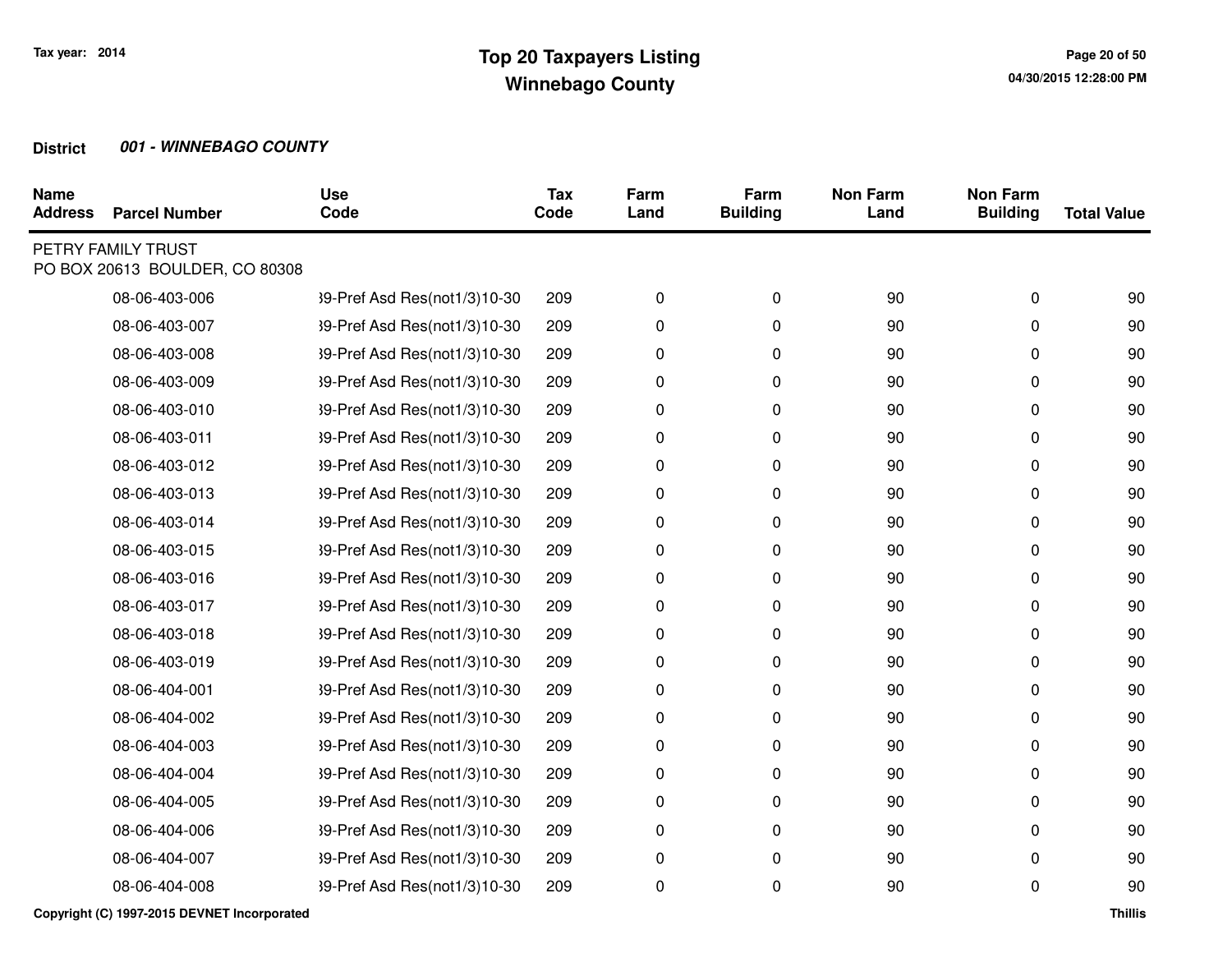**District** ***001 - WINNEBAGO COUNTY***

| Name Address | Parcel Number | Use Code | Tax Code | Farm Land | Farm Building | Non Farm Land | Non Farm Building | Total Value |
|---|---|---|---|---|---|---|---|---|
| PETRY FAMILY TRUST<br>PO BOX 20613 BOULDER, CO 80308 | | | | | | | | |
| | 08-06-403-006 | 39-Pref Asd Res(not1/3)10-30 | 209 | 0 | 0 | 90 | 0 | 90 |
| | 08-06-403-007 | 39-Pref Asd Res(not1/3)10-30 | 209 | 0 | 0 | 90 | 0 | 90 |
| | 08-06-403-008 | 39-Pref Asd Res(not1/3)10-30 | 209 | 0 | 0 | 90 | 0 | 90 |
| | 08-06-403-009 | 39-Pref Asd Res(not1/3)10-30 | 209 | 0 | 0 | 90 | 0 | 90 |
| | 08-06-403-010 | 39-Pref Asd Res(not1/3)10-30 | 209 | 0 | 0 | 90 | 0 | 90 |
| | 08-06-403-011 | 39-Pref Asd Res(not1/3)10-30 | 209 | 0 | 0 | 90 | 0 | 90 |
| | 08-06-403-012 | 39-Pref Asd Res(not1/3)10-30 | 209 | 0 | 0 | 90 | 0 | 90 |
| | 08-06-403-013 | 39-Pref Asd Res(not1/3)10-30 | 209 | 0 | 0 | 90 | 0 | 90 |
| | 08-06-403-014 | 39-Pref Asd Res(not1/3)10-30 | 209 | 0 | 0 | 90 | 0 | 90 |
| | 08-06-403-015 | 39-Pref Asd Res(not1/3)10-30 | 209 | 0 | 0 | 90 | 0 | 90 |
| | 08-06-403-016 | 39-Pref Asd Res(not1/3)10-30 | 209 | 0 | 0 | 90 | 0 | 90 |
| | 08-06-403-017 | 39-Pref Asd Res(not1/3)10-30 | 209 | 0 | 0 | 90 | 0 | 90 |
| | 08-06-403-018 | 39-Pref Asd Res(not1/3)10-30 | 209 | 0 | 0 | 90 | 0 | 90 |
| | 08-06-403-019 | 39-Pref Asd Res(not1/3)10-30 | 209 | 0 | 0 | 90 | 0 | 90 |
| | 08-06-404-001 | 39-Pref Asd Res(not1/3)10-30 | 209 | 0 | 0 | 90 | 0 | 90 |
| | 08-06-404-002 | 39-Pref Asd Res(not1/3)10-30 | 209 | 0 | 0 | 90 | 0 | 90 |
| | 08-06-404-003 | 39-Pref Asd Res(not1/3)10-30 | 209 | 0 | 0 | 90 | 0 | 90 |
| | 08-06-404-004 | 39-Pref Asd Res(not1/3)10-30 | 209 | 0 | 0 | 90 | 0 | 90 |
| | 08-06-404-005 | 39-Pref Asd Res(not1/3)10-30 | 209 | 0 | 0 | 90 | 0 | 90 |
| | 08-06-404-006 | 39-Pref Asd Res(not1/3)10-30 | 209 | 0 | 0 | 90 | 0 | 90 |
| | 08-06-404-007 | 39-Pref Asd Res(not1/3)10-30 | 209 | 0 | 0 | 90 | 0 | 90 |
| | 08-06-404-008 | 39-Pref Asd Res(not1/3)10-30 | 209 | 0 | 0 | 90 | 0 | 90 |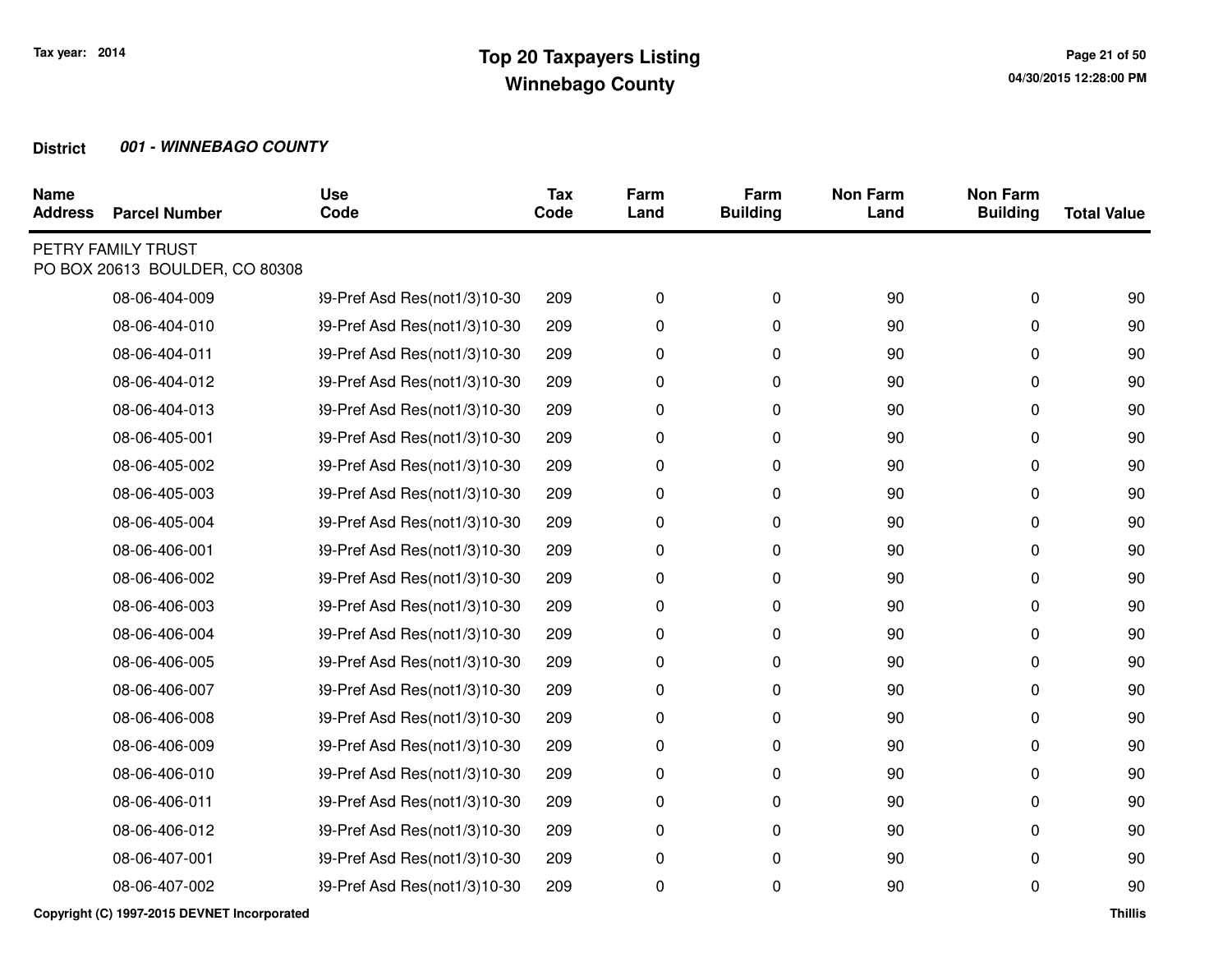**Tax year: 2014**

# Top 20 Taxpayers Listing
## Winnebago County

**District** ***001 - WINNEBAGO COUNTY***

| Name Address | Parcel Number | Use Code | Tax Code | Farm Land | Farm Building | Non Farm Land | Non Farm Building | Total Value |
|---|---|---|---|---|---|---|---|---|
| PETRY FAMILY TRUST<br>PO BOX 20613 BOULDER, CO 80308 | | | | | | | | |
| | 08-06-404-009 | 39-Pref Asd Res(not1/3)10-30 | 209 | 0 | 0 | 90 | 0 | 90 |
| | 08-06-404-010 | 39-Pref Asd Res(not1/3)10-30 | 209 | 0 | 0 | 90 | 0 | 90 |
| | 08-06-404-011 | 39-Pref Asd Res(not1/3)10-30 | 209 | 0 | 0 | 90 | 0 | 90 |
| | 08-06-404-012 | 39-Pref Asd Res(not1/3)10-30 | 209 | 0 | 0 | 90 | 0 | 90 |
| | 08-06-404-013 | 39-Pref Asd Res(not1/3)10-30 | 209 | 0 | 0 | 90 | 0 | 90 |
| | 08-06-405-001 | 39-Pref Asd Res(not1/3)10-30 | 209 | 0 | 0 | 90 | 0 | 90 |
| | 08-06-405-002 | 39-Pref Asd Res(not1/3)10-30 | 209 | 0 | 0 | 90 | 0 | 90 |
| | 08-06-405-003 | 39-Pref Asd Res(not1/3)10-30 | 209 | 0 | 0 | 90 | 0 | 90 |
| | 08-06-405-004 | 39-Pref Asd Res(not1/3)10-30 | 209 | 0 | 0 | 90 | 0 | 90 |
| | 08-06-406-001 | 39-Pref Asd Res(not1/3)10-30 | 209 | 0 | 0 | 90 | 0 | 90 |
| | 08-06-406-002 | 39-Pref Asd Res(not1/3)10-30 | 209 | 0 | 0 | 90 | 0 | 90 |
| | 08-06-406-003 | 39-Pref Asd Res(not1/3)10-30 | 209 | 0 | 0 | 90 | 0 | 90 |
| | 08-06-406-004 | 39-Pref Asd Res(not1/3)10-30 | 209 | 0 | 0 | 90 | 0 | 90 |
| | 08-06-406-005 | 39-Pref Asd Res(not1/3)10-30 | 209 | 0 | 0 | 90 | 0 | 90 |
| | 08-06-406-007 | 39-Pref Asd Res(not1/3)10-30 | 209 | 0 | 0 | 90 | 0 | 90 |
| | 08-06-406-008 | 39-Pref Asd Res(not1/3)10-30 | 209 | 0 | 0 | 90 | 0 | 90 |
| | 08-06-406-009 | 39-Pref Asd Res(not1/3)10-30 | 209 | 0 | 0 | 90 | 0 | 90 |
| | 08-06-406-010 | 39-Pref Asd Res(not1/3)10-30 | 209 | 0 | 0 | 90 | 0 | 90 |
| | 08-06-406-011 | 39-Pref Asd Res(not1/3)10-30 | 209 | 0 | 0 | 90 | 0 | 90 |
| | 08-06-406-012 | 39-Pref Asd Res(not1/3)10-30 | 209 | 0 | 0 | 90 | 0 | 90 |
| | 08-06-407-001 | 39-Pref Asd Res(not1/3)10-30 | 209 | 0 | 0 | 90 | 0 | 90 |
| | 08-06-407-002 | 39-Pref Asd Res(not1/3)10-30 | 209 | 0 | 0 | 90 | 0 | 90 |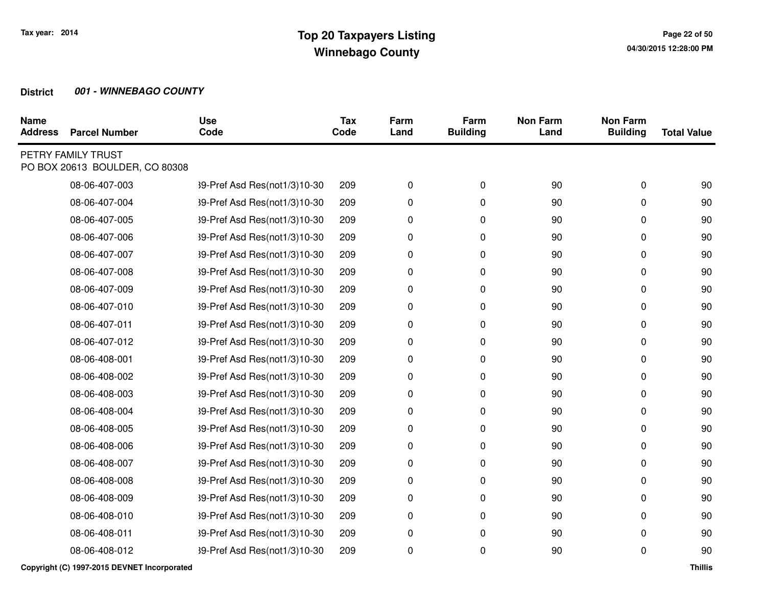**Tax year: 2014**

# Top 20 Taxpayers Listing
## Winnebago County

**District** ***001 - WINNEBAGO COUNTY***

| Name Address | Parcel Number | Use Code | Tax Code | Farm Land | Farm Building | Non Farm Land | Non Farm Building | Total Value |
|---|---|---|---|---|---|---|---|---|
| PETRY FAMILY TRUST<br>PO BOX 20613 BOULDER, CO 80308 | | | | | | | | |
| | 08-06-407-003 | 39-Pref Asd Res(not1/3)10-30 | 209 | 0 | 0 | 90 | 0 | 90 |
| | 08-06-407-004 | 39-Pref Asd Res(not1/3)10-30 | 209 | 0 | 0 | 90 | 0 | 90 |
| | 08-06-407-005 | 39-Pref Asd Res(not1/3)10-30 | 209 | 0 | 0 | 90 | 0 | 90 |
| | 08-06-407-006 | 39-Pref Asd Res(not1/3)10-30 | 209 | 0 | 0 | 90 | 0 | 90 |
| | 08-06-407-007 | 39-Pref Asd Res(not1/3)10-30 | 209 | 0 | 0 | 90 | 0 | 90 |
| | 08-06-407-008 | 39-Pref Asd Res(not1/3)10-30 | 209 | 0 | 0 | 90 | 0 | 90 |
| | 08-06-407-009 | 39-Pref Asd Res(not1/3)10-30 | 209 | 0 | 0 | 90 | 0 | 90 |
| | 08-06-407-010 | 39-Pref Asd Res(not1/3)10-30 | 209 | 0 | 0 | 90 | 0 | 90 |
| | 08-06-407-011 | 39-Pref Asd Res(not1/3)10-30 | 209 | 0 | 0 | 90 | 0 | 90 |
| | 08-06-407-012 | 39-Pref Asd Res(not1/3)10-30 | 209 | 0 | 0 | 90 | 0 | 90 |
| | 08-06-408-001 | 39-Pref Asd Res(not1/3)10-30 | 209 | 0 | 0 | 90 | 0 | 90 |
| | 08-06-408-002 | 39-Pref Asd Res(not1/3)10-30 | 209 | 0 | 0 | 90 | 0 | 90 |
| | 08-06-408-003 | 39-Pref Asd Res(not1/3)10-30 | 209 | 0 | 0 | 90 | 0 | 90 |
| | 08-06-408-004 | 39-Pref Asd Res(not1/3)10-30 | 209 | 0 | 0 | 90 | 0 | 90 |
| | 08-06-408-005 | 39-Pref Asd Res(not1/3)10-30 | 209 | 0 | 0 | 90 | 0 | 90 |
| | 08-06-408-006 | 39-Pref Asd Res(not1/3)10-30 | 209 | 0 | 0 | 90 | 0 | 90 |
| | 08-06-408-007 | 39-Pref Asd Res(not1/3)10-30 | 209 | 0 | 0 | 90 | 0 | 90 |
| | 08-06-408-008 | 39-Pref Asd Res(not1/3)10-30 | 209 | 0 | 0 | 90 | 0 | 90 |
| | 08-06-408-009 | 39-Pref Asd Res(not1/3)10-30 | 209 | 0 | 0 | 90 | 0 | 90 |
| | 08-06-408-010 | 39-Pref Asd Res(not1/3)10-30 | 209 | 0 | 0 | 90 | 0 | 90 |
| | 08-06-408-011 | 39-Pref Asd Res(not1/3)10-30 | 209 | 0 | 0 | 90 | 0 | 90 |
| | 08-06-408-012 | 39-Pref Asd Res(not1/3)10-30 | 209 | 0 | 0 | 90 | 0 | 90 |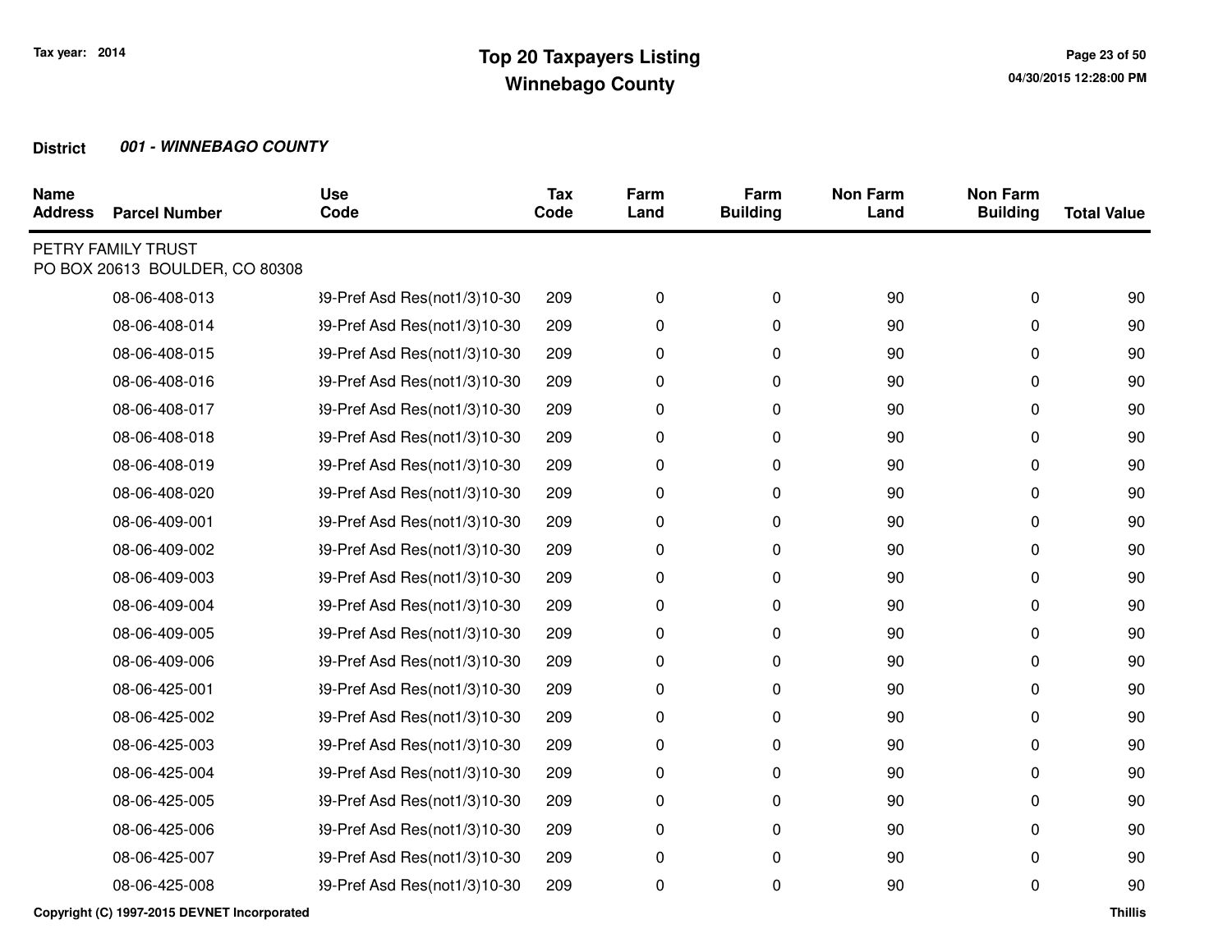# Top 20 Taxpayers Listing
## Winnebago County

Tax year: 2014

**District** ***001 - WINNEBAGO COUNTY***

| Name Address | Parcel Number | Use Code | Tax Code | Farm Land | Farm Building | Non Farm Land | Non Farm Building | Total Value |
|---|---|---|---|---|---|---|---|---|
| PETRY FAMILY TRUST<br>PO BOX 20613 BOULDER, CO 80308 | | | | | | | | |
| | 08-06-408-013 | 39-Pref Asd Res(not1/3)10-30 | 209 | 0 | 0 | 90 | 0 | 90 |
| | 08-06-408-014 | 39-Pref Asd Res(not1/3)10-30 | 209 | 0 | 0 | 90 | 0 | 90 |
| | 08-06-408-015 | 39-Pref Asd Res(not1/3)10-30 | 209 | 0 | 0 | 90 | 0 | 90 |
| | 08-06-408-016 | 39-Pref Asd Res(not1/3)10-30 | 209 | 0 | 0 | 90 | 0 | 90 |
| | 08-06-408-017 | 39-Pref Asd Res(not1/3)10-30 | 209 | 0 | 0 | 90 | 0 | 90 |
| | 08-06-408-018 | 39-Pref Asd Res(not1/3)10-30 | 209 | 0 | 0 | 90 | 0 | 90 |
| | 08-06-408-019 | 39-Pref Asd Res(not1/3)10-30 | 209 | 0 | 0 | 90 | 0 | 90 |
| | 08-06-408-020 | 39-Pref Asd Res(not1/3)10-30 | 209 | 0 | 0 | 90 | 0 | 90 |
| | 08-06-409-001 | 39-Pref Asd Res(not1/3)10-30 | 209 | 0 | 0 | 90 | 0 | 90 |
| | 08-06-409-002 | 39-Pref Asd Res(not1/3)10-30 | 209 | 0 | 0 | 90 | 0 | 90 |
| | 08-06-409-003 | 39-Pref Asd Res(not1/3)10-30 | 209 | 0 | 0 | 90 | 0 | 90 |
| | 08-06-409-004 | 39-Pref Asd Res(not1/3)10-30 | 209 | 0 | 0 | 90 | 0 | 90 |
| | 08-06-409-005 | 39-Pref Asd Res(not1/3)10-30 | 209 | 0 | 0 | 90 | 0 | 90 |
| | 08-06-409-006 | 39-Pref Asd Res(not1/3)10-30 | 209 | 0 | 0 | 90 | 0 | 90 |
| | 08-06-425-001 | 39-Pref Asd Res(not1/3)10-30 | 209 | 0 | 0 | 90 | 0 | 90 |
| | 08-06-425-002 | 39-Pref Asd Res(not1/3)10-30 | 209 | 0 | 0 | 90 | 0 | 90 |
| | 08-06-425-003 | 39-Pref Asd Res(not1/3)10-30 | 209 | 0 | 0 | 90 | 0 | 90 |
| | 08-06-425-004 | 39-Pref Asd Res(not1/3)10-30 | 209 | 0 | 0 | 90 | 0 | 90 |
| | 08-06-425-005 | 39-Pref Asd Res(not1/3)10-30 | 209 | 0 | 0 | 90 | 0 | 90 |
| | 08-06-425-006 | 39-Pref Asd Res(not1/3)10-30 | 209 | 0 | 0 | 90 | 0 | 90 |
| | 08-06-425-007 | 39-Pref Asd Res(not1/3)10-30 | 209 | 0 | 0 | 90 | 0 | 90 |
| | 08-06-425-008 | 39-Pref Asd Res(not1/3)10-30 | 209 | 0 | 0 | 90 | 0 | 90 |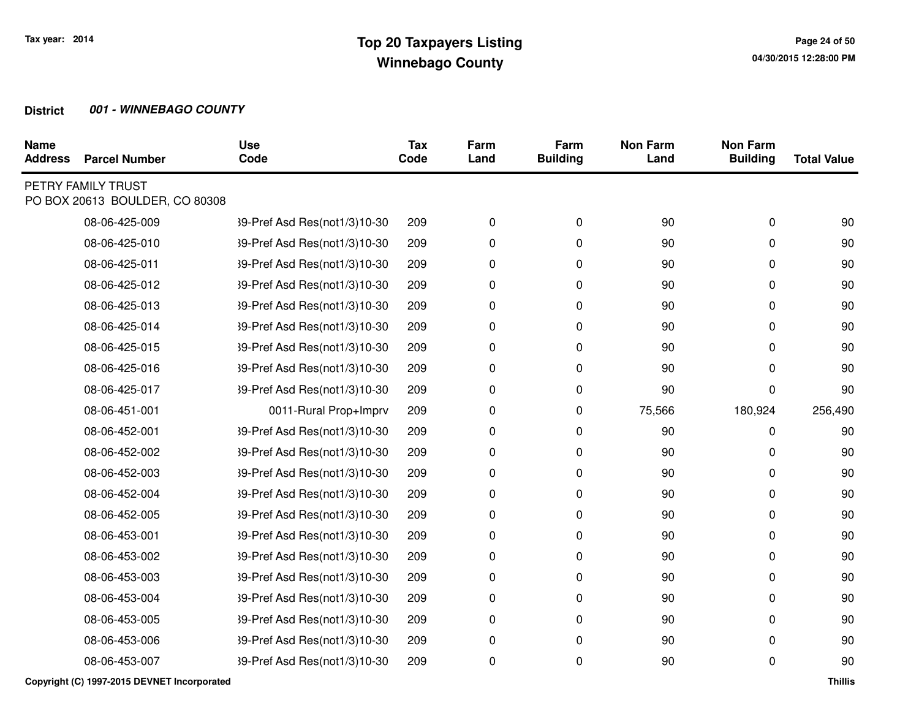**Tax year: 2014**

# Top 20 Taxpayers Listing
## Winnebago County

**District** ***001 - WINNEBAGO COUNTY***

| Name Address | Parcel Number | Use Code | Tax Code | Farm Land | Farm Building | Non Farm Land | Non Farm Building | Total Value |
|---|---|---|---|---|---|---|---|---|
| PETRY FAMILY TRUST<br>PO BOX 20613 BOULDER, CO 80308 | | | | | | | | |
| | 08-06-425-009 | 39-Pref Asd Res(not1/3)10-30 | 209 | 0 | 0 | 90 | 0 | 90 |
| | 08-06-425-010 | 39-Pref Asd Res(not1/3)10-30 | 209 | 0 | 0 | 90 | 0 | 90 |
| | 08-06-425-011 | 39-Pref Asd Res(not1/3)10-30 | 209 | 0 | 0 | 90 | 0 | 90 |
| | 08-06-425-012 | 39-Pref Asd Res(not1/3)10-30 | 209 | 0 | 0 | 90 | 0 | 90 |
| | 08-06-425-013 | 39-Pref Asd Res(not1/3)10-30 | 209 | 0 | 0 | 90 | 0 | 90 |
| | 08-06-425-014 | 39-Pref Asd Res(not1/3)10-30 | 209 | 0 | 0 | 90 | 0 | 90 |
| | 08-06-425-015 | 39-Pref Asd Res(not1/3)10-30 | 209 | 0 | 0 | 90 | 0 | 90 |
| | 08-06-425-016 | 39-Pref Asd Res(not1/3)10-30 | 209 | 0 | 0 | 90 | 0 | 90 |
| | 08-06-425-017 | 39-Pref Asd Res(not1/3)10-30 | 209 | 0 | 0 | 90 | 0 | 90 |
| | 08-06-451-001 | 0011-Rural Prop+Imprv | 209 | 0 | 0 | 75,566 | 180,924 | 256,490 |
| | 08-06-452-001 | 39-Pref Asd Res(not1/3)10-30 | 209 | 0 | 0 | 90 | 0 | 90 |
| | 08-06-452-002 | 39-Pref Asd Res(not1/3)10-30 | 209 | 0 | 0 | 90 | 0 | 90 |
| | 08-06-452-003 | 39-Pref Asd Res(not1/3)10-30 | 209 | 0 | 0 | 90 | 0 | 90 |
| | 08-06-452-004 | 39-Pref Asd Res(not1/3)10-30 | 209 | 0 | 0 | 90 | 0 | 90 |
| | 08-06-452-005 | 39-Pref Asd Res(not1/3)10-30 | 209 | 0 | 0 | 90 | 0 | 90 |
| | 08-06-453-001 | 39-Pref Asd Res(not1/3)10-30 | 209 | 0 | 0 | 90 | 0 | 90 |
| | 08-06-453-002 | 39-Pref Asd Res(not1/3)10-30 | 209 | 0 | 0 | 90 | 0 | 90 |
| | 08-06-453-003 | 39-Pref Asd Res(not1/3)10-30 | 209 | 0 | 0 | 90 | 0 | 90 |
| | 08-06-453-004 | 39-Pref Asd Res(not1/3)10-30 | 209 | 0 | 0 | 90 | 0 | 90 |
| | 08-06-453-005 | 39-Pref Asd Res(not1/3)10-30 | 209 | 0 | 0 | 90 | 0 | 90 |
| | 08-06-453-006 | 39-Pref Asd Res(not1/3)10-30 | 209 | 0 | 0 | 90 | 0 | 90 |
| | 08-06-453-007 | 39-Pref Asd Res(not1/3)10-30 | 209 | 0 | 0 | 90 | 0 | 90 |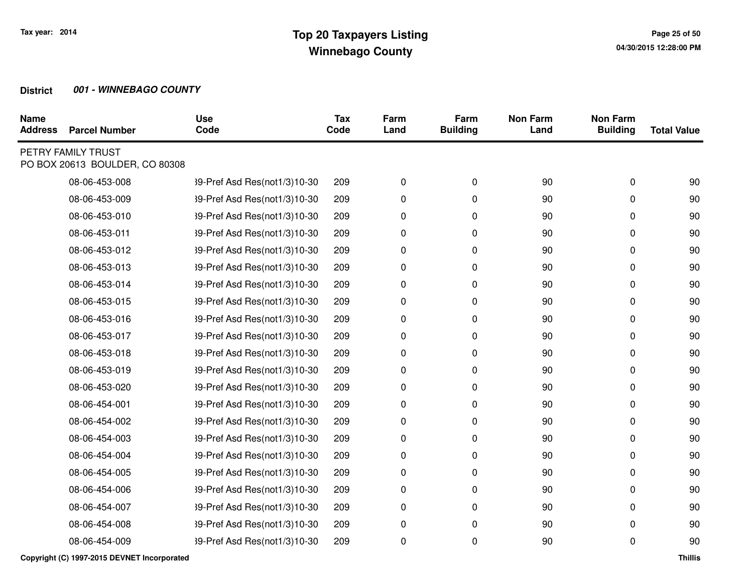# Top 20 Taxpayers Listing
## Winnebago County

Tax year: 2014

**District** ***001 - WINNEBAGO COUNTY***

| Name Address | Parcel Number | Use Code | Tax Code | Farm Land | Farm Building | Non Farm Land | Non Farm Building | Total Value |
|---|---|---|---|---|---|---|---|---|
| PETRY FAMILY TRUST<br>PO BOX 20613 BOULDER, CO 80308 | | | | | | | | |
| | 08-06-453-008 | 39-Pref Asd Res(not1/3)10-30 | 209 | 0 | 0 | 90 | 0 | 90 |
| | 08-06-453-009 | 39-Pref Asd Res(not1/3)10-30 | 209 | 0 | 0 | 90 | 0 | 90 |
| | 08-06-453-010 | 39-Pref Asd Res(not1/3)10-30 | 209 | 0 | 0 | 90 | 0 | 90 |
| | 08-06-453-011 | 39-Pref Asd Res(not1/3)10-30 | 209 | 0 | 0 | 90 | 0 | 90 |
| | 08-06-453-012 | 39-Pref Asd Res(not1/3)10-30 | 209 | 0 | 0 | 90 | 0 | 90 |
| | 08-06-453-013 | 39-Pref Asd Res(not1/3)10-30 | 209 | 0 | 0 | 90 | 0 | 90 |
| | 08-06-453-014 | 39-Pref Asd Res(not1/3)10-30 | 209 | 0 | 0 | 90 | 0 | 90 |
| | 08-06-453-015 | 39-Pref Asd Res(not1/3)10-30 | 209 | 0 | 0 | 90 | 0 | 90 |
| | 08-06-453-016 | 39-Pref Asd Res(not1/3)10-30 | 209 | 0 | 0 | 90 | 0 | 90 |
| | 08-06-453-017 | 39-Pref Asd Res(not1/3)10-30 | 209 | 0 | 0 | 90 | 0 | 90 |
| | 08-06-453-018 | 39-Pref Asd Res(not1/3)10-30 | 209 | 0 | 0 | 90 | 0 | 90 |
| | 08-06-453-019 | 39-Pref Asd Res(not1/3)10-30 | 209 | 0 | 0 | 90 | 0 | 90 |
| | 08-06-453-020 | 39-Pref Asd Res(not1/3)10-30 | 209 | 0 | 0 | 90 | 0 | 90 |
| | 08-06-454-001 | 39-Pref Asd Res(not1/3)10-30 | 209 | 0 | 0 | 90 | 0 | 90 |
| | 08-06-454-002 | 39-Pref Asd Res(not1/3)10-30 | 209 | 0 | 0 | 90 | 0 | 90 |
| | 08-06-454-003 | 39-Pref Asd Res(not1/3)10-30 | 209 | 0 | 0 | 90 | 0 | 90 |
| | 08-06-454-004 | 39-Pref Asd Res(not1/3)10-30 | 209 | 0 | 0 | 90 | 0 | 90 |
| | 08-06-454-005 | 39-Pref Asd Res(not1/3)10-30 | 209 | 0 | 0 | 90 | 0 | 90 |
| | 08-06-454-006 | 39-Pref Asd Res(not1/3)10-30 | 209 | 0 | 0 | 90 | 0 | 90 |
| | 08-06-454-007 | 39-Pref Asd Res(not1/3)10-30 | 209 | 0 | 0 | 90 | 0 | 90 |
| | 08-06-454-008 | 39-Pref Asd Res(not1/3)10-30 | 209 | 0 | 0 | 90 | 0 | 90 |
| | 08-06-454-009 | 39-Pref Asd Res(not1/3)10-30 | 209 | 0 | 0 | 90 | 0 | 90 |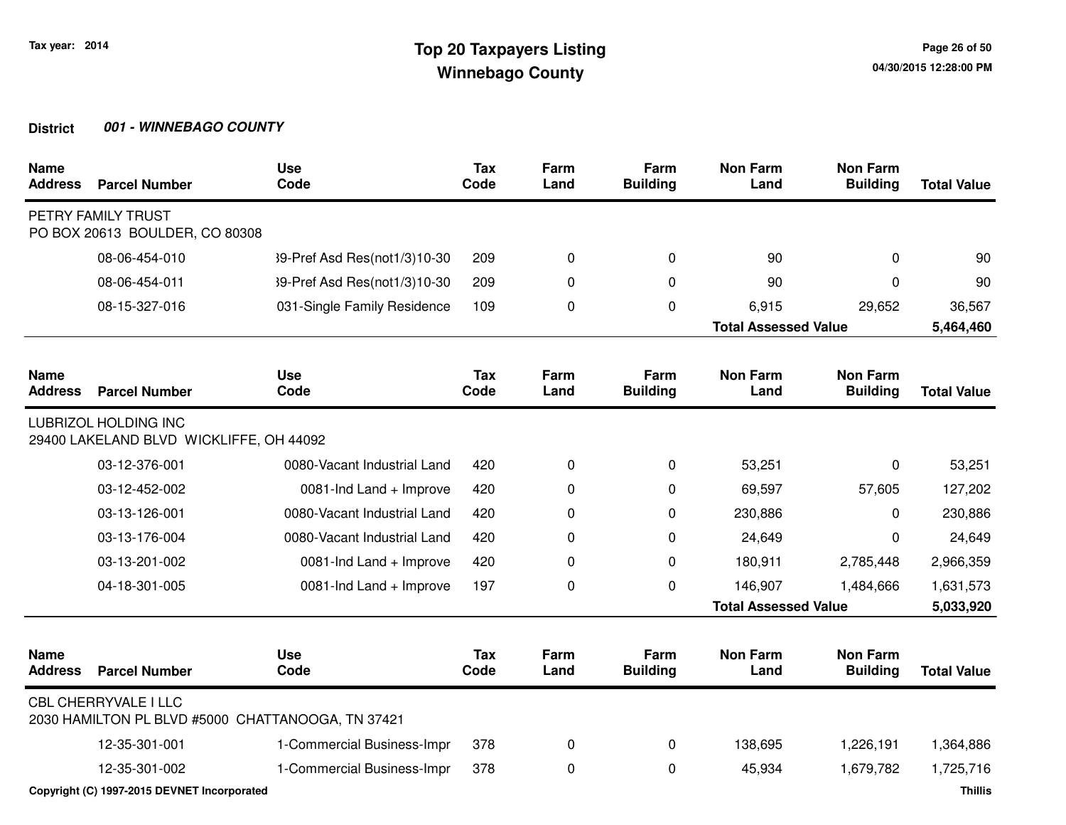Tax year: 2014

# Top 20 Taxpayers Listing
## Winnebago County

**District** ***001 - WINNEBAGO COUNTY***

| Name Address | Parcel Number | Use Code | Tax Code | Farm Land | Farm Building | Non Farm Land | Non Farm Building | Total Value |
|---|---|---|---|---|---|---|---|---|
| PETRY FAMILY TRUST<br>PO BOX 20613 BOULDER, CO 80308 | | | | | | | | |
| | 08-06-454-010 | 39-Pref Asd Res(not1/3)10-30 | 209 | 0 | 0 | 90 | 0 | 90 |
| | 08-06-454-011 | 39-Pref Asd Res(not1/3)10-30 | 209 | 0 | 0 | 90 | 0 | 90 |
| | 08-15-327-016 | 031-Single Family Residence | 109 | 0 | 0 | 6,915 | 29,652 | 36,567 |
| | | | | | | **Total Assessed Value** | | **5,464,460** |

| Name Address | Parcel Number | Use Code | Tax Code | Farm Land | Farm Building | Non Farm Land | Non Farm Building | Total Value |
|---|---|---|---|---|---|---|---|---|
| LUBRIZOL HOLDING INC<br>29400 LAKELAND BLVD WICKLIFFE, OH 44092 | | | | | | | | |
| | 03-12-376-001 | 0080-Vacant Industrial Land | 420 | 0 | 0 | 53,251 | 0 | 53,251 |
| | 03-12-452-002 | 0081-Ind Land + Improve | 420 | 0 | 0 | 69,597 | 57,605 | 127,202 |
| | 03-13-126-001 | 0080-Vacant Industrial Land | 420 | 0 | 0 | 230,886 | 0 | 230,886 |
| | 03-13-176-004 | 0080-Vacant Industrial Land | 420 | 0 | 0 | 24,649 | 0 | 24,649 |
| | 03-13-201-002 | 0081-Ind Land + Improve | 420 | 0 | 0 | 180,911 | 2,785,448 | 2,966,359 |
| | 04-18-301-005 | 0081-Ind Land + Improve | 197 | 0 | 0 | 146,907 | 1,484,666 | 1,631,573 |
| | | | | | | **Total Assessed Value** | | **5,033,920** |

| Name Address | Parcel Number | Use Code | Tax Code | Farm Land | Farm Building | Non Farm Land | Non Farm Building | Total Value |
|---|---|---|---|---|---|---|---|---|
| CBL CHERRYVALE I LLC<br>2030 HAMILTON PL BLVD #5000 CHATTANOOGA, TN 37421 | | | | | | | | |
| | 12-35-301-001 | 1-Commercial Business-Impr | 378 | 0 | 0 | 138,695 | 1,226,191 | 1,364,886 |
| | 12-35-301-002 | 1-Commercial Business-Impr | 378 | 0 | 0 | 45,934 | 1,679,782 | 1,725,716 |

Copyright (C) 1997-2015 DEVNET Incorporated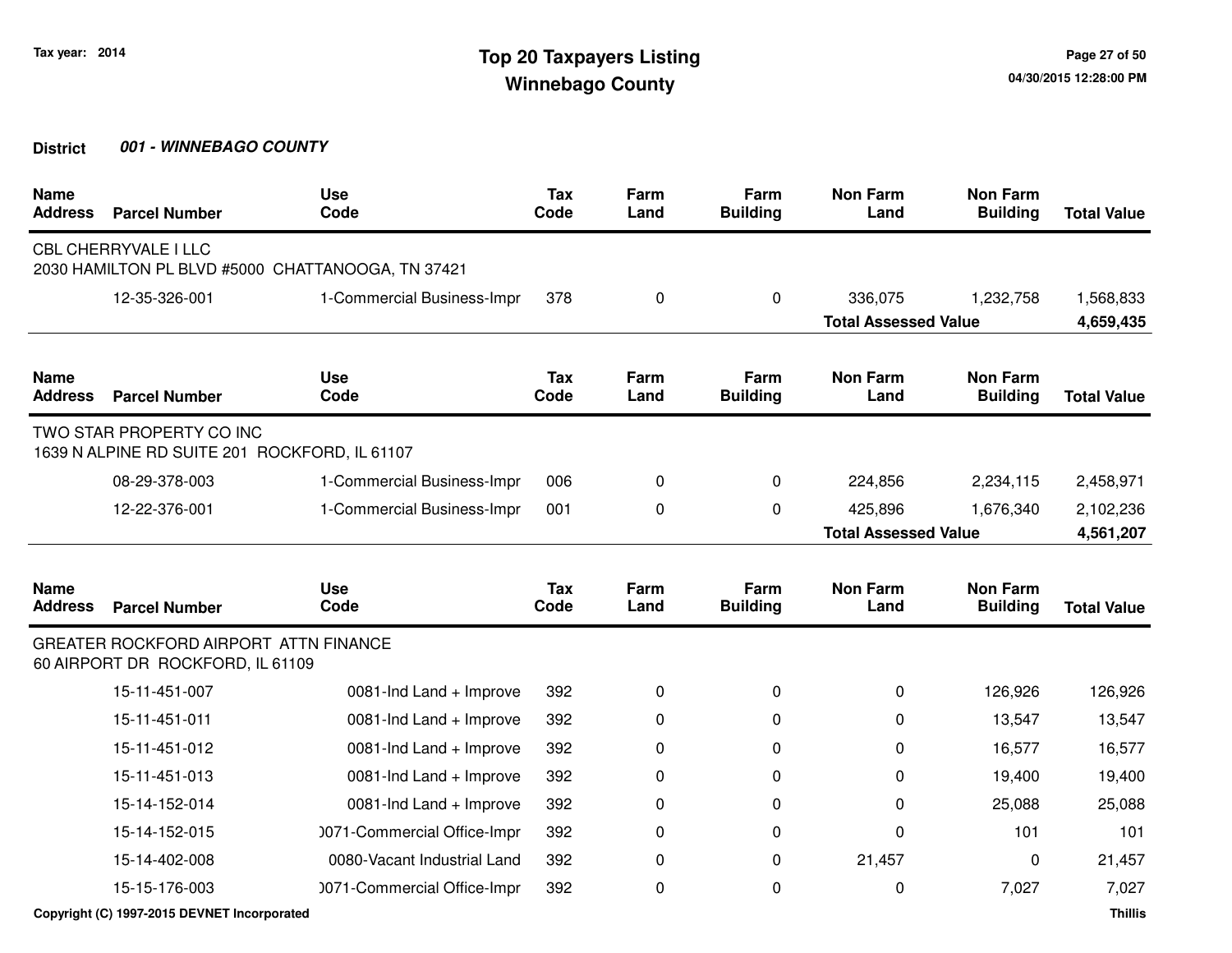**Tax year: 2014**

# Top 20 Taxpayers Listing
## Winnebago County

**District** ***001 - WINNEBAGO COUNTY***

| Name Address | Parcel Number | Use Code | Tax Code | Farm Land | Farm Building | Non Farm Land | Non Farm Building | Total Value |
|---|---|---|---|---|---|---|---|---|
| CBL CHERRYVALE I LLC<br>2030 HAMILTON PL BLVD #5000 CHATTANOOGA, TN 37421 | | | | | | | | |
| | 12-35-326-001 | 1-Commercial Business-Impr | 378 | 0 | 0 | 336,075 | 1,232,758 | 1,568,833 |
| | | | | | | **Total Assessed Value** | | **4,659,435** |

| Name Address | Parcel Number | Use Code | Tax Code | Farm Land | Farm Building | Non Farm Land | Non Farm Building | Total Value |
|---|---|---|---|---|---|---|---|---|
| TWO STAR PROPERTY CO INC<br>1639 N ALPINE RD SUITE 201 ROCKFORD, IL 61107 | | | | | | | | |
| | 08-29-378-003 | 1-Commercial Business-Impr | 006 | 0 | 0 | 224,856 | 2,234,115 | 2,458,971 |
| | 12-22-376-001 | 1-Commercial Business-Impr | 001 | 0 | 0 | 425,896 | 1,676,340 | 2,102,236 |
| | | | | | | **Total Assessed Value** | | **4,561,207** |

| Name Address | Parcel Number | Use Code | Tax Code | Farm Land | Farm Building | Non Farm Land | Non Farm Building | Total Value |
|---|---|---|---|---|---|---|---|---|
| GREATER ROCKFORD AIRPORT ATTN FINANCE<br>60 AIRPORT DR ROCKFORD, IL 61109 | | | | | | | | |
| | 15-11-451-007 | 0081-Ind Land + Improve | 392 | 0 | 0 | 0 | 126,926 | 126,926 |
| | 15-11-451-011 | 0081-Ind Land + Improve | 392 | 0 | 0 | 0 | 13,547 | 13,547 |
| | 15-11-451-012 | 0081-Ind Land + Improve | 392 | 0 | 0 | 0 | 16,577 | 16,577 |
| | 15-11-451-013 | 0081-Ind Land + Improve | 392 | 0 | 0 | 0 | 19,400 | 19,400 |
| | 15-14-152-014 | 0081-Ind Land + Improve | 392 | 0 | 0 | 0 | 25,088 | 25,088 |
| | 15-14-152-015 | 0071-Commercial Office-Impr | 392 | 0 | 0 | 0 | 101 | 101 |
| | 15-14-402-008 | 0080-Vacant Industrial Land | 392 | 0 | 0 | 21,457 | 0 | 21,457 |
| | 15-15-176-003 | 0071-Commercial Office-Impr | 392 | 0 | 0 | 0 | 7,027 | 7,027 |

Copyright (C) 1997-2015 DEVNET Incorporated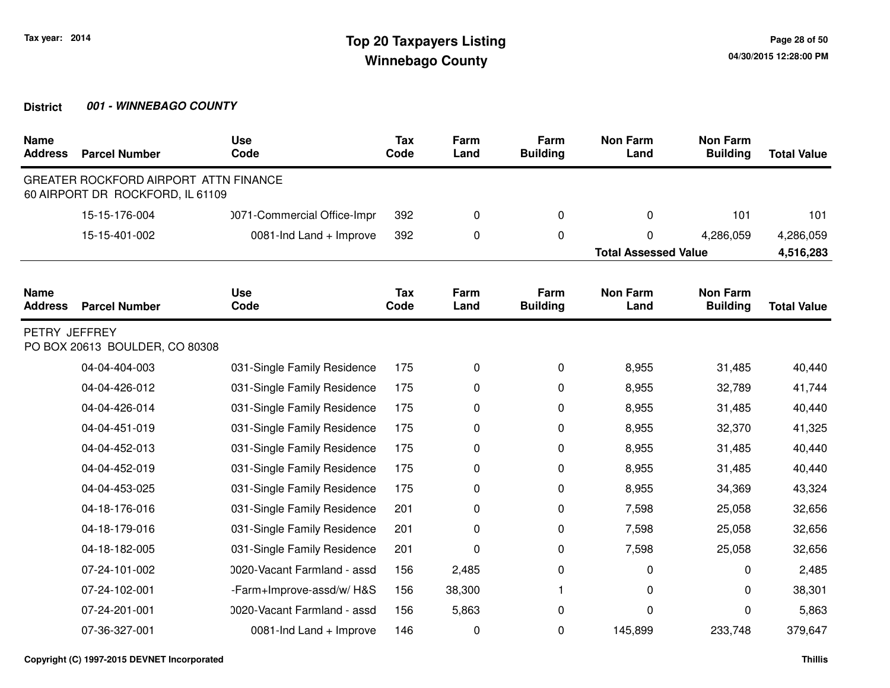**Tax year: 2014**

# Top 20 Taxpayers Listing
## Winnebago County

**District** ***001 - WINNEBAGO COUNTY***

| Name Address | Parcel Number | Use Code | Tax Code | Farm Land | Farm Building | Non Farm Land | Non Farm Building | Total Value |
|---|---|---|---|---|---|---|---|---|
| GREATER ROCKFORD AIRPORT ATTN FINANCE 60 AIRPORT DR ROCKFORD, IL 61109 | | | | | | | | |
| | 15-15-176-004 | )071-Commercial Office-Impr | 392 | 0 | 0 | 0 | 101 | 101 |
| | 15-15-401-002 | 0081-Ind Land + Improve | 392 | 0 | 0 | 0 | 4,286,059 | 4,286,059 |
| | | | | | | **Total Assessed Value** | | **4,516,283** |

| Name Address | Parcel Number | Use Code | Tax Code | Farm Land | Farm Building | Non Farm Land | Non Farm Building | Total Value |
|---|---|---|---|---|---|---|---|---|
| PETRY JEFFREY PO BOX 20613 BOULDER, CO 80308 | | | | | | | | |
| | 04-04-404-003 | 031-Single Family Residence | 175 | 0 | 0 | 8,955 | 31,485 | 40,440 |
| | 04-04-426-012 | 031-Single Family Residence | 175 | 0 | 0 | 8,955 | 32,789 | 41,744 |
| | 04-04-426-014 | 031-Single Family Residence | 175 | 0 | 0 | 8,955 | 31,485 | 40,440 |
| | 04-04-451-019 | 031-Single Family Residence | 175 | 0 | 0 | 8,955 | 32,370 | 41,325 |
| | 04-04-452-013 | 031-Single Family Residence | 175 | 0 | 0 | 8,955 | 31,485 | 40,440 |
| | 04-04-452-019 | 031-Single Family Residence | 175 | 0 | 0 | 8,955 | 31,485 | 40,440 |
| | 04-04-453-025 | 031-Single Family Residence | 175 | 0 | 0 | 8,955 | 34,369 | 43,324 |
| | 04-18-176-016 | 031-Single Family Residence | 201 | 0 | 0 | 7,598 | 25,058 | 32,656 |
| | 04-18-179-016 | 031-Single Family Residence | 201 | 0 | 0 | 7,598 | 25,058 | 32,656 |
| | 04-18-182-005 | 031-Single Family Residence | 201 | 0 | 0 | 7,598 | 25,058 | 32,656 |
| | 07-24-101-002 | )020-Vacant Farmland - assd | 156 | 2,485 | 0 | 0 | 0 | 2,485 |
| | 07-24-102-001 | -Farm+Improve-assd/w/ H&S | 156 | 38,300 | 1 | 0 | 0 | 38,301 |
| | 07-24-201-001 | )020-Vacant Farmland - assd | 156 | 5,863 | 0 | 0 | 0 | 5,863 |
| | 07-36-327-001 | 0081-Ind Land + Improve | 146 | 0 | 0 | 145,899 | 233,748 | 379,647 |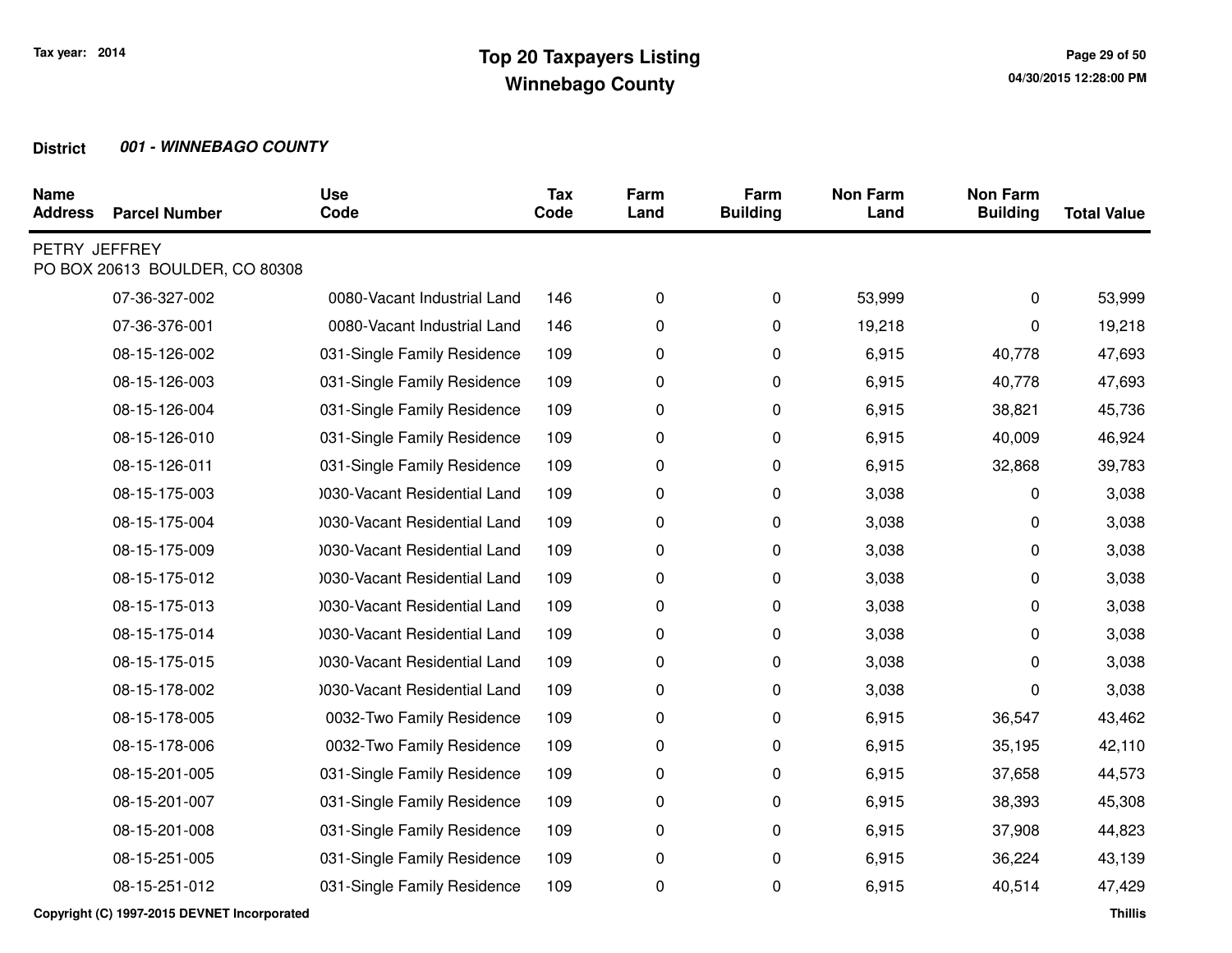Tax year: 2014

# Top 20 Taxpayers Listing
## Winnebago County

**District** ***001 - WINNEBAGO COUNTY***

| Name Address | Parcel Number | Use Code | Tax Code | Farm Land | Farm Building | Non Farm Land | Non Farm Building | Total Value |
|---|---|---|---|---|---|---|---|---|
| PETRY JEFFREY<br>PO BOX 20613 BOULDER, CO 80308 | | | | | | | | |
| | 07-36-327-002 | 0080-Vacant Industrial Land | 146 | 0 | 0 | 53,999 | 0 | 53,999 |
| | 07-36-376-001 | 0080-Vacant Industrial Land | 146 | 0 | 0 | 19,218 | 0 | 19,218 |
| | 08-15-126-002 | 031-Single Family Residence | 109 | 0 | 0 | 6,915 | 40,778 | 47,693 |
| | 08-15-126-003 | 031-Single Family Residence | 109 | 0 | 0 | 6,915 | 40,778 | 47,693 |
| | 08-15-126-004 | 031-Single Family Residence | 109 | 0 | 0 | 6,915 | 38,821 | 45,736 |
| | 08-15-126-010 | 031-Single Family Residence | 109 | 0 | 0 | 6,915 | 40,009 | 46,924 |
| | 08-15-126-011 | 031-Single Family Residence | 109 | 0 | 0 | 6,915 | 32,868 | 39,783 |
| | 08-15-175-003 | )030-Vacant Residential Land | 109 | 0 | 0 | 3,038 | 0 | 3,038 |
| | 08-15-175-004 | )030-Vacant Residential Land | 109 | 0 | 0 | 3,038 | 0 | 3,038 |
| | 08-15-175-009 | )030-Vacant Residential Land | 109 | 0 | 0 | 3,038 | 0 | 3,038 |
| | 08-15-175-012 | )030-Vacant Residential Land | 109 | 0 | 0 | 3,038 | 0 | 3,038 |
| | 08-15-175-013 | )030-Vacant Residential Land | 109 | 0 | 0 | 3,038 | 0 | 3,038 |
| | 08-15-175-014 | )030-Vacant Residential Land | 109 | 0 | 0 | 3,038 | 0 | 3,038 |
| | 08-15-175-015 | )030-Vacant Residential Land | 109 | 0 | 0 | 3,038 | 0 | 3,038 |
| | 08-15-178-002 | )030-Vacant Residential Land | 109 | 0 | 0 | 3,038 | 0 | 3,038 |
| | 08-15-178-005 | 0032-Two Family Residence | 109 | 0 | 0 | 6,915 | 36,547 | 43,462 |
| | 08-15-178-006 | 0032-Two Family Residence | 109 | 0 | 0 | 6,915 | 35,195 | 42,110 |
| | 08-15-201-005 | 031-Single Family Residence | 109 | 0 | 0 | 6,915 | 37,658 | 44,573 |
| | 08-15-201-007 | 031-Single Family Residence | 109 | 0 | 0 | 6,915 | 38,393 | 45,308 |
| | 08-15-201-008 | 031-Single Family Residence | 109 | 0 | 0 | 6,915 | 37,908 | 44,823 |
| | 08-15-251-005 | 031-Single Family Residence | 109 | 0 | 0 | 6,915 | 36,224 | 43,139 |
| | 08-15-251-012 | 031-Single Family Residence | 109 | 0 | 0 | 6,915 | 40,514 | 47,429 |

Copyright (C) 1997-2015 DEVNET Incorporated

Thillis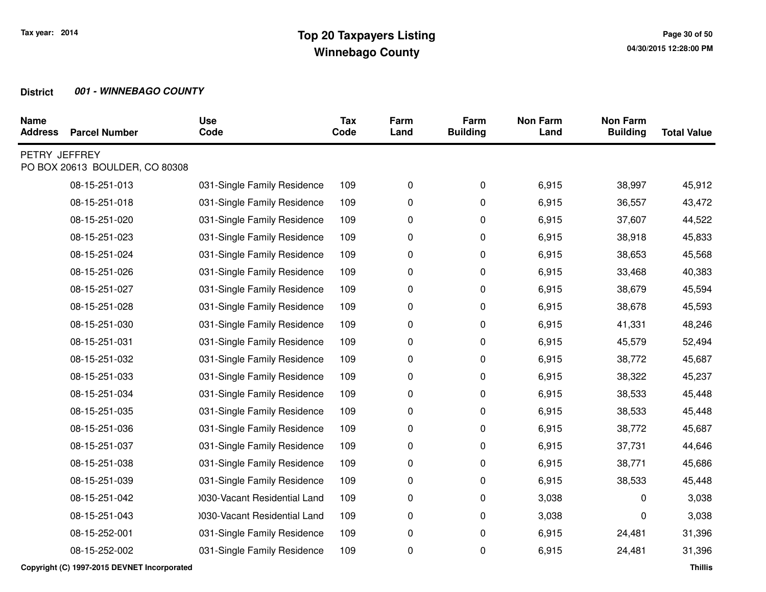# Top 20 Taxpayers Listing
## Winnebago County

Tax year: 2014

**District** ***001 - WINNEBAGO COUNTY***

| Name Address | Parcel Number | Use Code | Tax Code | Farm Land | Farm Building | Non Farm Land | Non Farm Building | Total Value |
|---|---|---|---|---|---|---|---|---|
| PETRY JEFFREY<br>PO BOX 20613 BOULDER, CO 80308 | | | | | | | | |
| | 08-15-251-013 | 031-Single Family Residence | 109 | 0 | 0 | 6,915 | 38,997 | 45,912 |
| | 08-15-251-018 | 031-Single Family Residence | 109 | 0 | 0 | 6,915 | 36,557 | 43,472 |
| | 08-15-251-020 | 031-Single Family Residence | 109 | 0 | 0 | 6,915 | 37,607 | 44,522 |
| | 08-15-251-023 | 031-Single Family Residence | 109 | 0 | 0 | 6,915 | 38,918 | 45,833 |
| | 08-15-251-024 | 031-Single Family Residence | 109 | 0 | 0 | 6,915 | 38,653 | 45,568 |
| | 08-15-251-026 | 031-Single Family Residence | 109 | 0 | 0 | 6,915 | 33,468 | 40,383 |
| | 08-15-251-027 | 031-Single Family Residence | 109 | 0 | 0 | 6,915 | 38,679 | 45,594 |
| | 08-15-251-028 | 031-Single Family Residence | 109 | 0 | 0 | 6,915 | 38,678 | 45,593 |
| | 08-15-251-030 | 031-Single Family Residence | 109 | 0 | 0 | 6,915 | 41,331 | 48,246 |
| | 08-15-251-031 | 031-Single Family Residence | 109 | 0 | 0 | 6,915 | 45,579 | 52,494 |
| | 08-15-251-032 | 031-Single Family Residence | 109 | 0 | 0 | 6,915 | 38,772 | 45,687 |
| | 08-15-251-033 | 031-Single Family Residence | 109 | 0 | 0 | 6,915 | 38,322 | 45,237 |
| | 08-15-251-034 | 031-Single Family Residence | 109 | 0 | 0 | 6,915 | 38,533 | 45,448 |
| | 08-15-251-035 | 031-Single Family Residence | 109 | 0 | 0 | 6,915 | 38,533 | 45,448 |
| | 08-15-251-036 | 031-Single Family Residence | 109 | 0 | 0 | 6,915 | 38,772 | 45,687 |
| | 08-15-251-037 | 031-Single Family Residence | 109 | 0 | 0 | 6,915 | 37,731 | 44,646 |
| | 08-15-251-038 | 031-Single Family Residence | 109 | 0 | 0 | 6,915 | 38,771 | 45,686 |
| | 08-15-251-039 | 031-Single Family Residence | 109 | 0 | 0 | 6,915 | 38,533 | 45,448 |
| | 08-15-251-042 | )030-Vacant Residential Land | 109 | 0 | 0 | 3,038 | 0 | 3,038 |
| | 08-15-251-043 | )030-Vacant Residential Land | 109 | 0 | 0 | 3,038 | 0 | 3,038 |
| | 08-15-252-001 | 031-Single Family Residence | 109 | 0 | 0 | 6,915 | 24,481 | 31,396 |
| | 08-15-252-002 | 031-Single Family Residence | 109 | 0 | 0 | 6,915 | 24,481 | 31,396 |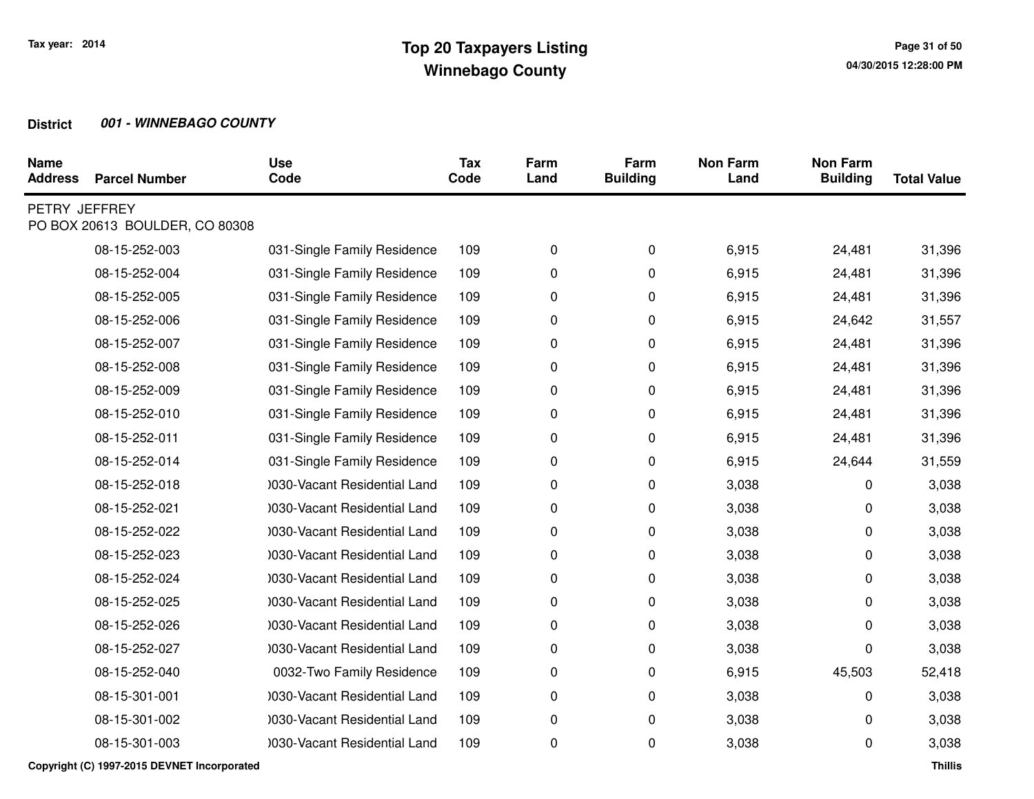# Top 20 Taxpayers Listing
## Winnebago County

Tax year: 2014

**District** ***001 - WINNEBAGO COUNTY***

| Name Address | Parcel Number | Use Code | Tax Code | Farm Land | Farm Building | Non Farm Land | Non Farm Building | Total Value |
|---|---|---|---|---|---|---|---|---|
| PETRY JEFFREY<br>PO BOX 20613 BOULDER, CO 80308 | | | | | | | | |
| | 08-15-252-003 | 031-Single Family Residence | 109 | 0 | 0 | 6,915 | 24,481 | 31,396 |
| | 08-15-252-004 | 031-Single Family Residence | 109 | 0 | 0 | 6,915 | 24,481 | 31,396 |
| | 08-15-252-005 | 031-Single Family Residence | 109 | 0 | 0 | 6,915 | 24,481 | 31,396 |
| | 08-15-252-006 | 031-Single Family Residence | 109 | 0 | 0 | 6,915 | 24,642 | 31,557 |
| | 08-15-252-007 | 031-Single Family Residence | 109 | 0 | 0 | 6,915 | 24,481 | 31,396 |
| | 08-15-252-008 | 031-Single Family Residence | 109 | 0 | 0 | 6,915 | 24,481 | 31,396 |
| | 08-15-252-009 | 031-Single Family Residence | 109 | 0 | 0 | 6,915 | 24,481 | 31,396 |
| | 08-15-252-010 | 031-Single Family Residence | 109 | 0 | 0 | 6,915 | 24,481 | 31,396 |
| | 08-15-252-011 | 031-Single Family Residence | 109 | 0 | 0 | 6,915 | 24,481 | 31,396 |
| | 08-15-252-014 | 031-Single Family Residence | 109 | 0 | 0 | 6,915 | 24,644 | 31,559 |
| | 08-15-252-018 | )030-Vacant Residential Land | 109 | 0 | 0 | 3,038 | 0 | 3,038 |
| | 08-15-252-021 | )030-Vacant Residential Land | 109 | 0 | 0 | 3,038 | 0 | 3,038 |
| | 08-15-252-022 | )030-Vacant Residential Land | 109 | 0 | 0 | 3,038 | 0 | 3,038 |
| | 08-15-252-023 | )030-Vacant Residential Land | 109 | 0 | 0 | 3,038 | 0 | 3,038 |
| | 08-15-252-024 | )030-Vacant Residential Land | 109 | 0 | 0 | 3,038 | 0 | 3,038 |
| | 08-15-252-025 | )030-Vacant Residential Land | 109 | 0 | 0 | 3,038 | 0 | 3,038 |
| | 08-15-252-026 | )030-Vacant Residential Land | 109 | 0 | 0 | 3,038 | 0 | 3,038 |
| | 08-15-252-027 | )030-Vacant Residential Land | 109 | 0 | 0 | 3,038 | 0 | 3,038 |
| | 08-15-252-040 | 0032-Two Family Residence | 109 | 0 | 0 | 6,915 | 45,503 | 52,418 |
| | 08-15-301-001 | )030-Vacant Residential Land | 109 | 0 | 0 | 3,038 | 0 | 3,038 |
| | 08-15-301-002 | )030-Vacant Residential Land | 109 | 0 | 0 | 3,038 | 0 | 3,038 |
| | 08-15-301-003 | )030-Vacant Residential Land | 109 | 0 | 0 | 3,038 | 0 | 3,038 |

Copyright (C) 1997-2015 DEVNET Incorporated

Thillis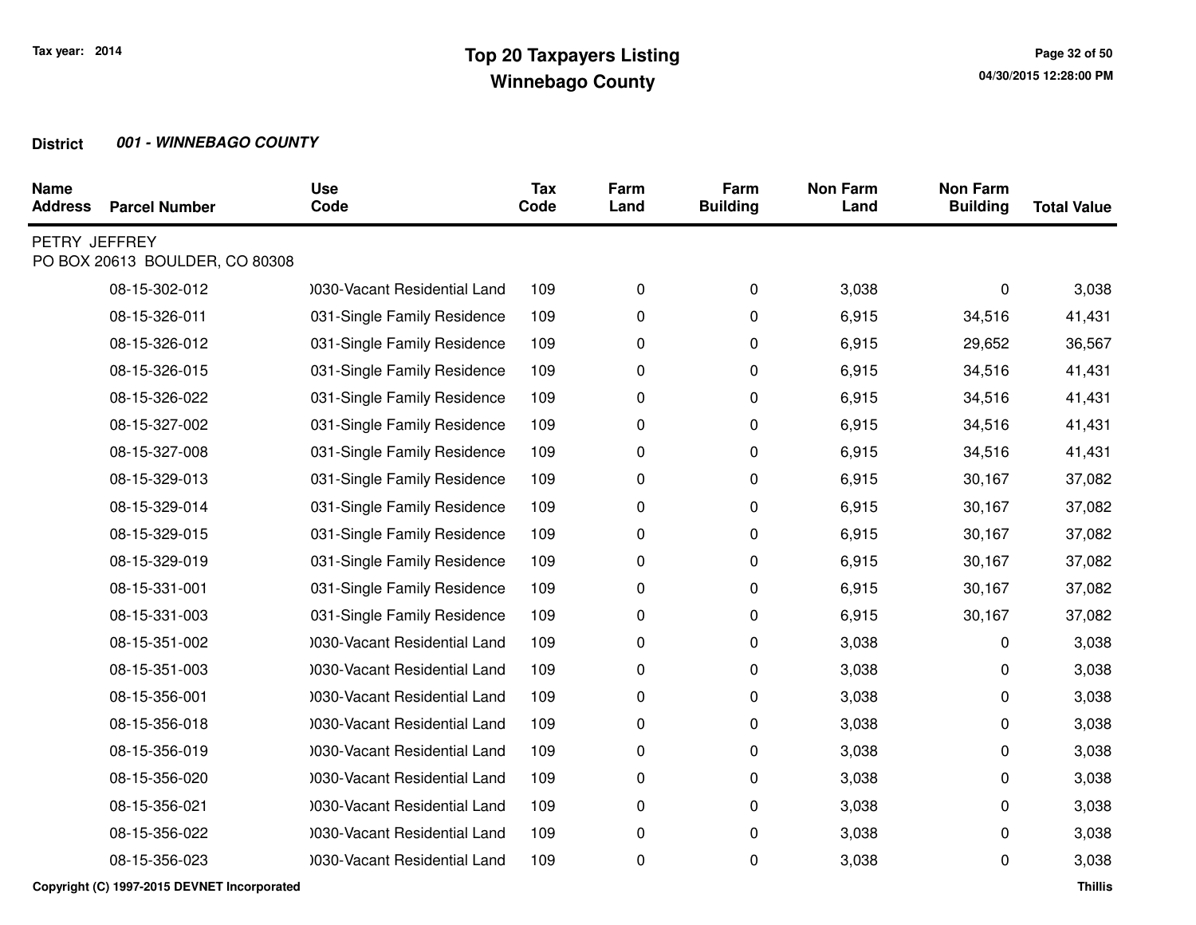**District** ***001 - WINNEBAGO COUNTY***

| Name Address | Parcel Number | Use Code | Tax Code | Farm Land | Farm Building | Non Farm Land | Non Farm Building | Total Value |
|---|---|---|---|---|---|---|---|---|
| PETRY JEFFREY<br>PO BOX 20613 BOULDER, CO 80308 | | | | | | | | |
| | 08-15-302-012 | )030-Vacant Residential Land | 109 | 0 | 0 | 3,038 | 0 | 3,038 |
| | 08-15-326-011 | 031-Single Family Residence | 109 | 0 | 0 | 6,915 | 34,516 | 41,431 |
| | 08-15-326-012 | 031-Single Family Residence | 109 | 0 | 0 | 6,915 | 29,652 | 36,567 |
| | 08-15-326-015 | 031-Single Family Residence | 109 | 0 | 0 | 6,915 | 34,516 | 41,431 |
| | 08-15-326-022 | 031-Single Family Residence | 109 | 0 | 0 | 6,915 | 34,516 | 41,431 |
| | 08-15-327-002 | 031-Single Family Residence | 109 | 0 | 0 | 6,915 | 34,516 | 41,431 |
| | 08-15-327-008 | 031-Single Family Residence | 109 | 0 | 0 | 6,915 | 34,516 | 41,431 |
| | 08-15-329-013 | 031-Single Family Residence | 109 | 0 | 0 | 6,915 | 30,167 | 37,082 |
| | 08-15-329-014 | 031-Single Family Residence | 109 | 0 | 0 | 6,915 | 30,167 | 37,082 |
| | 08-15-329-015 | 031-Single Family Residence | 109 | 0 | 0 | 6,915 | 30,167 | 37,082 |
| | 08-15-329-019 | 031-Single Family Residence | 109 | 0 | 0 | 6,915 | 30,167 | 37,082 |
| | 08-15-331-001 | 031-Single Family Residence | 109 | 0 | 0 | 6,915 | 30,167 | 37,082 |
| | 08-15-331-003 | 031-Single Family Residence | 109 | 0 | 0 | 6,915 | 30,167 | 37,082 |
| | 08-15-351-002 | )030-Vacant Residential Land | 109 | 0 | 0 | 3,038 | 0 | 3,038 |
| | 08-15-351-003 | )030-Vacant Residential Land | 109 | 0 | 0 | 3,038 | 0 | 3,038 |
| | 08-15-356-001 | )030-Vacant Residential Land | 109 | 0 | 0 | 3,038 | 0 | 3,038 |
| | 08-15-356-018 | )030-Vacant Residential Land | 109 | 0 | 0 | 3,038 | 0 | 3,038 |
| | 08-15-356-019 | )030-Vacant Residential Land | 109 | 0 | 0 | 3,038 | 0 | 3,038 |
| | 08-15-356-020 | )030-Vacant Residential Land | 109 | 0 | 0 | 3,038 | 0 | 3,038 |
| | 08-15-356-021 | )030-Vacant Residential Land | 109 | 0 | 0 | 3,038 | 0 | 3,038 |
| | 08-15-356-022 | )030-Vacant Residential Land | 109 | 0 | 0 | 3,038 | 0 | 3,038 |
| | 08-15-356-023 | )030-Vacant Residential Land | 109 | 0 | 0 | 3,038 | 0 | 3,038 |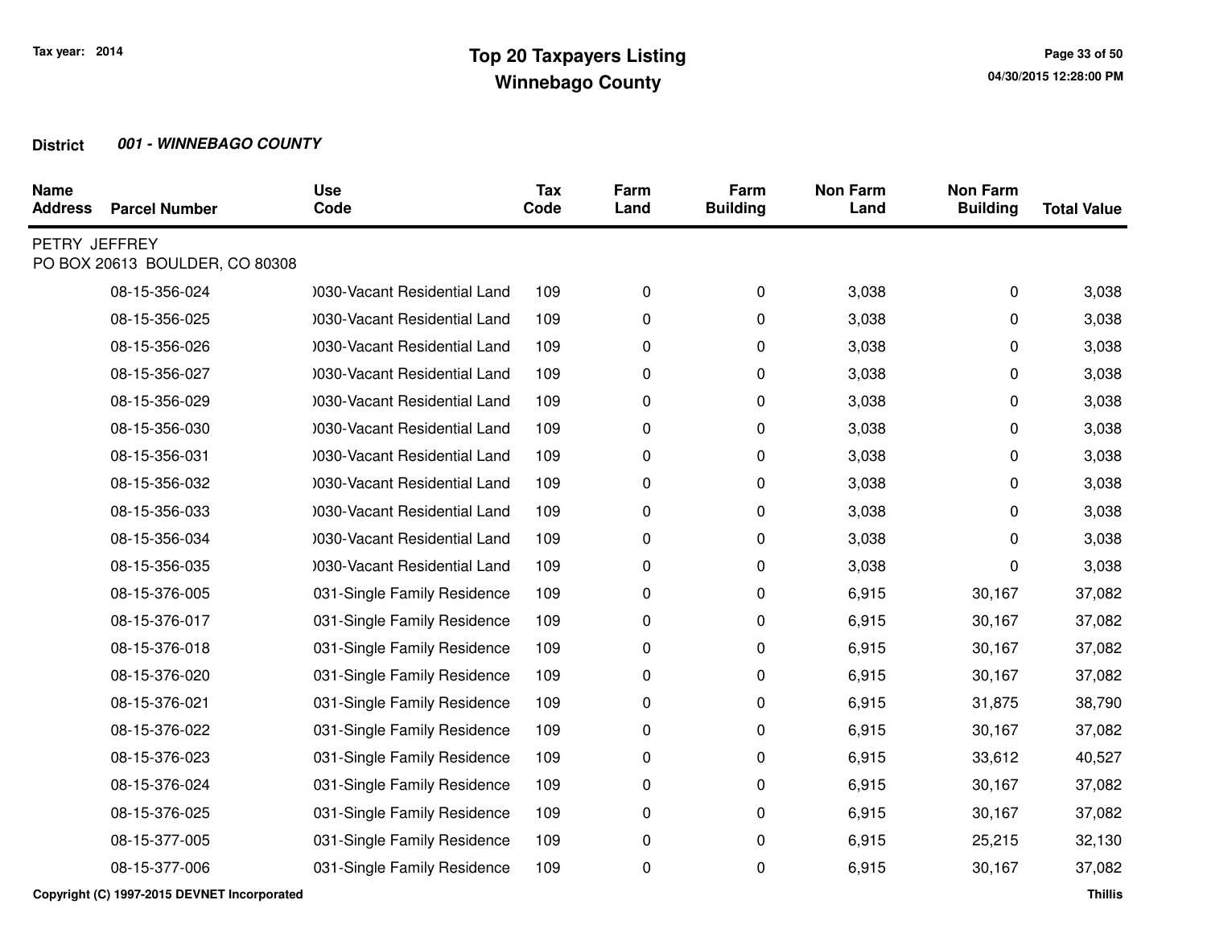**Tax year: 2014**

# Top 20 Taxpayers Listing
## Winnebago County

**District** ***001 - WINNEBAGO COUNTY***

| Name Address | Parcel Number | Use Code | Tax Code | Farm Land | Farm Building | Non Farm Land | Non Farm Building | Total Value |
|---|---|---|---|---|---|---|---|---|
| PETRY JEFFREY<br>PO BOX 20613 BOULDER, CO 80308 | | | | | | | | |
| | 08-15-356-024 | )030-Vacant Residential Land | 109 | 0 | 0 | 3,038 | 0 | 3,038 |
| | 08-15-356-025 | )030-Vacant Residential Land | 109 | 0 | 0 | 3,038 | 0 | 3,038 |
| | 08-15-356-026 | )030-Vacant Residential Land | 109 | 0 | 0 | 3,038 | 0 | 3,038 |
| | 08-15-356-027 | )030-Vacant Residential Land | 109 | 0 | 0 | 3,038 | 0 | 3,038 |
| | 08-15-356-029 | )030-Vacant Residential Land | 109 | 0 | 0 | 3,038 | 0 | 3,038 |
| | 08-15-356-030 | )030-Vacant Residential Land | 109 | 0 | 0 | 3,038 | 0 | 3,038 |
| | 08-15-356-031 | )030-Vacant Residential Land | 109 | 0 | 0 | 3,038 | 0 | 3,038 |
| | 08-15-356-032 | )030-Vacant Residential Land | 109 | 0 | 0 | 3,038 | 0 | 3,038 |
| | 08-15-356-033 | )030-Vacant Residential Land | 109 | 0 | 0 | 3,038 | 0 | 3,038 |
| | 08-15-356-034 | )030-Vacant Residential Land | 109 | 0 | 0 | 3,038 | 0 | 3,038 |
| | 08-15-356-035 | )030-Vacant Residential Land | 109 | 0 | 0 | 3,038 | 0 | 3,038 |
| | 08-15-376-005 | 031-Single Family Residence | 109 | 0 | 0 | 6,915 | 30,167 | 37,082 |
| | 08-15-376-017 | 031-Single Family Residence | 109 | 0 | 0 | 6,915 | 30,167 | 37,082 |
| | 08-15-376-018 | 031-Single Family Residence | 109 | 0 | 0 | 6,915 | 30,167 | 37,082 |
| | 08-15-376-020 | 031-Single Family Residence | 109 | 0 | 0 | 6,915 | 30,167 | 37,082 |
| | 08-15-376-021 | 031-Single Family Residence | 109 | 0 | 0 | 6,915 | 31,875 | 38,790 |
| | 08-15-376-022 | 031-Single Family Residence | 109 | 0 | 0 | 6,915 | 30,167 | 37,082 |
| | 08-15-376-023 | 031-Single Family Residence | 109 | 0 | 0 | 6,915 | 33,612 | 40,527 |
| | 08-15-376-024 | 031-Single Family Residence | 109 | 0 | 0 | 6,915 | 30,167 | 37,082 |
| | 08-15-376-025 | 031-Single Family Residence | 109 | 0 | 0 | 6,915 | 30,167 | 37,082 |
| | 08-15-377-005 | 031-Single Family Residence | 109 | 0 | 0 | 6,915 | 25,215 | 32,130 |
| | 08-15-377-006 | 031-Single Family Residence | 109 | 0 | 0 | 6,915 | 30,167 | 37,082 |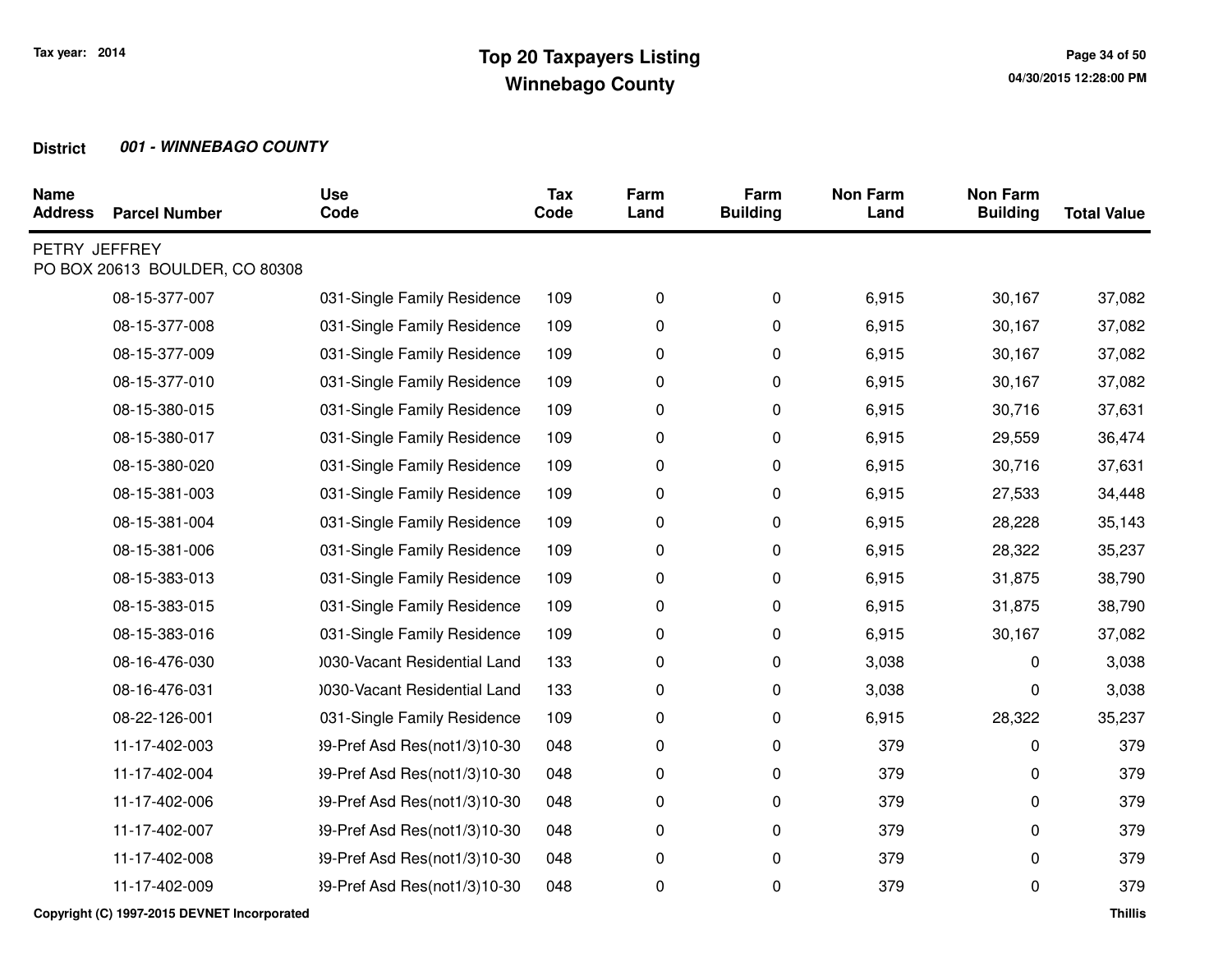Tax year: 2014

# Top 20 Taxpayers Listing
## Winnebago County

**District** ***001 - WINNEBAGO COUNTY***

| Name Address | Parcel Number | Use Code | Tax Code | Farm Land | Farm Building | Non Farm Land | Non Farm Building | Total Value |
|---|---|---|---|---|---|---|---|---|
| PETRY JEFFREY<br>PO BOX 20613 BOULDER, CO 80308 | | | | | | | | |
| | 08-15-377-007 | 031-Single Family Residence | 109 | 0 | 0 | 6,915 | 30,167 | 37,082 |
| | 08-15-377-008 | 031-Single Family Residence | 109 | 0 | 0 | 6,915 | 30,167 | 37,082 |
| | 08-15-377-009 | 031-Single Family Residence | 109 | 0 | 0 | 6,915 | 30,167 | 37,082 |
| | 08-15-377-010 | 031-Single Family Residence | 109 | 0 | 0 | 6,915 | 30,167 | 37,082 |
| | 08-15-380-015 | 031-Single Family Residence | 109 | 0 | 0 | 6,915 | 30,716 | 37,631 |
| | 08-15-380-017 | 031-Single Family Residence | 109 | 0 | 0 | 6,915 | 29,559 | 36,474 |
| | 08-15-380-020 | 031-Single Family Residence | 109 | 0 | 0 | 6,915 | 30,716 | 37,631 |
| | 08-15-381-003 | 031-Single Family Residence | 109 | 0 | 0 | 6,915 | 27,533 | 34,448 |
| | 08-15-381-004 | 031-Single Family Residence | 109 | 0 | 0 | 6,915 | 28,228 | 35,143 |
| | 08-15-381-006 | 031-Single Family Residence | 109 | 0 | 0 | 6,915 | 28,322 | 35,237 |
| | 08-15-383-013 | 031-Single Family Residence | 109 | 0 | 0 | 6,915 | 31,875 | 38,790 |
| | 08-15-383-015 | 031-Single Family Residence | 109 | 0 | 0 | 6,915 | 31,875 | 38,790 |
| | 08-15-383-016 | 031-Single Family Residence | 109 | 0 | 0 | 6,915 | 30,167 | 37,082 |
| | 08-16-476-030 | )030-Vacant Residential Land | 133 | 0 | 0 | 3,038 | 0 | 3,038 |
| | 08-16-476-031 | )030-Vacant Residential Land | 133 | 0 | 0 | 3,038 | 0 | 3,038 |
| | 08-22-126-001 | 031-Single Family Residence | 109 | 0 | 0 | 6,915 | 28,322 | 35,237 |
| | 11-17-402-003 | 39-Pref Asd Res(not1/3)10-30 | 048 | 0 | 0 | 379 | 0 | 379 |
| | 11-17-402-004 | 39-Pref Asd Res(not1/3)10-30 | 048 | 0 | 0 | 379 | 0 | 379 |
| | 11-17-402-006 | 39-Pref Asd Res(not1/3)10-30 | 048 | 0 | 0 | 379 | 0 | 379 |
| | 11-17-402-007 | 39-Pref Asd Res(not1/3)10-30 | 048 | 0 | 0 | 379 | 0 | 379 |
| | 11-17-402-008 | 39-Pref Asd Res(not1/3)10-30 | 048 | 0 | 0 | 379 | 0 | 379 |
| | 11-17-402-009 | 39-Pref Asd Res(not1/3)10-30 | 048 | 0 | 0 | 379 | 0 | 379 |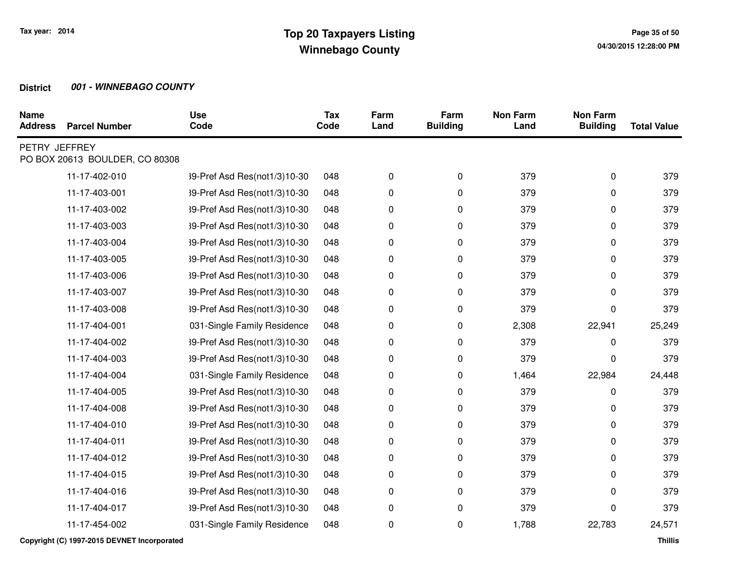# Top 20 Taxpayers Listing
## Winnebago County

Tax year: 2014

**District** ***001 - WINNEBAGO COUNTY***

| Name Address | Parcel Number | Use Code | Tax Code | Farm Land | Farm Building | Non Farm Land | Non Farm Building | Total Value |
|---|---|---|---|---|---|---|---|---|
| PETRY JEFFREY<br>PO BOX 20613 BOULDER, CO 80308 | | | | | | | | |
| | 11-17-402-010 | 39-Pref Asd Res(not1/3)10-30 | 048 | 0 | 0 | 379 | 0 | 379 |
| | 11-17-403-001 | 39-Pref Asd Res(not1/3)10-30 | 048 | 0 | 0 | 379 | 0 | 379 |
| | 11-17-403-002 | 39-Pref Asd Res(not1/3)10-30 | 048 | 0 | 0 | 379 | 0 | 379 |
| | 11-17-403-003 | 39-Pref Asd Res(not1/3)10-30 | 048 | 0 | 0 | 379 | 0 | 379 |
| | 11-17-403-004 | 39-Pref Asd Res(not1/3)10-30 | 048 | 0 | 0 | 379 | 0 | 379 |
| | 11-17-403-005 | 39-Pref Asd Res(not1/3)10-30 | 048 | 0 | 0 | 379 | 0 | 379 |
| | 11-17-403-006 | 39-Pref Asd Res(not1/3)10-30 | 048 | 0 | 0 | 379 | 0 | 379 |
| | 11-17-403-007 | 39-Pref Asd Res(not1/3)10-30 | 048 | 0 | 0 | 379 | 0 | 379 |
| | 11-17-403-008 | 39-Pref Asd Res(not1/3)10-30 | 048 | 0 | 0 | 379 | 0 | 379 |
| | 11-17-404-001 | 031-Single Family Residence | 048 | 0 | 0 | 2,308 | 22,941 | 25,249 |
| | 11-17-404-002 | 39-Pref Asd Res(not1/3)10-30 | 048 | 0 | 0 | 379 | 0 | 379 |
| | 11-17-404-003 | 39-Pref Asd Res(not1/3)10-30 | 048 | 0 | 0 | 379 | 0 | 379 |
| | 11-17-404-004 | 031-Single Family Residence | 048 | 0 | 0 | 1,464 | 22,984 | 24,448 |
| | 11-17-404-005 | 39-Pref Asd Res(not1/3)10-30 | 048 | 0 | 0 | 379 | 0 | 379 |
| | 11-17-404-008 | 39-Pref Asd Res(not1/3)10-30 | 048 | 0 | 0 | 379 | 0 | 379 |
| | 11-17-404-010 | 39-Pref Asd Res(not1/3)10-30 | 048 | 0 | 0 | 379 | 0 | 379 |
| | 11-17-404-011 | 39-Pref Asd Res(not1/3)10-30 | 048 | 0 | 0 | 379 | 0 | 379 |
| | 11-17-404-012 | 39-Pref Asd Res(not1/3)10-30 | 048 | 0 | 0 | 379 | 0 | 379 |
| | 11-17-404-015 | 39-Pref Asd Res(not1/3)10-30 | 048 | 0 | 0 | 379 | 0 | 379 |
| | 11-17-404-016 | 39-Pref Asd Res(not1/3)10-30 | 048 | 0 | 0 | 379 | 0 | 379 |
| | 11-17-404-017 | 39-Pref Asd Res(not1/3)10-30 | 048 | 0 | 0 | 379 | 0 | 379 |
| | 11-17-454-002 | 031-Single Family Residence | 048 | 0 | 0 | 1,788 | 22,783 | 24,571 |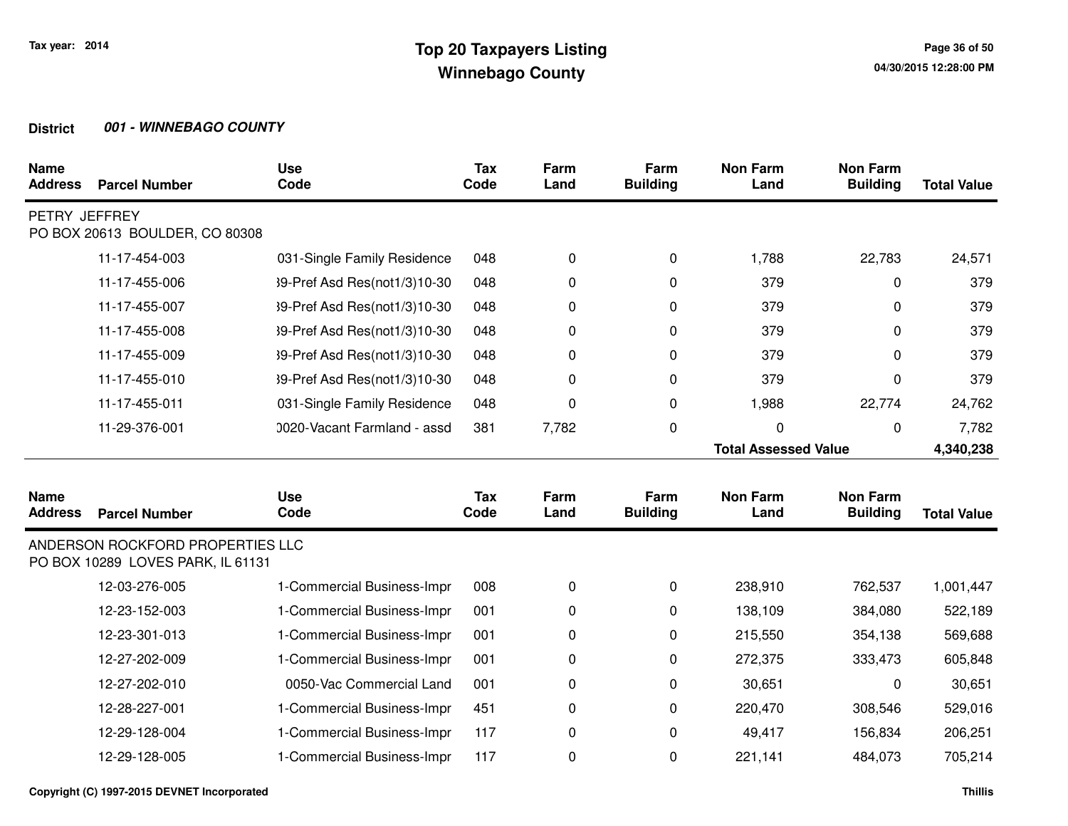# Top 20 Taxpayers Listing
## Winnebago County

Tax year: 2014

**District** ***001 - WINNEBAGO COUNTY***

| Name / Address | Parcel Number | Use Code | Tax Code | Farm Land | Farm Building | Non Farm Land | Non Farm Building | Total Value |
|---|---|---|---|---|---|---|---|---|
| PETRY JEFFREY<br>PO BOX 20613 BOULDER, CO 80308 | | | | | | | | |
| | 11-17-454-003 | 031-Single Family Residence | 048 | 0 | 0 | 1,788 | 22,783 | 24,571 |
| | 11-17-455-006 | 39-Pref Asd Res(not1/3)10-30 | 048 | 0 | 0 | 379 | 0 | 379 |
| | 11-17-455-007 | 39-Pref Asd Res(not1/3)10-30 | 048 | 0 | 0 | 379 | 0 | 379 |
| | 11-17-455-008 | 39-Pref Asd Res(not1/3)10-30 | 048 | 0 | 0 | 379 | 0 | 379 |
| | 11-17-455-009 | 39-Pref Asd Res(not1/3)10-30 | 048 | 0 | 0 | 379 | 0 | 379 |
| | 11-17-455-010 | 39-Pref Asd Res(not1/3)10-30 | 048 | 0 | 0 | 379 | 0 | 379 |
| | 11-17-455-011 | 031-Single Family Residence | 048 | 0 | 0 | 1,988 | 22,774 | 24,762 |
| | 11-29-376-001 | 0020-Vacant Farmland - assd | 381 | 7,782 | 0 | 0 | 0 | 7,782 |
| | | | | | | **Total Assessed Value** | | **4,340,238** |

| Name / Address | Parcel Number | Use Code | Tax Code | Farm Land | Farm Building | Non Farm Land | Non Farm Building | Total Value |
|---|---|---|---|---|---|---|---|---|
| ANDERSON ROCKFORD PROPERTIES LLC<br>PO BOX 10289 LOVES PARK, IL 61131 | | | | | | | | |
| | 12-03-276-005 | 1-Commercial Business-Impr | 008 | 0 | 0 | 238,910 | 762,537 | 1,001,447 |
| | 12-23-152-003 | 1-Commercial Business-Impr | 001 | 0 | 0 | 138,109 | 384,080 | 522,189 |
| | 12-23-301-013 | 1-Commercial Business-Impr | 001 | 0 | 0 | 215,550 | 354,138 | 569,688 |
| | 12-27-202-009 | 1-Commercial Business-Impr | 001 | 0 | 0 | 272,375 | 333,473 | 605,848 |
| | 12-27-202-010 | 0050-Vac Commercial Land | 001 | 0 | 0 | 30,651 | 0 | 30,651 |
| | 12-28-227-001 | 1-Commercial Business-Impr | 451 | 0 | 0 | 220,470 | 308,546 | 529,016 |
| | 12-29-128-004 | 1-Commercial Business-Impr | 117 | 0 | 0 | 49,417 | 156,834 | 206,251 |
| | 12-29-128-005 | 1-Commercial Business-Impr | 117 | 0 | 0 | 221,141 | 484,073 | 705,214 |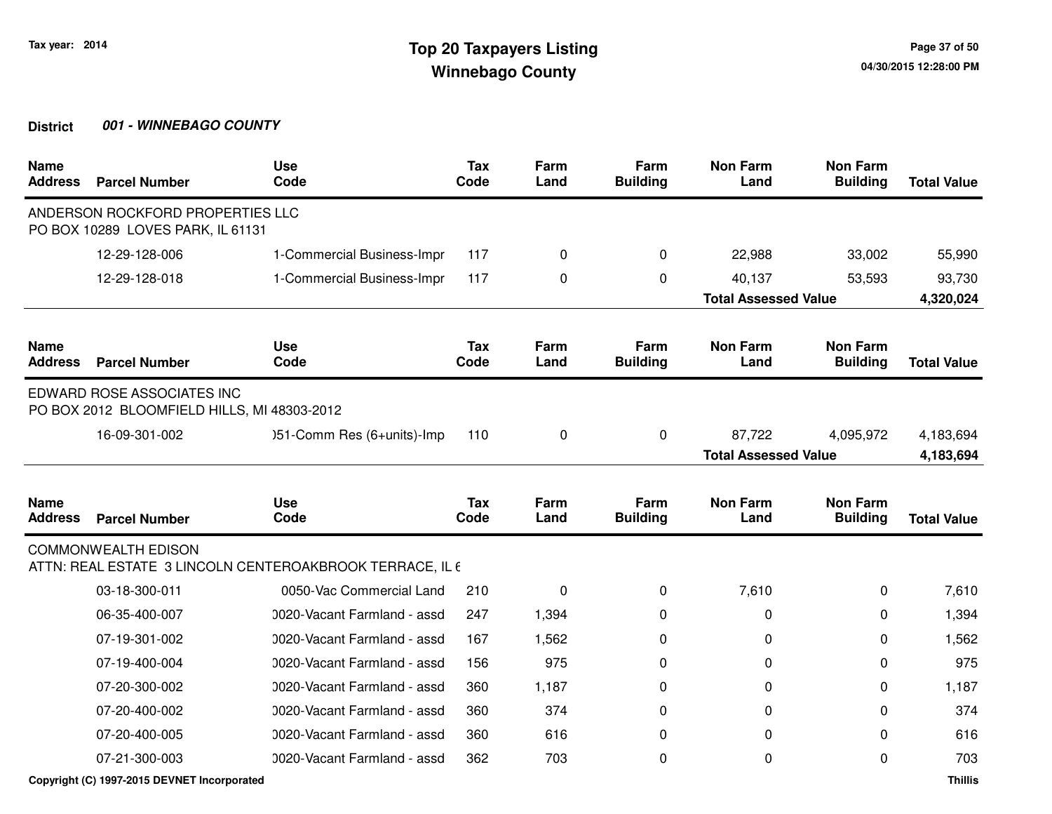Tax year: 2014

# Top 20 Taxpayers Listing
## Winnebago County

04/30/2015 12:28:00 PM

**District** ***001 - WINNEBAGO COUNTY***

| Name Address | Parcel Number | Use Code | Tax Code | Farm Land | Farm Building | Non Farm Land | Non Farm Building | Total Value |
|---|---|---|---|---|---|---|---|---|
| ANDERSON ROCKFORD PROPERTIES LLC<br>PO BOX 10289 LOVES PARK, IL 61131 | | | | | | | | |
| | 12-29-128-006 | 1-Commercial Business-Impr | 117 | 0 | 0 | 22,988 | 33,002 | 55,990 |
| | 12-29-128-018 | 1-Commercial Business-Impr | 117 | 0 | 0 | 40,137 | 53,593 | 93,730 |
| | | | | | | **Total Assessed Value** | | **4,320,024** |

| Name Address | Parcel Number | Use Code | Tax Code | Farm Land | Farm Building | Non Farm Land | Non Farm Building | Total Value |
|---|---|---|---|---|---|---|---|---|
| EDWARD ROSE ASSOCIATES INC<br>PO BOX 2012 BLOOMFIELD HILLS, MI 48303-2012 | | | | | | | | |
| | 16-09-301-002 | )51-Comm Res (6+units)-Imp | 110 | 0 | 0 | 87,722 | 4,095,972 | 4,183,694 |
| | | | | | | **Total Assessed Value** | | **4,183,694** |

| Name Address | Parcel Number | Use Code | Tax Code | Farm Land | Farm Building | Non Farm Land | Non Farm Building | Total Value |
|---|---|---|---|---|---|---|---|---|
| COMMONWEALTH EDISON<br>ATTN: REAL ESTATE 3 LINCOLN CENTEROAKBROOK TERRACE, IL 6 | | | | | | | | |
| | 03-18-300-011 | 0050-Vac Commercial Land | 210 | 0 | 0 | 7,610 | 0 | 7,610 |
| | 06-35-400-007 | 0020-Vacant Farmland - assd | 247 | 1,394 | 0 | 0 | 0 | 1,394 |
| | 07-19-301-002 | 0020-Vacant Farmland - assd | 167 | 1,562 | 0 | 0 | 0 | 1,562 |
| | 07-19-400-004 | 0020-Vacant Farmland - assd | 156 | 975 | 0 | 0 | 0 | 975 |
| | 07-20-300-002 | 0020-Vacant Farmland - assd | 360 | 1,187 | 0 | 0 | 0 | 1,187 |
| | 07-20-400-002 | 0020-Vacant Farmland - assd | 360 | 374 | 0 | 0 | 0 | 374 |
| | 07-20-400-005 | 0020-Vacant Farmland - assd | 360 | 616 | 0 | 0 | 0 | 616 |
| | 07-21-300-003 | 0020-Vacant Farmland - assd | 362 | 703 | 0 | 0 | 0 | 703 |

Copyright (C) 1997-2015 DEVNET Incorporated

Thillis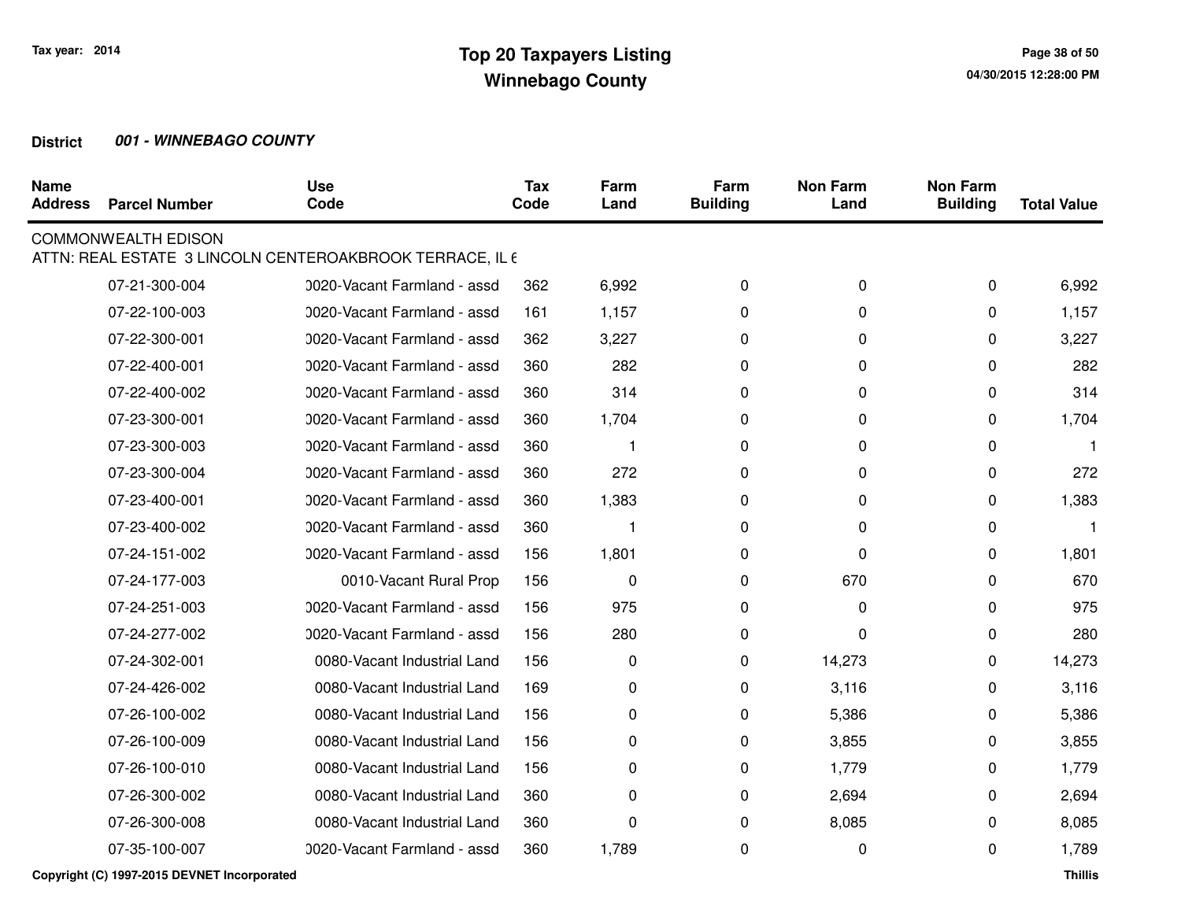Tax year: 2014

# Top 20 Taxpayers Listing
## Winnebago County

**District** ***001 - WINNEBAGO COUNTY***

| Name Address | Parcel Number | Use Code | Tax Code | Farm Land | Farm Building | Non Farm Land | Non Farm Building | Total Value |
|---|---|---|---|---|---|---|---|---|
| COMMONWEALTH EDISON | | | | | | | | |
| ATTN: REAL ESTATE 3 LINCOLN CENTEROAKBROOK TERRACE, IL 6 | | | | | | | | |
| | 07-21-300-004 | 0020-Vacant Farmland - assd | 362 | 6,992 | 0 | 0 | 0 | 6,992 |
| | 07-22-100-003 | 0020-Vacant Farmland - assd | 161 | 1,157 | 0 | 0 | 0 | 1,157 |
| | 07-22-300-001 | 0020-Vacant Farmland - assd | 362 | 3,227 | 0 | 0 | 0 | 3,227 |
| | 07-22-400-001 | 0020-Vacant Farmland - assd | 360 | 282 | 0 | 0 | 0 | 282 |
| | 07-22-400-002 | 0020-Vacant Farmland - assd | 360 | 314 | 0 | 0 | 0 | 314 |
| | 07-23-300-001 | 0020-Vacant Farmland - assd | 360 | 1,704 | 0 | 0 | 0 | 1,704 |
| | 07-23-300-003 | 0020-Vacant Farmland - assd | 360 | 1 | 0 | 0 | 0 | 1 |
| | 07-23-300-004 | 0020-Vacant Farmland - assd | 360 | 272 | 0 | 0 | 0 | 272 |
| | 07-23-400-001 | 0020-Vacant Farmland - assd | 360 | 1,383 | 0 | 0 | 0 | 1,383 |
| | 07-23-400-002 | 0020-Vacant Farmland - assd | 360 | 1 | 0 | 0 | 0 | 1 |
| | 07-24-151-002 | 0020-Vacant Farmland - assd | 156 | 1,801 | 0 | 0 | 0 | 1,801 |
| | 07-24-177-003 | 0010-Vacant Rural Prop | 156 | 0 | 0 | 670 | 0 | 670 |
| | 07-24-251-003 | 0020-Vacant Farmland - assd | 156 | 975 | 0 | 0 | 0 | 975 |
| | 07-24-277-002 | 0020-Vacant Farmland - assd | 156 | 280 | 0 | 0 | 0 | 280 |
| | 07-24-302-001 | 0080-Vacant Industrial Land | 156 | 0 | 0 | 14,273 | 0 | 14,273 |
| | 07-24-426-002 | 0080-Vacant Industrial Land | 169 | 0 | 0 | 3,116 | 0 | 3,116 |
| | 07-26-100-002 | 0080-Vacant Industrial Land | 156 | 0 | 0 | 5,386 | 0 | 5,386 |
| | 07-26-100-009 | 0080-Vacant Industrial Land | 156 | 0 | 0 | 3,855 | 0 | 3,855 |
| | 07-26-100-010 | 0080-Vacant Industrial Land | 156 | 0 | 0 | 1,779 | 0 | 1,779 |
| | 07-26-300-002 | 0080-Vacant Industrial Land | 360 | 0 | 0 | 2,694 | 0 | 2,694 |
| | 07-26-300-008 | 0080-Vacant Industrial Land | 360 | 0 | 0 | 8,085 | 0 | 8,085 |
| | 07-35-100-007 | 0020-Vacant Farmland - assd | 360 | 1,789 | 0 | 0 | 0 | 1,789 |

Copyright (C) 1997-2015 DEVNET Incorporated

Thillis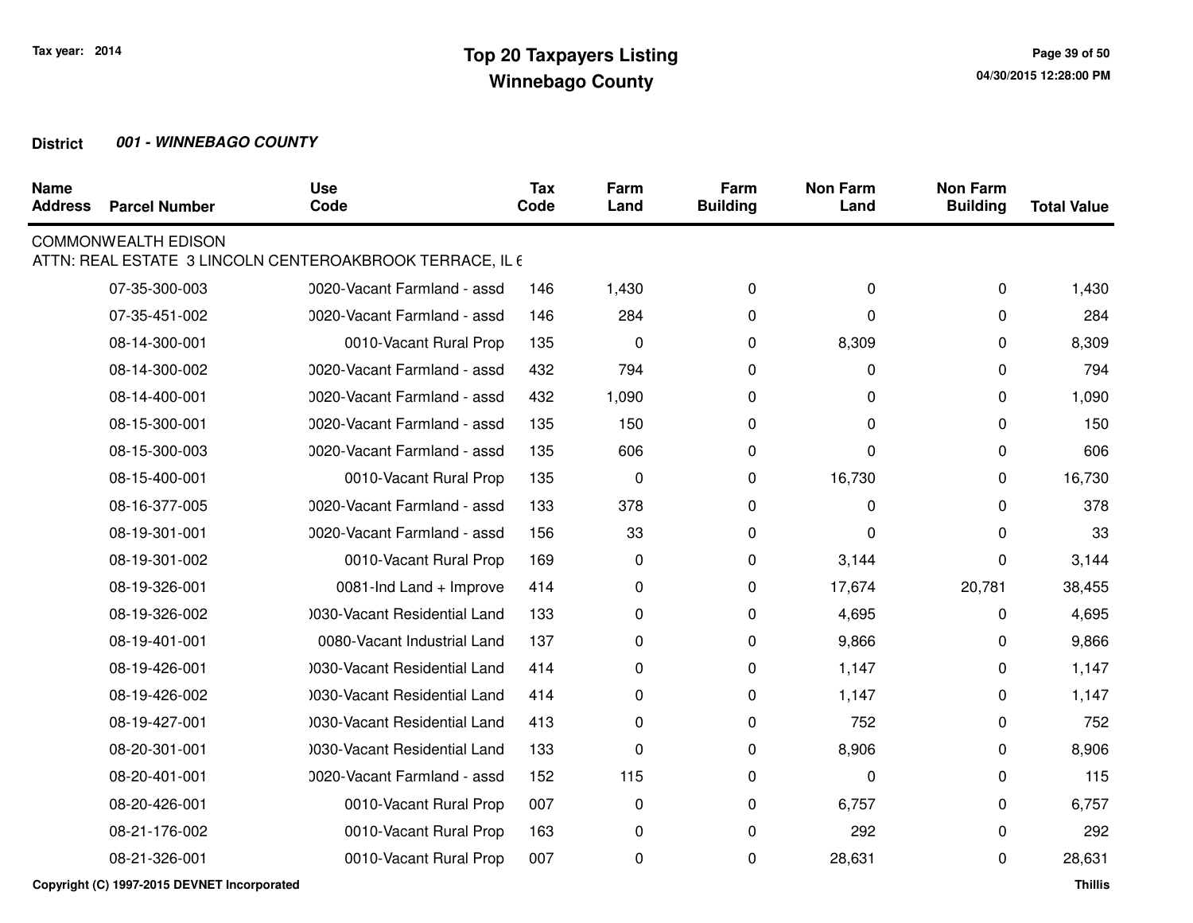Tax year: 2014

# Top 20 Taxpayers Listing
## Winnebago County

04/30/2015 12:28:00 PM

**District** ***001 - WINNEBAGO COUNTY***

| Name Address | Parcel Number | Use Code | Tax Code | Farm Land | Farm Building | Non Farm Land | Non Farm Building | Total Value |
|---|---|---|---|---|---|---|---|---|
| COMMONWEALTH EDISON | | | | | | | | |
| ATTN: REAL ESTATE 3 LINCOLN CENTEROAKBROOK TERRACE, IL 6 | | | | | | | | |
| | 07-35-300-003 | 0020-Vacant Farmland - assd | 146 | 1,430 | 0 | 0 | 0 | 1,430 |
| | 07-35-451-002 | 0020-Vacant Farmland - assd | 146 | 284 | 0 | 0 | 0 | 284 |
| | 08-14-300-001 | 0010-Vacant Rural Prop | 135 | 0 | 0 | 8,309 | 0 | 8,309 |
| | 08-14-300-002 | 0020-Vacant Farmland - assd | 432 | 794 | 0 | 0 | 0 | 794 |
| | 08-14-400-001 | 0020-Vacant Farmland - assd | 432 | 1,090 | 0 | 0 | 0 | 1,090 |
| | 08-15-300-001 | 0020-Vacant Farmland - assd | 135 | 150 | 0 | 0 | 0 | 150 |
| | 08-15-300-003 | 0020-Vacant Farmland - assd | 135 | 606 | 0 | 0 | 0 | 606 |
| | 08-15-400-001 | 0010-Vacant Rural Prop | 135 | 0 | 0 | 16,730 | 0 | 16,730 |
| | 08-16-377-005 | 0020-Vacant Farmland - assd | 133 | 378 | 0 | 0 | 0 | 378 |
| | 08-19-301-001 | 0020-Vacant Farmland - assd | 156 | 33 | 0 | 0 | 0 | 33 |
| | 08-19-301-002 | 0010-Vacant Rural Prop | 169 | 0 | 0 | 3,144 | 0 | 3,144 |
| | 08-19-326-001 | 0081-Ind Land + Improve | 414 | 0 | 0 | 17,674 | 20,781 | 38,455 |
| | 08-19-326-002 | 0030-Vacant Residential Land | 133 | 0 | 0 | 4,695 | 0 | 4,695 |
| | 08-19-401-001 | 0080-Vacant Industrial Land | 137 | 0 | 0 | 9,866 | 0 | 9,866 |
| | 08-19-426-001 | 0030-Vacant Residential Land | 414 | 0 | 0 | 1,147 | 0 | 1,147 |
| | 08-19-426-002 | 0030-Vacant Residential Land | 414 | 0 | 0 | 1,147 | 0 | 1,147 |
| | 08-19-427-001 | 0030-Vacant Residential Land | 413 | 0 | 0 | 752 | 0 | 752 |
| | 08-20-301-001 | 0030-Vacant Residential Land | 133 | 0 | 0 | 8,906 | 0 | 8,906 |
| | 08-20-401-001 | 0020-Vacant Farmland - assd | 152 | 115 | 0 | 0 | 0 | 115 |
| | 08-20-426-001 | 0010-Vacant Rural Prop | 007 | 0 | 0 | 6,757 | 0 | 6,757 |
| | 08-21-176-002 | 0010-Vacant Rural Prop | 163 | 0 | 0 | 292 | 0 | 292 |
| | 08-21-326-001 | 0010-Vacant Rural Prop | 007 | 0 | 0 | 28,631 | 0 | 28,631 |

Copyright (C) 1997-2015 DEVNET Incorporated

Thillis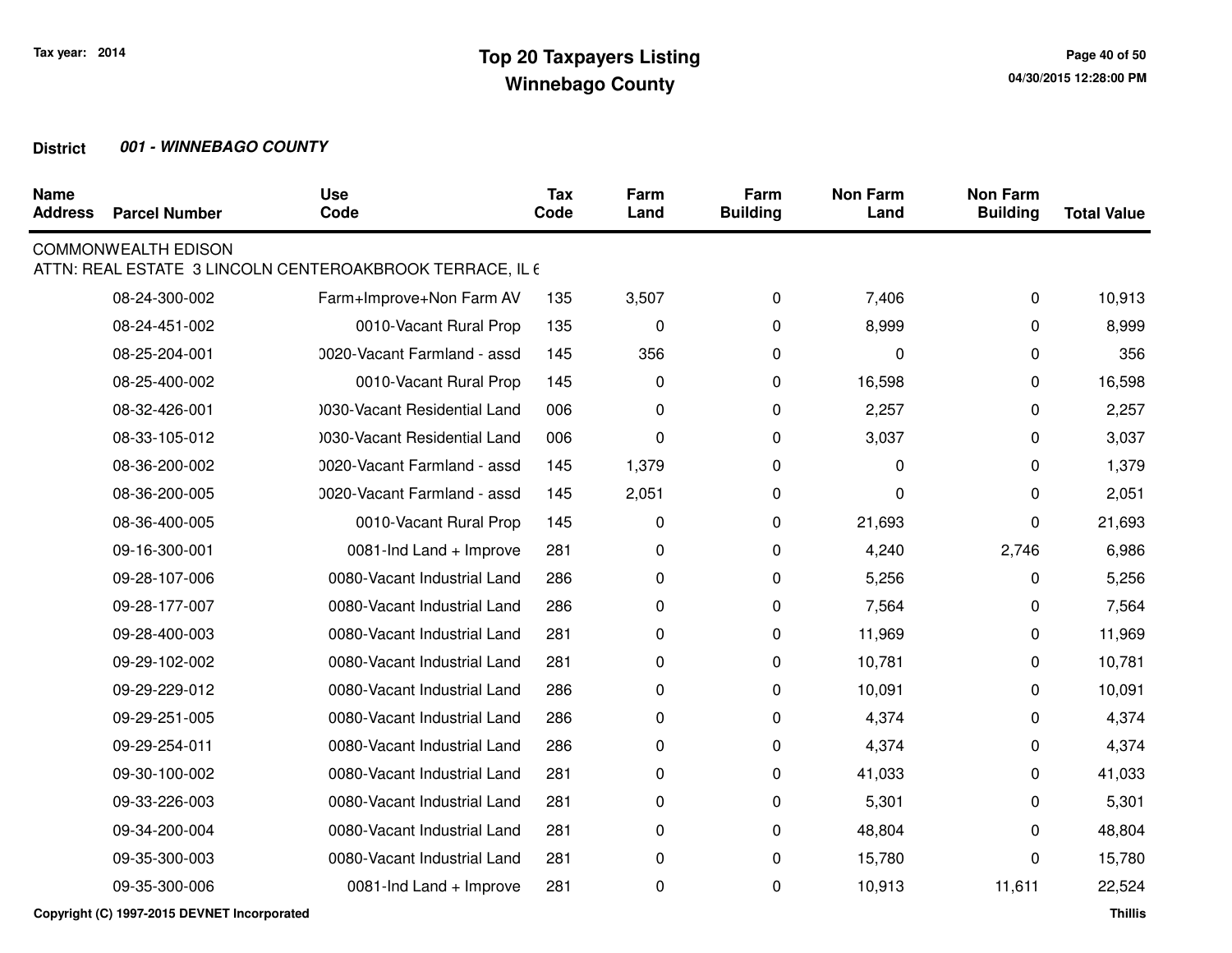# Top 20 Taxpayers Listing
## Winnebago County

Tax year: 2014

**District** ***001 - WINNEBAGO COUNTY***

| Name Address | Parcel Number | Use Code | Tax Code | Farm Land | Farm Building | Non Farm Land | Non Farm Building | Total Value |
|---|---|---|---|---|---|---|---|---|
| COMMONWEALTH EDISON | | | | | | | | |
| ATTN: REAL ESTATE 3 LINCOLN CENTEROAKBROOK TERRACE, IL 6 | | | | | | | | |
| | 08-24-300-002 | Farm+Improve+Non Farm AV | 135 | 3,507 | 0 | 7,406 | 0 | 10,913 |
| | 08-24-451-002 | 0010-Vacant Rural Prop | 135 | 0 | 0 | 8,999 | 0 | 8,999 |
| | 08-25-204-001 | 0020-Vacant Farmland - assd | 145 | 356 | 0 | 0 | 0 | 356 |
| | 08-25-400-002 | 0010-Vacant Rural Prop | 145 | 0 | 0 | 16,598 | 0 | 16,598 |
| | 08-32-426-001 | 0030-Vacant Residential Land | 006 | 0 | 0 | 2,257 | 0 | 2,257 |
| | 08-33-105-012 | 0030-Vacant Residential Land | 006 | 0 | 0 | 3,037 | 0 | 3,037 |
| | 08-36-200-002 | 0020-Vacant Farmland - assd | 145 | 1,379 | 0 | 0 | 0 | 1,379 |
| | 08-36-200-005 | 0020-Vacant Farmland - assd | 145 | 2,051 | 0 | 0 | 0 | 2,051 |
| | 08-36-400-005 | 0010-Vacant Rural Prop | 145 | 0 | 0 | 21,693 | 0 | 21,693 |
| | 09-16-300-001 | 0081-Ind Land + Improve | 281 | 0 | 0 | 4,240 | 2,746 | 6,986 |
| | 09-28-107-006 | 0080-Vacant Industrial Land | 286 | 0 | 0 | 5,256 | 0 | 5,256 |
| | 09-28-177-007 | 0080-Vacant Industrial Land | 286 | 0 | 0 | 7,564 | 0 | 7,564 |
| | 09-28-400-003 | 0080-Vacant Industrial Land | 281 | 0 | 0 | 11,969 | 0 | 11,969 |
| | 09-29-102-002 | 0080-Vacant Industrial Land | 281 | 0 | 0 | 10,781 | 0 | 10,781 |
| | 09-29-229-012 | 0080-Vacant Industrial Land | 286 | 0 | 0 | 10,091 | 0 | 10,091 |
| | 09-29-251-005 | 0080-Vacant Industrial Land | 286 | 0 | 0 | 4,374 | 0 | 4,374 |
| | 09-29-254-011 | 0080-Vacant Industrial Land | 286 | 0 | 0 | 4,374 | 0 | 4,374 |
| | 09-30-100-002 | 0080-Vacant Industrial Land | 281 | 0 | 0 | 41,033 | 0 | 41,033 |
| | 09-33-226-003 | 0080-Vacant Industrial Land | 281 | 0 | 0 | 5,301 | 0 | 5,301 |
| | 09-34-200-004 | 0080-Vacant Industrial Land | 281 | 0 | 0 | 48,804 | 0 | 48,804 |
| | 09-35-300-003 | 0080-Vacant Industrial Land | 281 | 0 | 0 | 15,780 | 0 | 15,780 |
| | 09-35-300-006 | 0081-Ind Land + Improve | 281 | 0 | 0 | 10,913 | 11,611 | 22,524 |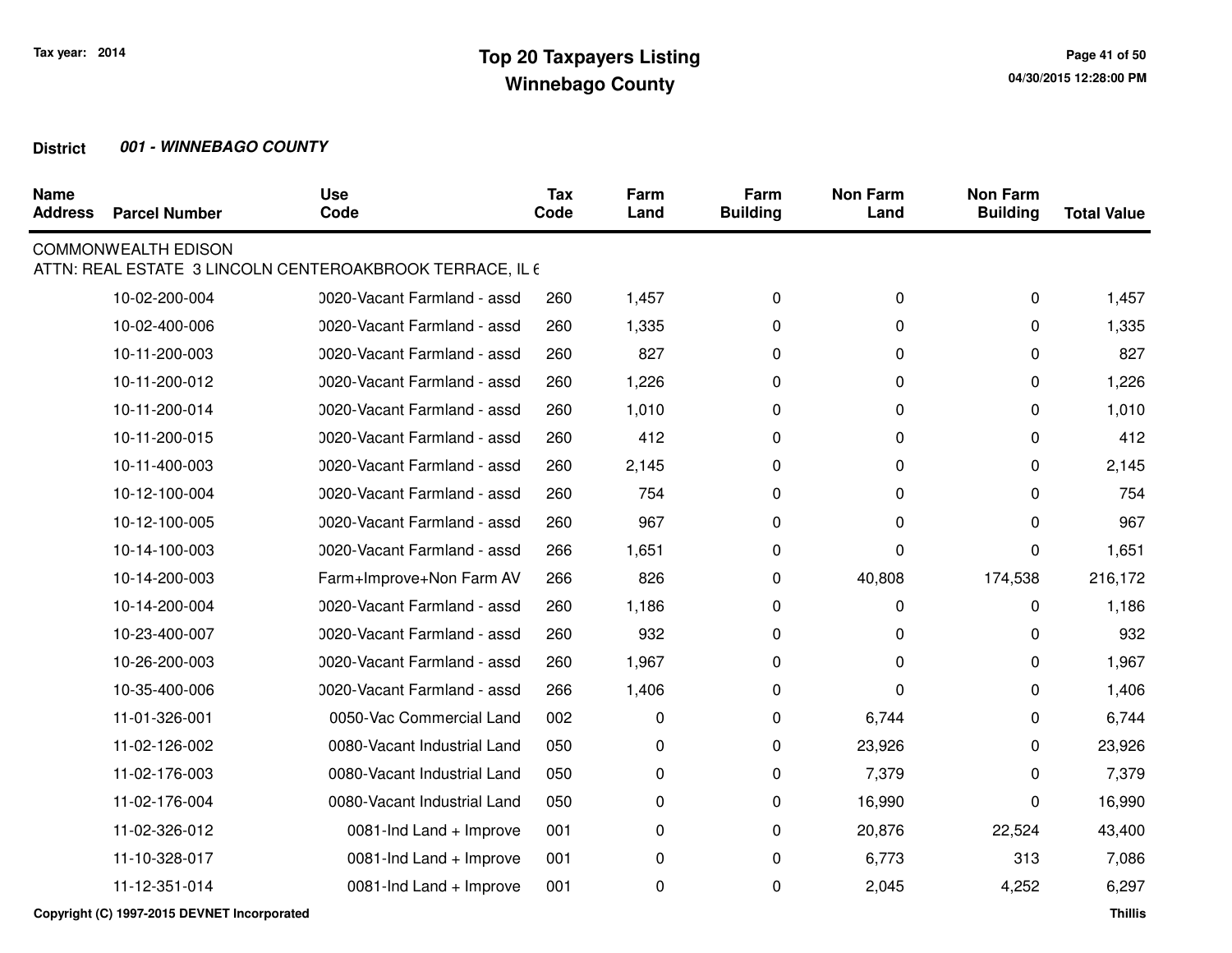Tax year: 2014

# Top 20 Taxpayers Listing
## Winnebago County

04/30/2015 12:28:00 PM

**District** ***001 - WINNEBAGO COUNTY***

| Name Address | Parcel Number | Use Code | Tax Code | Farm Land | Farm Building | Non Farm Land | Non Farm Building | Total Value |
|---|---|---|---|---|---|---|---|---|
| COMMONWEALTH EDISON | | | | | | | | |
| ATTN: REAL ESTATE 3 LINCOLN CENTEROAKBROOK TERRACE, IL 6 | | | | | | | | |
| | 10-02-200-004 | 0020-Vacant Farmland - assd | 260 | 1,457 | 0 | 0 | 0 | 1,457 |
| | 10-02-400-006 | 0020-Vacant Farmland - assd | 260 | 1,335 | 0 | 0 | 0 | 1,335 |
| | 10-11-200-003 | 0020-Vacant Farmland - assd | 260 | 827 | 0 | 0 | 0 | 827 |
| | 10-11-200-012 | 0020-Vacant Farmland - assd | 260 | 1,226 | 0 | 0 | 0 | 1,226 |
| | 10-11-200-014 | 0020-Vacant Farmland - assd | 260 | 1,010 | 0 | 0 | 0 | 1,010 |
| | 10-11-200-015 | 0020-Vacant Farmland - assd | 260 | 412 | 0 | 0 | 0 | 412 |
| | 10-11-400-003 | 0020-Vacant Farmland - assd | 260 | 2,145 | 0 | 0 | 0 | 2,145 |
| | 10-12-100-004 | 0020-Vacant Farmland - assd | 260 | 754 | 0 | 0 | 0 | 754 |
| | 10-12-100-005 | 0020-Vacant Farmland - assd | 260 | 967 | 0 | 0 | 0 | 967 |
| | 10-14-100-003 | 0020-Vacant Farmland - assd | 266 | 1,651 | 0 | 0 | 0 | 1,651 |
| | 10-14-200-003 | Farm+Improve+Non Farm AV | 266 | 826 | 0 | 40,808 | 174,538 | 216,172 |
| | 10-14-200-004 | 0020-Vacant Farmland - assd | 260 | 1,186 | 0 | 0 | 0 | 1,186 |
| | 10-23-400-007 | 0020-Vacant Farmland - assd | 260 | 932 | 0 | 0 | 0 | 932 |
| | 10-26-200-003 | 0020-Vacant Farmland - assd | 260 | 1,967 | 0 | 0 | 0 | 1,967 |
| | 10-35-400-006 | 0020-Vacant Farmland - assd | 266 | 1,406 | 0 | 0 | 0 | 1,406 |
| | 11-01-326-001 | 0050-Vac Commercial Land | 002 | 0 | 0 | 6,744 | 0 | 6,744 |
| | 11-02-126-002 | 0080-Vacant Industrial Land | 050 | 0 | 0 | 23,926 | 0 | 23,926 |
| | 11-02-176-003 | 0080-Vacant Industrial Land | 050 | 0 | 0 | 7,379 | 0 | 7,379 |
| | 11-02-176-004 | 0080-Vacant Industrial Land | 050 | 0 | 0 | 16,990 | 0 | 16,990 |
| | 11-02-326-012 | 0081-Ind Land + Improve | 001 | 0 | 0 | 20,876 | 22,524 | 43,400 |
| | 11-10-328-017 | 0081-Ind Land + Improve | 001 | 0 | 0 | 6,773 | 313 | 7,086 |
| | 11-12-351-014 | 0081-Ind Land + Improve | 001 | 0 | 0 | 2,045 | 4,252 | 6,297 |

Copyright (C) 1997-2015 DEVNET Incorporated — Thillis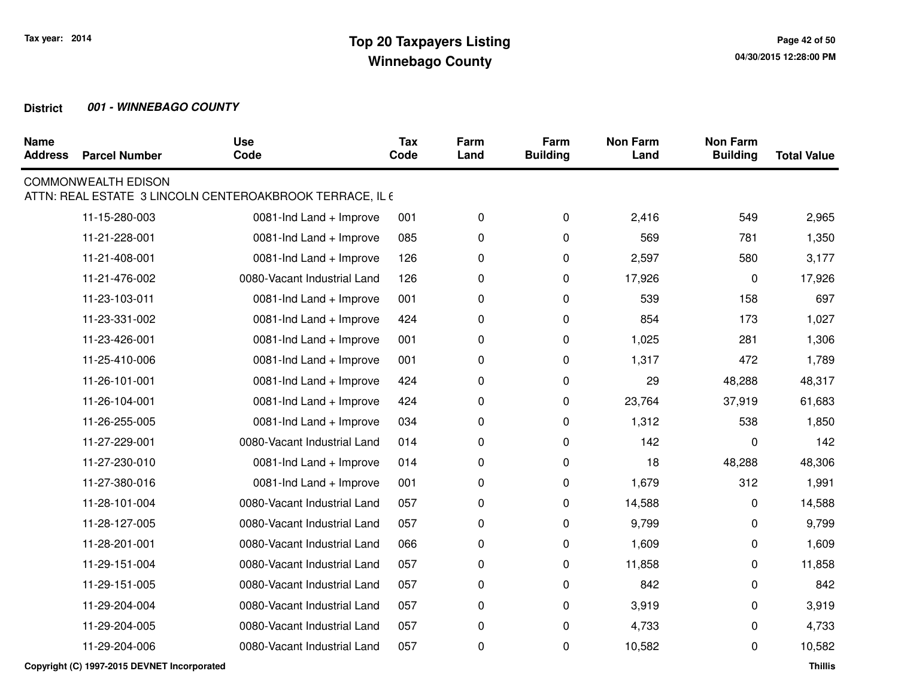Tax year: 2014

# Top 20 Taxpayers Listing
## Winnebago County

**District** ***001 - WINNEBAGO COUNTY***

| Name Address | Parcel Number | Use Code | Tax Code | Farm Land | Farm Building | Non Farm Land | Non Farm Building | Total Value |
|---|---|---|---|---|---|---|---|---|
| COMMONWEALTH EDISON | | | | | | | | |
| ATTN: REAL ESTATE 3 LINCOLN CENTEROAKBROOK TERRACE, IL 6 | | | | | | | | |
| | 11-15-280-003 | 0081-Ind Land + Improve | 001 | 0 | 0 | 2,416 | 549 | 2,965 |
| | 11-21-228-001 | 0081-Ind Land + Improve | 085 | 0 | 0 | 569 | 781 | 1,350 |
| | 11-21-408-001 | 0081-Ind Land + Improve | 126 | 0 | 0 | 2,597 | 580 | 3,177 |
| | 11-21-476-002 | 0080-Vacant Industrial Land | 126 | 0 | 0 | 17,926 | 0 | 17,926 |
| | 11-23-103-011 | 0081-Ind Land + Improve | 001 | 0 | 0 | 539 | 158 | 697 |
| | 11-23-331-002 | 0081-Ind Land + Improve | 424 | 0 | 0 | 854 | 173 | 1,027 |
| | 11-23-426-001 | 0081-Ind Land + Improve | 001 | 0 | 0 | 1,025 | 281 | 1,306 |
| | 11-25-410-006 | 0081-Ind Land + Improve | 001 | 0 | 0 | 1,317 | 472 | 1,789 |
| | 11-26-101-001 | 0081-Ind Land + Improve | 424 | 0 | 0 | 29 | 48,288 | 48,317 |
| | 11-26-104-001 | 0081-Ind Land + Improve | 424 | 0 | 0 | 23,764 | 37,919 | 61,683 |
| | 11-26-255-005 | 0081-Ind Land + Improve | 034 | 0 | 0 | 1,312 | 538 | 1,850 |
| | 11-27-229-001 | 0080-Vacant Industrial Land | 014 | 0 | 0 | 142 | 0 | 142 |
| | 11-27-230-010 | 0081-Ind Land + Improve | 014 | 0 | 0 | 18 | 48,288 | 48,306 |
| | 11-27-380-016 | 0081-Ind Land + Improve | 001 | 0 | 0 | 1,679 | 312 | 1,991 |
| | 11-28-101-004 | 0080-Vacant Industrial Land | 057 | 0 | 0 | 14,588 | 0 | 14,588 |
| | 11-28-127-005 | 0080-Vacant Industrial Land | 057 | 0 | 0 | 9,799 | 0 | 9,799 |
| | 11-28-201-001 | 0080-Vacant Industrial Land | 066 | 0 | 0 | 1,609 | 0 | 1,609 |
| | 11-29-151-004 | 0080-Vacant Industrial Land | 057 | 0 | 0 | 11,858 | 0 | 11,858 |
| | 11-29-151-005 | 0080-Vacant Industrial Land | 057 | 0 | 0 | 842 | 0 | 842 |
| | 11-29-204-004 | 0080-Vacant Industrial Land | 057 | 0 | 0 | 3,919 | 0 | 3,919 |
| | 11-29-204-005 | 0080-Vacant Industrial Land | 057 | 0 | 0 | 4,733 | 0 | 4,733 |
| | 11-29-204-006 | 0080-Vacant Industrial Land | 057 | 0 | 0 | 10,582 | 0 | 10,582 |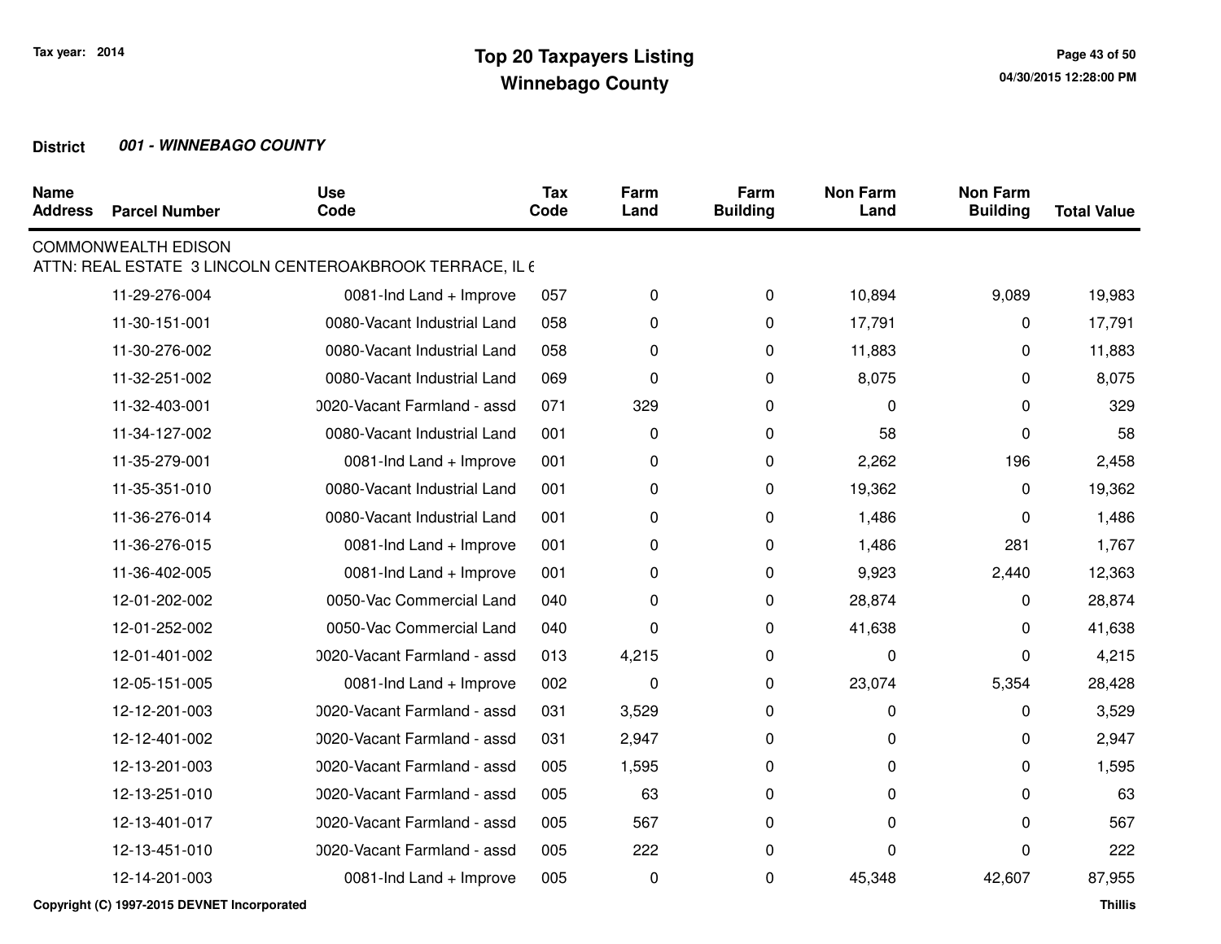Tax year: 2014

# Top 20 Taxpayers Listing
## Winnebago County

04/30/2015 12:28:00 PM

**District** ***001 - WINNEBAGO COUNTY***

| Name Address | Parcel Number | Use Code | Tax Code | Farm Land | Farm Building | Non Farm Land | Non Farm Building | Total Value |
|---|---|---|---|---|---|---|---|---|
| COMMONWEALTH EDISON | | | | | | | | |
| ATTN: REAL ESTATE 3 LINCOLN CENTEROAKBROOK TERRACE, IL 6 | | | | | | | | |
| | 11-29-276-004 | 0081-Ind Land + Improve | 057 | 0 | 0 | 10,894 | 9,089 | 19,983 |
| | 11-30-151-001 | 0080-Vacant Industrial Land | 058 | 0 | 0 | 17,791 | 0 | 17,791 |
| | 11-30-276-002 | 0080-Vacant Industrial Land | 058 | 0 | 0 | 11,883 | 0 | 11,883 |
| | 11-32-251-002 | 0080-Vacant Industrial Land | 069 | 0 | 0 | 8,075 | 0 | 8,075 |
| | 11-32-403-001 | 0020-Vacant Farmland - assd | 071 | 329 | 0 | 0 | 0 | 329 |
| | 11-34-127-002 | 0080-Vacant Industrial Land | 001 | 0 | 0 | 58 | 0 | 58 |
| | 11-35-279-001 | 0081-Ind Land + Improve | 001 | 0 | 0 | 2,262 | 196 | 2,458 |
| | 11-35-351-010 | 0080-Vacant Industrial Land | 001 | 0 | 0 | 19,362 | 0 | 19,362 |
| | 11-36-276-014 | 0080-Vacant Industrial Land | 001 | 0 | 0 | 1,486 | 0 | 1,486 |
| | 11-36-276-015 | 0081-Ind Land + Improve | 001 | 0 | 0 | 1,486 | 281 | 1,767 |
| | 11-36-402-005 | 0081-Ind Land + Improve | 001 | 0 | 0 | 9,923 | 2,440 | 12,363 |
| | 12-01-202-002 | 0050-Vac Commercial Land | 040 | 0 | 0 | 28,874 | 0 | 28,874 |
| | 12-01-252-002 | 0050-Vac Commercial Land | 040 | 0 | 0 | 41,638 | 0 | 41,638 |
| | 12-01-401-002 | 0020-Vacant Farmland - assd | 013 | 4,215 | 0 | 0 | 0 | 4,215 |
| | 12-05-151-005 | 0081-Ind Land + Improve | 002 | 0 | 0 | 23,074 | 5,354 | 28,428 |
| | 12-12-201-003 | 0020-Vacant Farmland - assd | 031 | 3,529 | 0 | 0 | 0 | 3,529 |
| | 12-12-401-002 | 0020-Vacant Farmland - assd | 031 | 2,947 | 0 | 0 | 0 | 2,947 |
| | 12-13-201-003 | 0020-Vacant Farmland - assd | 005 | 1,595 | 0 | 0 | 0 | 1,595 |
| | 12-13-251-010 | 0020-Vacant Farmland - assd | 005 | 63 | 0 | 0 | 0 | 63 |
| | 12-13-401-017 | 0020-Vacant Farmland - assd | 005 | 567 | 0 | 0 | 0 | 567 |
| | 12-13-451-010 | 0020-Vacant Farmland - assd | 005 | 222 | 0 | 0 | 0 | 222 |
| | 12-14-201-003 | 0081-Ind Land + Improve | 005 | 0 | 0 | 45,348 | 42,607 | 87,955 |

Copyright (C) 1997-2015 DEVNET Incorporated

Thillis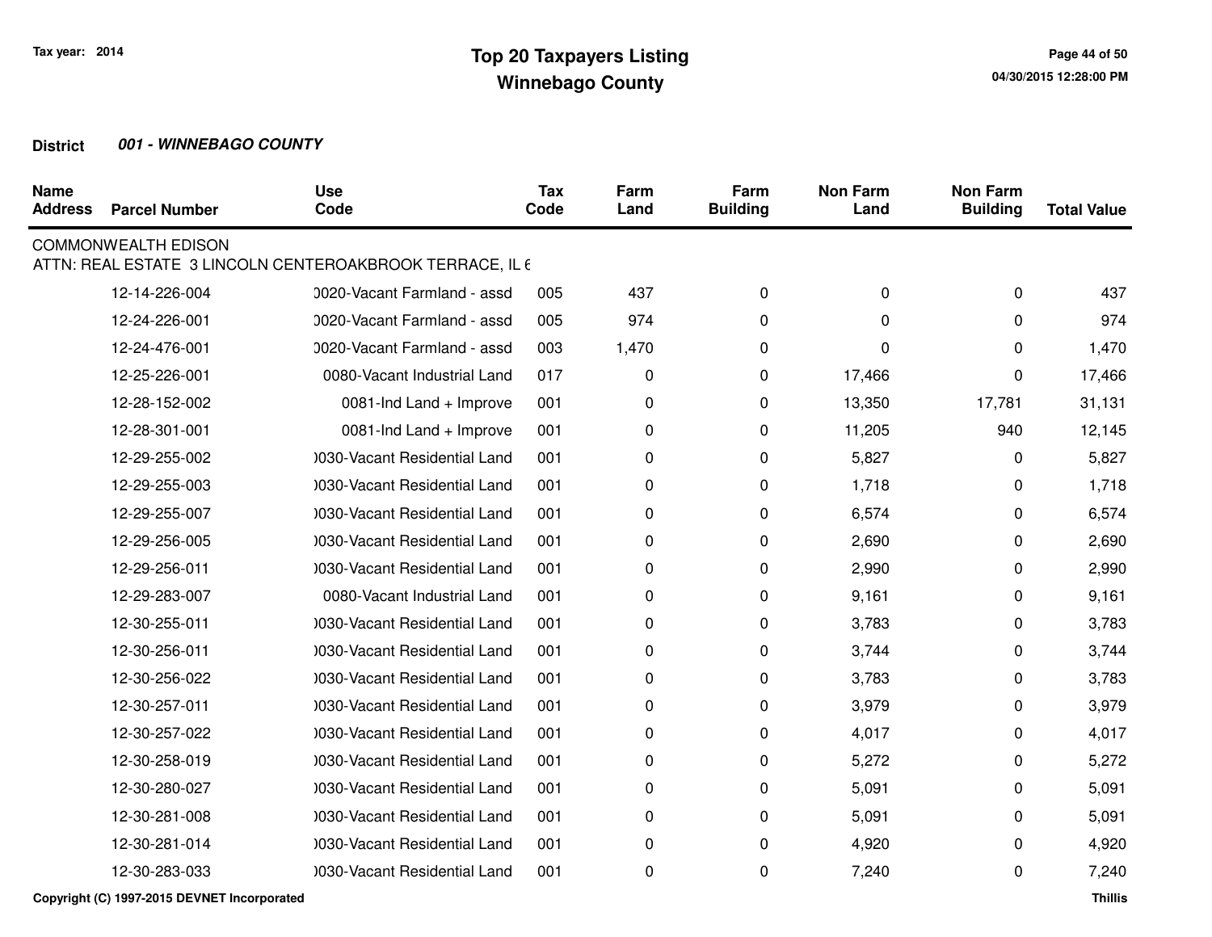**Tax year: 2014**

# Top 20 Taxpayers Listing
## Winnebago County

**District** ***001 - WINNEBAGO COUNTY***

| Name Address | Parcel Number | Use Code | Tax Code | Farm Land | Farm Building | Non Farm Land | Non Farm Building | Total Value |
|---|---|---|---|---|---|---|---|---|
| COMMONWEALTH EDISON | | | | | | | | |
| ATTN: REAL ESTATE 3 LINCOLN CENTEROAKBROOK TERRACE, IL 6 | | | | | | | | |
| | 12-14-226-004 | )020-Vacant Farmland - assd | 005 | 437 | 0 | 0 | 0 | 437 |
| | 12-24-226-001 | )020-Vacant Farmland - assd | 005 | 974 | 0 | 0 | 0 | 974 |
| | 12-24-476-001 | )020-Vacant Farmland - assd | 003 | 1,470 | 0 | 0 | 0 | 1,470 |
| | 12-25-226-001 | 0080-Vacant Industrial Land | 017 | 0 | 0 | 17,466 | 0 | 17,466 |
| | 12-28-152-002 | 0081-Ind Land + Improve | 001 | 0 | 0 | 13,350 | 17,781 | 31,131 |
| | 12-28-301-001 | 0081-Ind Land + Improve | 001 | 0 | 0 | 11,205 | 940 | 12,145 |
| | 12-29-255-002 | )030-Vacant Residential Land | 001 | 0 | 0 | 5,827 | 0 | 5,827 |
| | 12-29-255-003 | )030-Vacant Residential Land | 001 | 0 | 0 | 1,718 | 0 | 1,718 |
| | 12-29-255-007 | )030-Vacant Residential Land | 001 | 0 | 0 | 6,574 | 0 | 6,574 |
| | 12-29-256-005 | )030-Vacant Residential Land | 001 | 0 | 0 | 2,690 | 0 | 2,690 |
| | 12-29-256-011 | )030-Vacant Residential Land | 001 | 0 | 0 | 2,990 | 0 | 2,990 |
| | 12-29-283-007 | 0080-Vacant Industrial Land | 001 | 0 | 0 | 9,161 | 0 | 9,161 |
| | 12-30-255-011 | )030-Vacant Residential Land | 001 | 0 | 0 | 3,783 | 0 | 3,783 |
| | 12-30-256-011 | )030-Vacant Residential Land | 001 | 0 | 0 | 3,744 | 0 | 3,744 |
| | 12-30-256-022 | )030-Vacant Residential Land | 001 | 0 | 0 | 3,783 | 0 | 3,783 |
| | 12-30-257-011 | )030-Vacant Residential Land | 001 | 0 | 0 | 3,979 | 0 | 3,979 |
| | 12-30-257-022 | )030-Vacant Residential Land | 001 | 0 | 0 | 4,017 | 0 | 4,017 |
| | 12-30-258-019 | )030-Vacant Residential Land | 001 | 0 | 0 | 5,272 | 0 | 5,272 |
| | 12-30-280-027 | )030-Vacant Residential Land | 001 | 0 | 0 | 5,091 | 0 | 5,091 |
| | 12-30-281-008 | )030-Vacant Residential Land | 001 | 0 | 0 | 5,091 | 0 | 5,091 |
| | 12-30-281-014 | )030-Vacant Residential Land | 001 | 0 | 0 | 4,920 | 0 | 4,920 |
| | 12-30-283-033 | )030-Vacant Residential Land | 001 | 0 | 0 | 7,240 | 0 | 7,240 |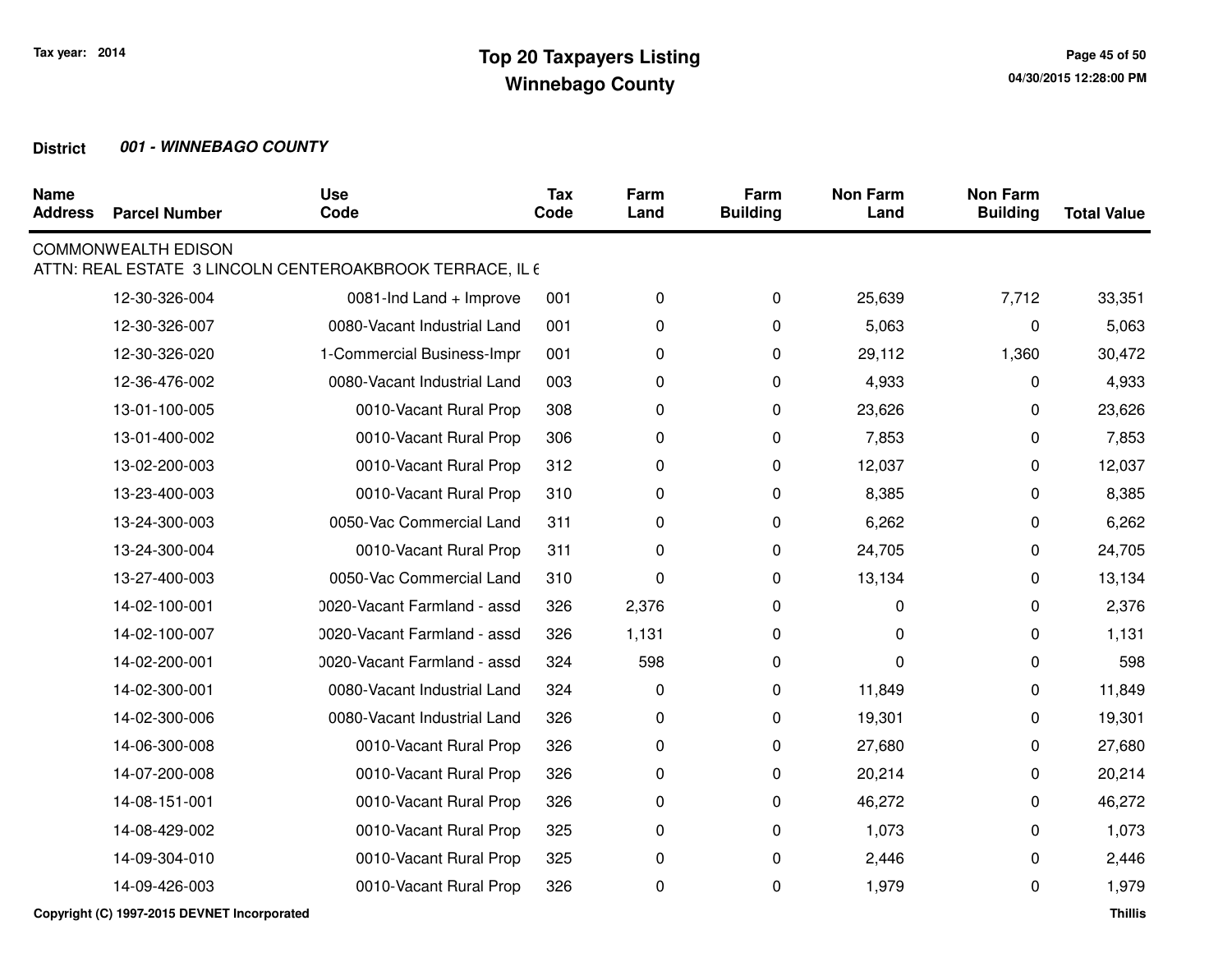# Top 20 Taxpayers Listing
## Winnebago County

Tax year: 2014

**District** ***001 - WINNEBAGO COUNTY***

| Name Address | Parcel Number | Use Code | Tax Code | Farm Land | Farm Building | Non Farm Land | Non Farm Building | Total Value |
|---|---|---|---|---|---|---|---|---|
| COMMONWEALTH EDISON | | | | | | | | |
| ATTN: REAL ESTATE 3 LINCOLN CENTEROAKBROOK TERRACE, IL 6 | | | | | | | | |
| | 12-30-326-004 | 0081-Ind Land + Improve | 001 | 0 | 0 | 25,639 | 7,712 | 33,351 |
| | 12-30-326-007 | 0080-Vacant Industrial Land | 001 | 0 | 0 | 5,063 | 0 | 5,063 |
| | 12-30-326-020 | 1-Commercial Business-Impr | 001 | 0 | 0 | 29,112 | 1,360 | 30,472 |
| | 12-36-476-002 | 0080-Vacant Industrial Land | 003 | 0 | 0 | 4,933 | 0 | 4,933 |
| | 13-01-100-005 | 0010-Vacant Rural Prop | 308 | 0 | 0 | 23,626 | 0 | 23,626 |
| | 13-01-400-002 | 0010-Vacant Rural Prop | 306 | 0 | 0 | 7,853 | 0 | 7,853 |
| | 13-02-200-003 | 0010-Vacant Rural Prop | 312 | 0 | 0 | 12,037 | 0 | 12,037 |
| | 13-23-400-003 | 0010-Vacant Rural Prop | 310 | 0 | 0 | 8,385 | 0 | 8,385 |
| | 13-24-300-003 | 0050-Vac Commercial Land | 311 | 0 | 0 | 6,262 | 0 | 6,262 |
| | 13-24-300-004 | 0010-Vacant Rural Prop | 311 | 0 | 0 | 24,705 | 0 | 24,705 |
| | 13-27-400-003 | 0050-Vac Commercial Land | 310 | 0 | 0 | 13,134 | 0 | 13,134 |
| | 14-02-100-001 | 0020-Vacant Farmland - assd | 326 | 2,376 | 0 | 0 | 0 | 2,376 |
| | 14-02-100-007 | 0020-Vacant Farmland - assd | 326 | 1,131 | 0 | 0 | 0 | 1,131 |
| | 14-02-200-001 | 0020-Vacant Farmland - assd | 324 | 598 | 0 | 0 | 0 | 598 |
| | 14-02-300-001 | 0080-Vacant Industrial Land | 324 | 0 | 0 | 11,849 | 0 | 11,849 |
| | 14-02-300-006 | 0080-Vacant Industrial Land | 326 | 0 | 0 | 19,301 | 0 | 19,301 |
| | 14-06-300-008 | 0010-Vacant Rural Prop | 326 | 0 | 0 | 27,680 | 0 | 27,680 |
| | 14-07-200-008 | 0010-Vacant Rural Prop | 326 | 0 | 0 | 20,214 | 0 | 20,214 |
| | 14-08-151-001 | 0010-Vacant Rural Prop | 326 | 0 | 0 | 46,272 | 0 | 46,272 |
| | 14-08-429-002 | 0010-Vacant Rural Prop | 325 | 0 | 0 | 1,073 | 0 | 1,073 |
| | 14-09-304-010 | 0010-Vacant Rural Prop | 325 | 0 | 0 | 2,446 | 0 | 2,446 |
| | 14-09-426-003 | 0010-Vacant Rural Prop | 326 | 0 | 0 | 1,979 | 0 | 1,979 |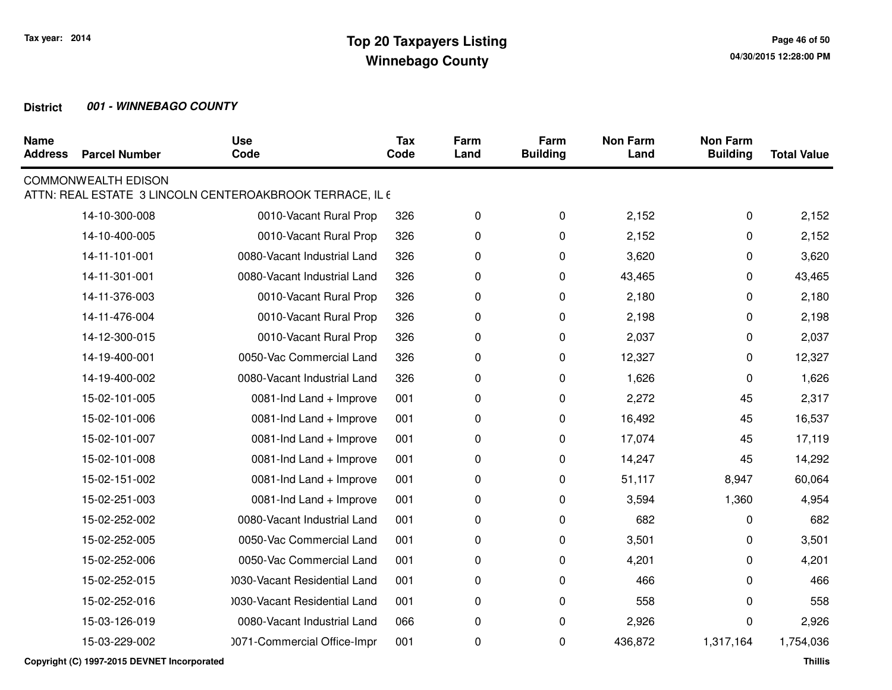## Top 20 Taxpayers Listing
## Winnebago County

Tax year: 2014

**District** ***001 - WINNEBAGO COUNTY***

| Name Address | Parcel Number | Use Code | Tax Code | Farm Land | Farm Building | Non Farm Land | Non Farm Building | Total Value |
|---|---|---|---|---|---|---|---|---|
| COMMONWEALTH EDISON | | | | | | | | |
| ATTN: REAL ESTATE 3 LINCOLN CENTEROAKBROOK TERRACE, IL 6 | | | | | | | | |
| | 14-10-300-008 | 0010-Vacant Rural Prop | 326 | 0 | 0 | 2,152 | 0 | 2,152 |
| | 14-10-400-005 | 0010-Vacant Rural Prop | 326 | 0 | 0 | 2,152 | 0 | 2,152 |
| | 14-11-101-001 | 0080-Vacant Industrial Land | 326 | 0 | 0 | 3,620 | 0 | 3,620 |
| | 14-11-301-001 | 0080-Vacant Industrial Land | 326 | 0 | 0 | 43,465 | 0 | 43,465 |
| | 14-11-376-003 | 0010-Vacant Rural Prop | 326 | 0 | 0 | 2,180 | 0 | 2,180 |
| | 14-11-476-004 | 0010-Vacant Rural Prop | 326 | 0 | 0 | 2,198 | 0 | 2,198 |
| | 14-12-300-015 | 0010-Vacant Rural Prop | 326 | 0 | 0 | 2,037 | 0 | 2,037 |
| | 14-19-400-001 | 0050-Vac Commercial Land | 326 | 0 | 0 | 12,327 | 0 | 12,327 |
| | 14-19-400-002 | 0080-Vacant Industrial Land | 326 | 0 | 0 | 1,626 | 0 | 1,626 |
| | 15-02-101-005 | 0081-Ind Land + Improve | 001 | 0 | 0 | 2,272 | 45 | 2,317 |
| | 15-02-101-006 | 0081-Ind Land + Improve | 001 | 0 | 0 | 16,492 | 45 | 16,537 |
| | 15-02-101-007 | 0081-Ind Land + Improve | 001 | 0 | 0 | 17,074 | 45 | 17,119 |
| | 15-02-101-008 | 0081-Ind Land + Improve | 001 | 0 | 0 | 14,247 | 45 | 14,292 |
| | 15-02-151-002 | 0081-Ind Land + Improve | 001 | 0 | 0 | 51,117 | 8,947 | 60,064 |
| | 15-02-251-003 | 0081-Ind Land + Improve | 001 | 0 | 0 | 3,594 | 1,360 | 4,954 |
| | 15-02-252-002 | 0080-Vacant Industrial Land | 001 | 0 | 0 | 682 | 0 | 682 |
| | 15-02-252-005 | 0050-Vac Commercial Land | 001 | 0 | 0 | 3,501 | 0 | 3,501 |
| | 15-02-252-006 | 0050-Vac Commercial Land | 001 | 0 | 0 | 4,201 | 0 | 4,201 |
| | 15-02-252-015 | )030-Vacant Residential Land | 001 | 0 | 0 | 466 | 0 | 466 |
| | 15-02-252-016 | )030-Vacant Residential Land | 001 | 0 | 0 | 558 | 0 | 558 |
| | 15-03-126-019 | 0080-Vacant Industrial Land | 066 | 0 | 0 | 2,926 | 0 | 2,926 |
| | 15-03-229-002 | )071-Commercial Office-Impr | 001 | 0 | 0 | 436,872 | 1,317,164 | 1,754,036 |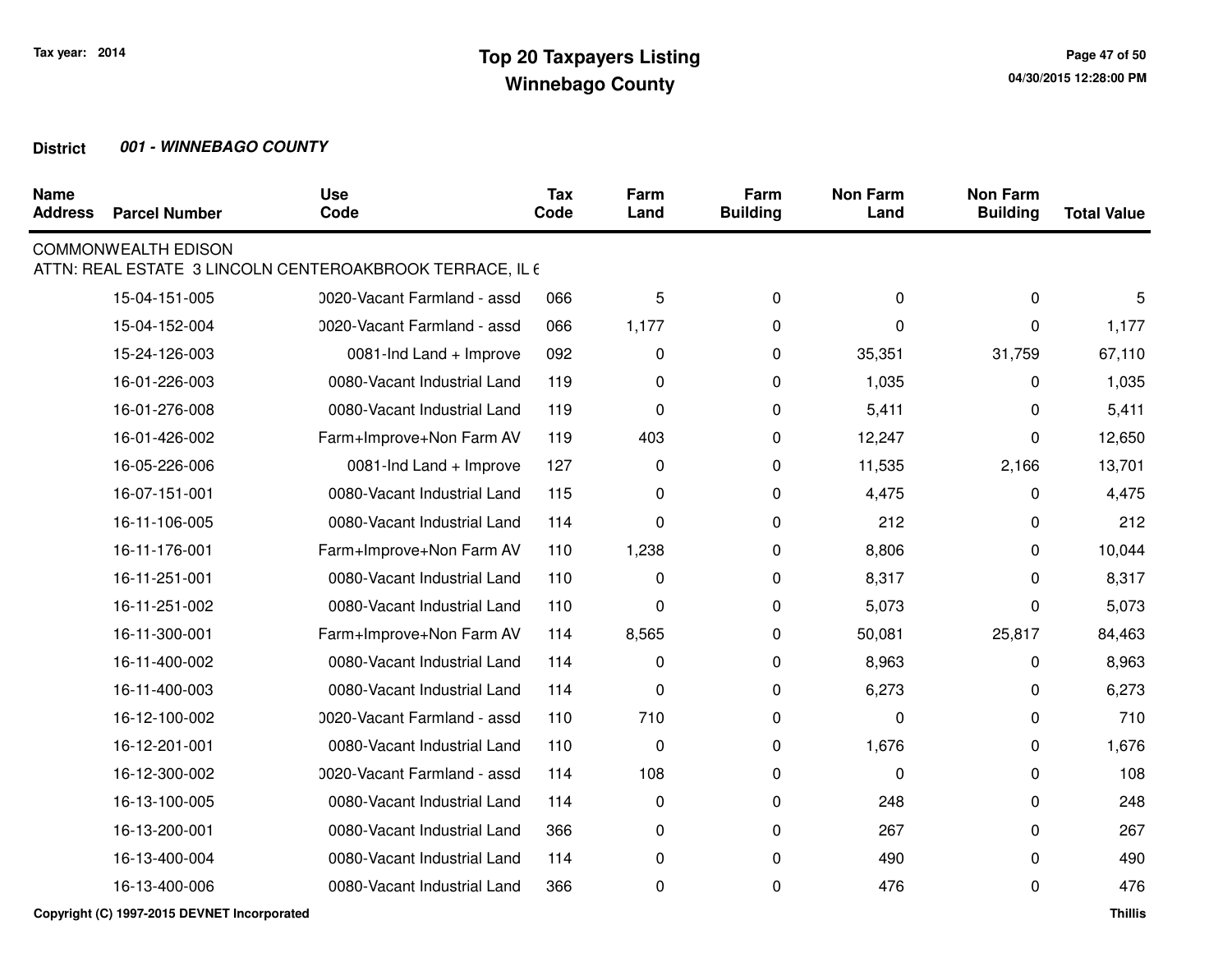# Top 20 Taxpayers Listing
## Winnebago County

Tax year: 2014

**District** ***001 - WINNEBAGO COUNTY***

| Name Address | Parcel Number | Use Code | Tax Code | Farm Land | Farm Building | Non Farm Land | Non Farm Building | Total Value |
|---|---|---|---|---|---|---|---|---|
| COMMONWEALTH EDISON | | | | | | | | |
| ATTN: REAL ESTATE 3 LINCOLN CENTEROAKBROOK TERRACE, IL 6 | | | | | | | | |
| | 15-04-151-005 | 0020-Vacant Farmland - assd | 066 | 5 | 0 | 0 | 0 | 5 |
| | 15-04-152-004 | 0020-Vacant Farmland - assd | 066 | 1,177 | 0 | 0 | 0 | 1,177 |
| | 15-24-126-003 | 0081-Ind Land + Improve | 092 | 0 | 0 | 35,351 | 31,759 | 67,110 |
| | 16-01-226-003 | 0080-Vacant Industrial Land | 119 | 0 | 0 | 1,035 | 0 | 1,035 |
| | 16-01-276-008 | 0080-Vacant Industrial Land | 119 | 0 | 0 | 5,411 | 0 | 5,411 |
| | 16-01-426-002 | Farm+Improve+Non Farm AV | 119 | 403 | 0 | 12,247 | 0 | 12,650 |
| | 16-05-226-006 | 0081-Ind Land + Improve | 127 | 0 | 0 | 11,535 | 2,166 | 13,701 |
| | 16-07-151-001 | 0080-Vacant Industrial Land | 115 | 0 | 0 | 4,475 | 0 | 4,475 |
| | 16-11-106-005 | 0080-Vacant Industrial Land | 114 | 0 | 0 | 212 | 0 | 212 |
| | 16-11-176-001 | Farm+Improve+Non Farm AV | 110 | 1,238 | 0 | 8,806 | 0 | 10,044 |
| | 16-11-251-001 | 0080-Vacant Industrial Land | 110 | 0 | 0 | 8,317 | 0 | 8,317 |
| | 16-11-251-002 | 0080-Vacant Industrial Land | 110 | 0 | 0 | 5,073 | 0 | 5,073 |
| | 16-11-300-001 | Farm+Improve+Non Farm AV | 114 | 8,565 | 0 | 50,081 | 25,817 | 84,463 |
| | 16-11-400-002 | 0080-Vacant Industrial Land | 114 | 0 | 0 | 8,963 | 0 | 8,963 |
| | 16-11-400-003 | 0080-Vacant Industrial Land | 114 | 0 | 0 | 6,273 | 0 | 6,273 |
| | 16-12-100-002 | 0020-Vacant Farmland - assd | 110 | 710 | 0 | 0 | 0 | 710 |
| | 16-12-201-001 | 0080-Vacant Industrial Land | 110 | 0 | 0 | 1,676 | 0 | 1,676 |
| | 16-12-300-002 | 0020-Vacant Farmland - assd | 114 | 108 | 0 | 0 | 0 | 108 |
| | 16-13-100-005 | 0080-Vacant Industrial Land | 114 | 0 | 0 | 248 | 0 | 248 |
| | 16-13-200-001 | 0080-Vacant Industrial Land | 366 | 0 | 0 | 267 | 0 | 267 |
| | 16-13-400-004 | 0080-Vacant Industrial Land | 114 | 0 | 0 | 490 | 0 | 490 |
| | 16-13-400-006 | 0080-Vacant Industrial Land | 366 | 0 | 0 | 476 | 0 | 476 |

Copyright (C) 1997-2015 DEVNET Incorporated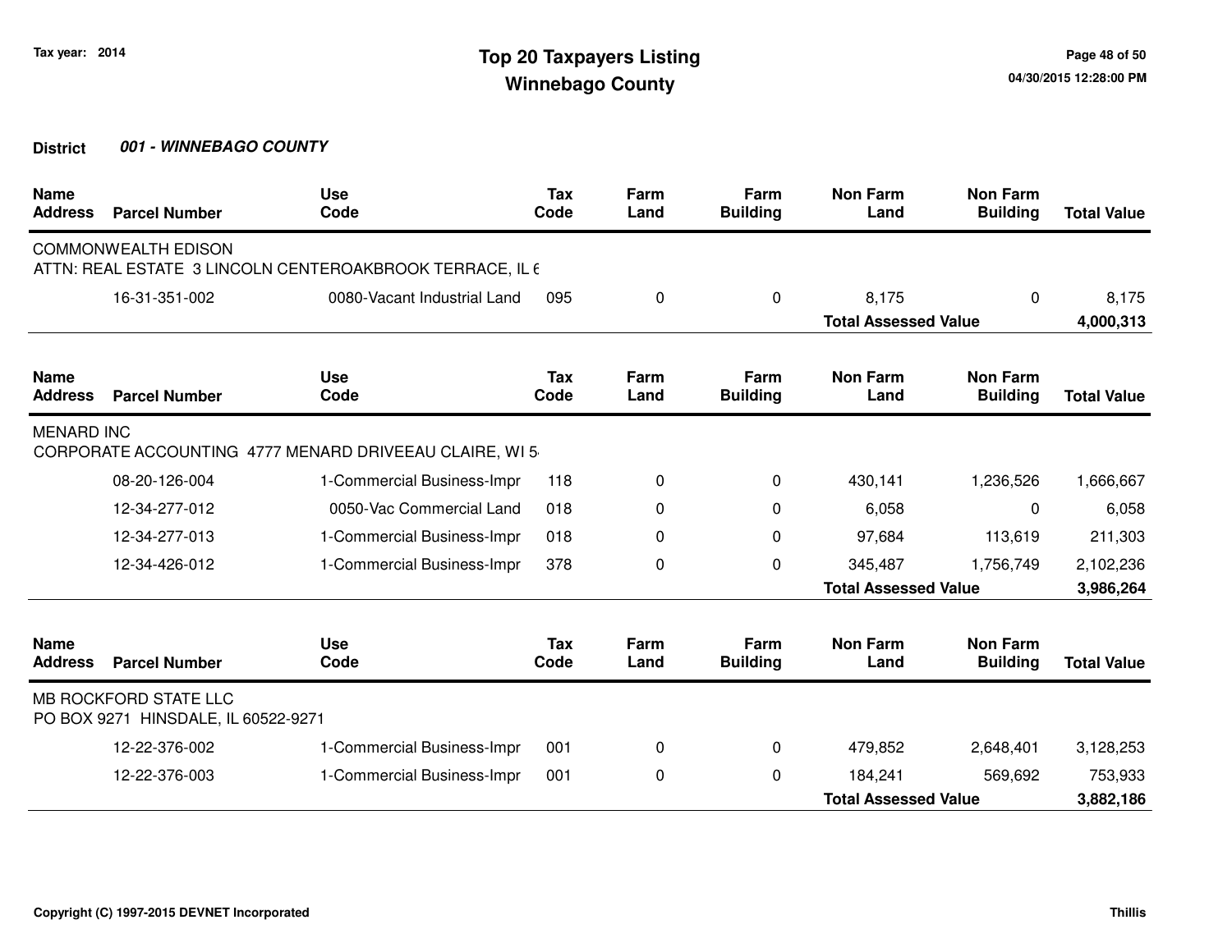Tax year: 2014

# Top 20 Taxpayers Listing
## Winnebago County

**District** ***001 - WINNEBAGO COUNTY***

| Name Address | Parcel Number | Use Code | Tax Code | Farm Land | Farm Building | Non Farm Land | Non Farm Building | Total Value |
|---|---|---|---|---|---|---|---|---|
| COMMONWEALTH EDISON | | | | | | | | |
| ATTN: REAL ESTATE 3 LINCOLN CENTEROAKBROOK TERRACE, IL 6 | | | | | | | | |
| | 16-31-351-002 | 0080-Vacant Industrial Land | 095 | 0 | 0 | 8,175 | 0 | 8,175 |
| | | | | | | **Total Assessed Value** | | **4,000,313** |

| Name Address | Parcel Number | Use Code | Tax Code | Farm Land | Farm Building | Non Farm Land | Non Farm Building | Total Value |
|---|---|---|---|---|---|---|---|---|
| MENARD INC | | | | | | | | |
| CORPORATE ACCOUNTING 4777 MENARD DRIVEEAU CLAIRE, WI 5 | | | | | | | | |
| | 08-20-126-004 | 1-Commercial Business-Impr | 118 | 0 | 0 | 430,141 | 1,236,526 | 1,666,667 |
| | 12-34-277-012 | 0050-Vac Commercial Land | 018 | 0 | 0 | 6,058 | 0 | 6,058 |
| | 12-34-277-013 | 1-Commercial Business-Impr | 018 | 0 | 0 | 97,684 | 113,619 | 211,303 |
| | 12-34-426-012 | 1-Commercial Business-Impr | 378 | 0 | 0 | 345,487 | 1,756,749 | 2,102,236 |
| | | | | | | **Total Assessed Value** | | **3,986,264** |

| Name Address | Parcel Number | Use Code | Tax Code | Farm Land | Farm Building | Non Farm Land | Non Farm Building | Total Value |
|---|---|---|---|---|---|---|---|---|
| MB ROCKFORD STATE LLC | | | | | | | | |
| PO BOX 9271 HINSDALE, IL 60522-9271 | | | | | | | | |
| | 12-22-376-002 | 1-Commercial Business-Impr | 001 | 0 | 0 | 479,852 | 2,648,401 | 3,128,253 |
| | 12-22-376-003 | 1-Commercial Business-Impr | 001 | 0 | 0 | 184,241 | 569,692 | 753,933 |
| | | | | | | **Total Assessed Value** | | **3,882,186** |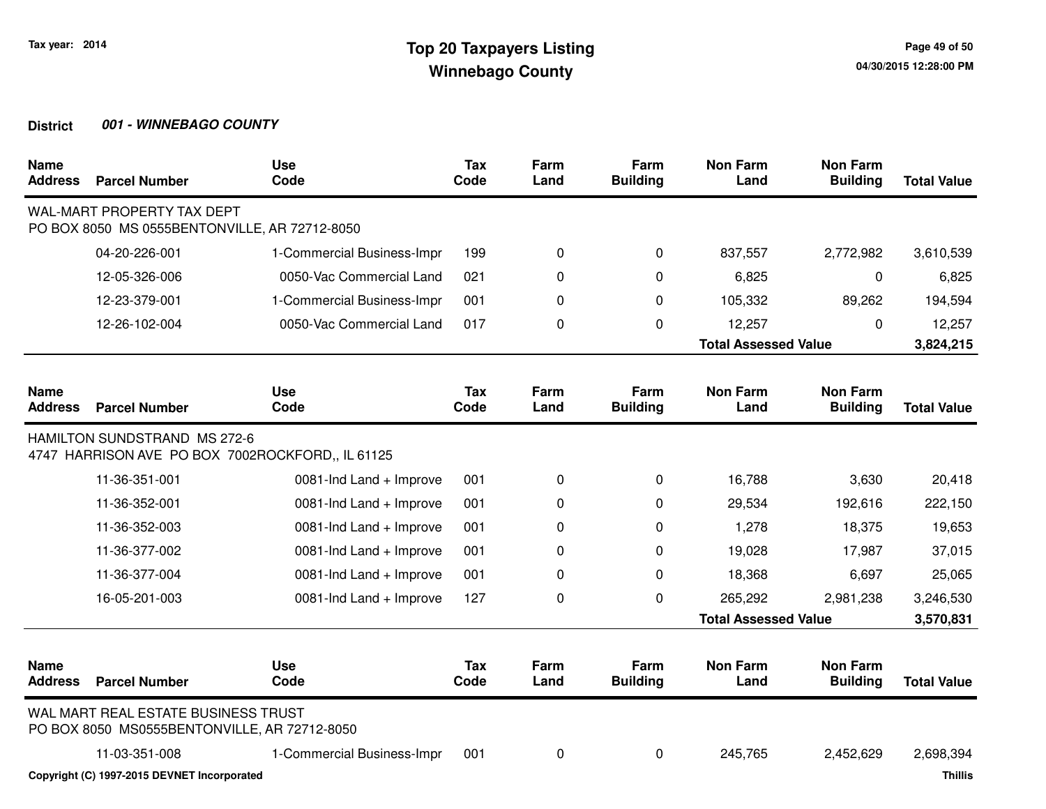Tax year: 2014

# Top 20 Taxpayers Listing
## Winnebago County

**District** ***001 - WINNEBAGO COUNTY***

| Name Address | Parcel Number | Use Code | Tax Code | Farm Land | Farm Building | Non Farm Land | Non Farm Building | Total Value |
|---|---|---|---|---|---|---|---|---|
| WAL-MART PROPERTY TAX DEPT<br>PO BOX 8050 MS 0555BENTONVILLE, AR 72712-8050 | | | | | | | | |
| | 04-20-226-001 | 1-Commercial Business-Impr | 199 | 0 | 0 | 837,557 | 2,772,982 | 3,610,539 |
| | 12-05-326-006 | 0050-Vac Commercial Land | 021 | 0 | 0 | 6,825 | 0 | 6,825 |
| | 12-23-379-001 | 1-Commercial Business-Impr | 001 | 0 | 0 | 105,332 | 89,262 | 194,594 |
| | 12-26-102-004 | 0050-Vac Commercial Land | 017 | 0 | 0 | 12,257 | 0 | 12,257 |
| | | | | | | **Total Assessed Value** | | **3,824,215** |

| Name Address | Parcel Number | Use Code | Tax Code | Farm Land | Farm Building | Non Farm Land | Non Farm Building | Total Value |
|---|---|---|---|---|---|---|---|---|
| HAMILTON SUNDSTRAND MS 272-6<br>4747 HARRISON AVE PO BOX 7002ROCKFORD,, IL 61125 | | | | | | | | |
| | 11-36-351-001 | 0081-Ind Land + Improve | 001 | 0 | 0 | 16,788 | 3,630 | 20,418 |
| | 11-36-352-001 | 0081-Ind Land + Improve | 001 | 0 | 0 | 29,534 | 192,616 | 222,150 |
| | 11-36-352-003 | 0081-Ind Land + Improve | 001 | 0 | 0 | 1,278 | 18,375 | 19,653 |
| | 11-36-377-002 | 0081-Ind Land + Improve | 001 | 0 | 0 | 19,028 | 17,987 | 37,015 |
| | 11-36-377-004 | 0081-Ind Land + Improve | 001 | 0 | 0 | 18,368 | 6,697 | 25,065 |
| | 16-05-201-003 | 0081-Ind Land + Improve | 127 | 0 | 0 | 265,292 | 2,981,238 | 3,246,530 |
| | | | | | | **Total Assessed Value** | | **3,570,831** |

| Name Address | Parcel Number | Use Code | Tax Code | Farm Land | Farm Building | Non Farm Land | Non Farm Building | Total Value |
|---|---|---|---|---|---|---|---|---|
| WAL MART REAL ESTATE BUSINESS TRUST<br>PO BOX 8050 MS0555BENTONVILLE, AR 72712-8050 | | | | | | | | |
| | 11-03-351-008 | 1-Commercial Business-Impr | 001 | 0 | 0 | 245,765 | 2,452,629 | 2,698,394 |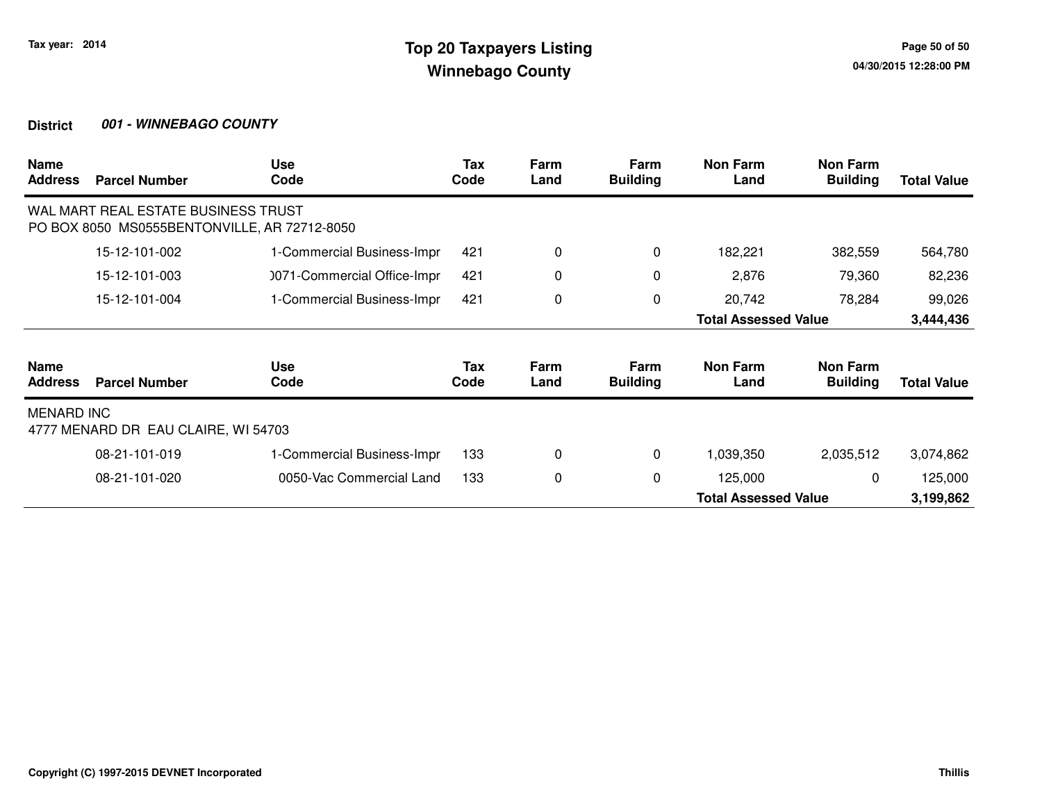Tax year: 2014

# Top 20 Taxpayers Listing
## Winnebago County

**District** ***001 - WINNEBAGO COUNTY***

| Name Address | Parcel Number | Use Code | Tax Code | Farm Land | Farm Building | Non Farm Land | Non Farm Building | Total Value |
|---|---|---|---|---|---|---|---|---|
| WAL MART REAL ESTATE BUSINESS TRUST<br>PO BOX 8050 MS0555BENTONVILLE, AR 72712-8050 | | | | | | | | |
| | 15-12-101-002 | 1-Commercial Business-Impr | 421 | 0 | 0 | 182,221 | 382,559 | 564,780 |
| | 15-12-101-003 | )071-Commercial Office-Impr | 421 | 0 | 0 | 2,876 | 79,360 | 82,236 |
| | 15-12-101-004 | 1-Commercial Business-Impr | 421 | 0 | 0 | 20,742 | 78,284 | 99,026 |
| | | | | | | **Total Assessed Value** | | **3,444,436** |

| Name Address | Parcel Number | Use Code | Tax Code | Farm Land | Farm Building | Non Farm Land | Non Farm Building | Total Value |
|---|---|---|---|---|---|---|---|---|
| MENARD INC<br>4777 MENARD DR EAU CLAIRE, WI 54703 | | | | | | | | |
| | 08-21-101-019 | 1-Commercial Business-Impr | 133 | 0 | 0 | 1,039,350 | 2,035,512 | 3,074,862 |
| | 08-21-101-020 | 0050-Vac Commercial Land | 133 | 0 | 0 | 125,000 | 0 | 125,000 |
| | | | | | | **Total Assessed Value** | | **3,199,862** |